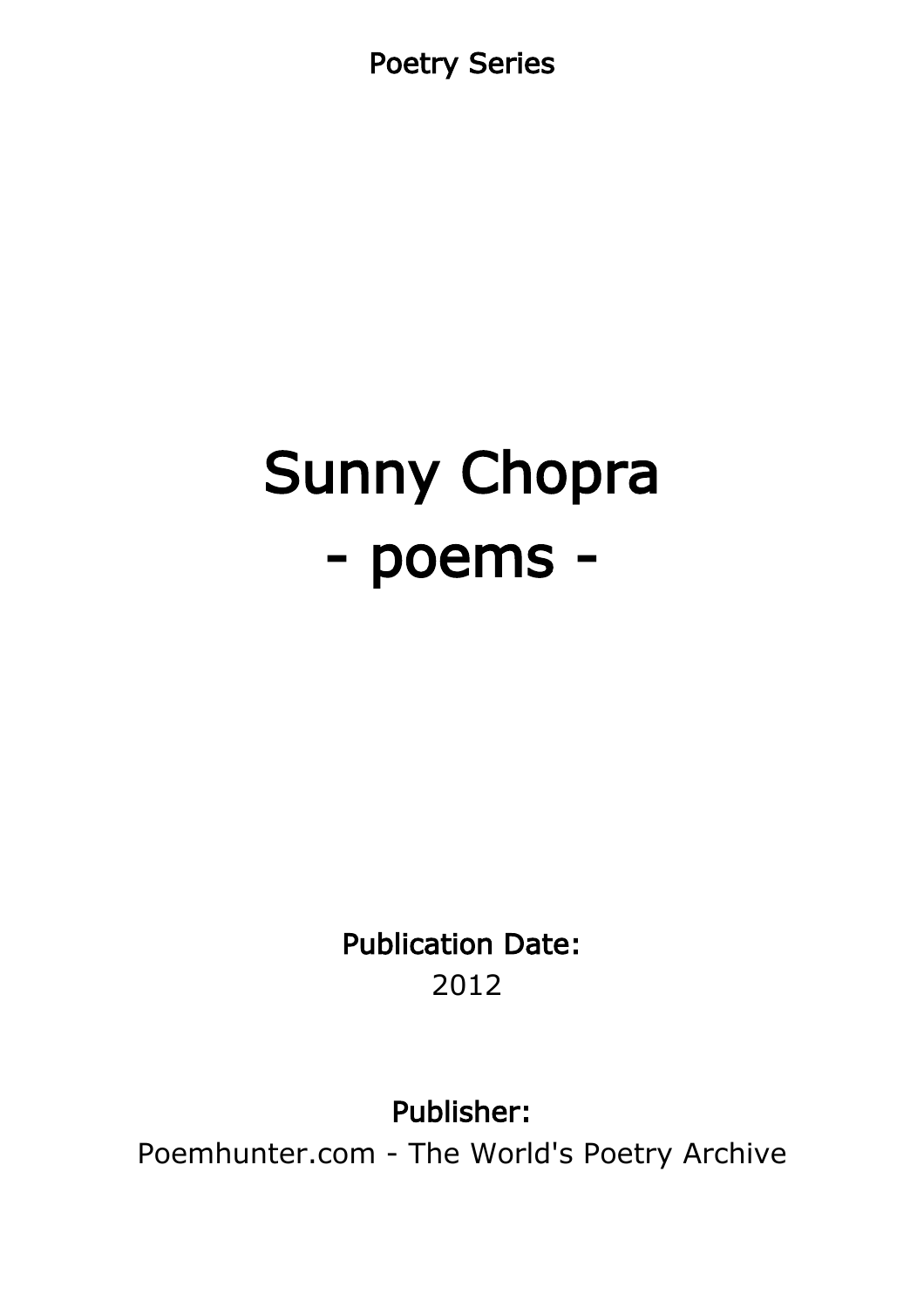Poetry Series

# Sunny Chopra
# - poems -

**Publication Date:**
2012

**Publisher:**
Poemhunter.com - The World's Poetry Archive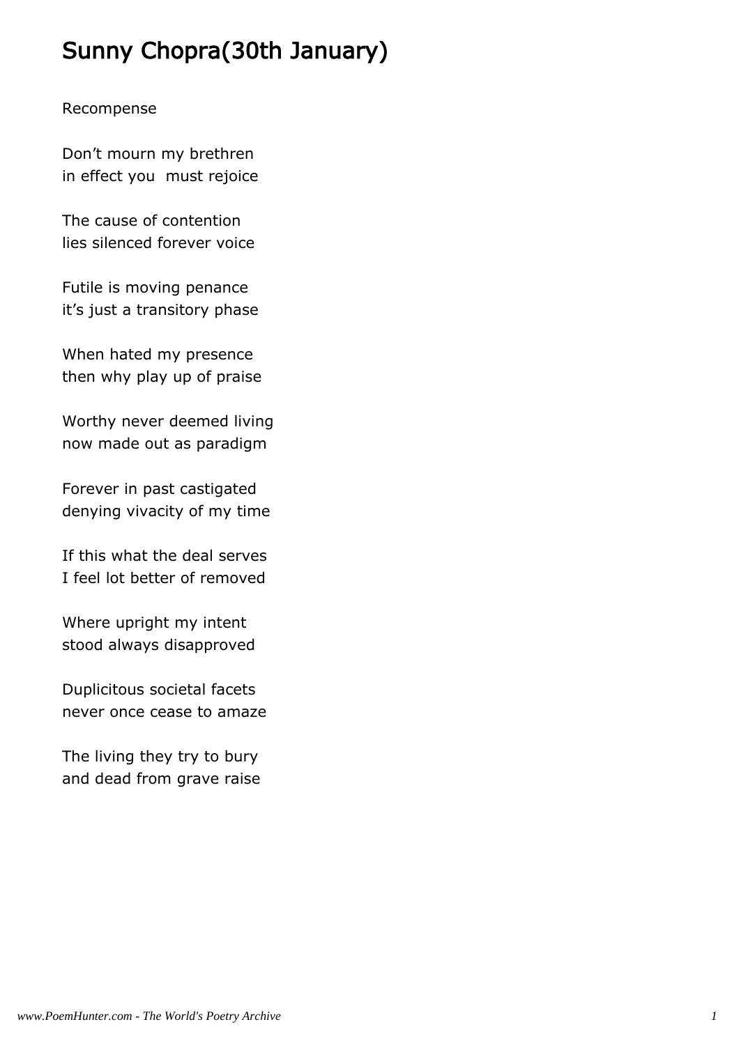# Sunny Chopra(30th January)

Recompense

Don’t mourn my brethren  
in effect you  must rejoice

The cause of contention  
lies silenced forever voice

Futile is moving penance  
it’s just a transitory phase

When hated my presence  
then why play up of praise

Worthy never deemed living  
now made out as paradigm

Forever in past castigated  
denying vivacity of my time

If this what the deal serves  
I feel lot better of removed

Where upright my intent  
stood always disapproved

Duplicitous societal facets  
never once cease to amaze

The living they try to bury  
and dead from grave raise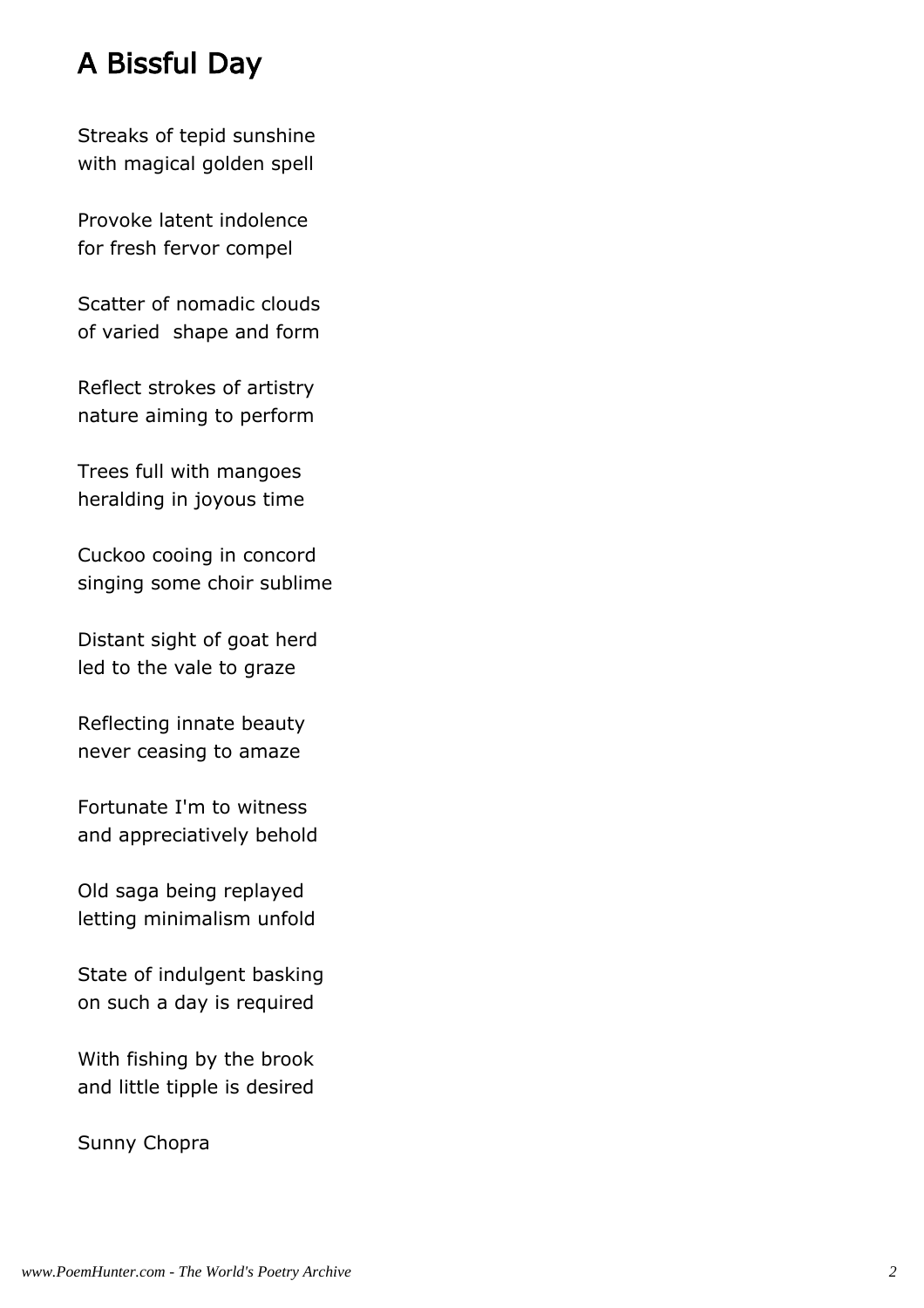## A Bissful Day

Streaks of tepid sunshine
with magical golden spell

Provoke latent indolence
for fresh fervor compel

Scatter of nomadic clouds
of varied  shape and form

Reflect strokes of artistry
nature aiming to perform

Trees full with mangoes
heralding in joyous time

Cuckoo cooing in concord
singing some choir sublime

Distant sight of goat herd
led to the vale to graze

Reflecting innate beauty
never ceasing to amaze

Fortunate I'm to witness
and appreciatively behold

Old saga being replayed
letting minimalism unfold

State of indulgent basking
on such a day is required

With fishing by the brook
and little tipple is desired

Sunny Chopra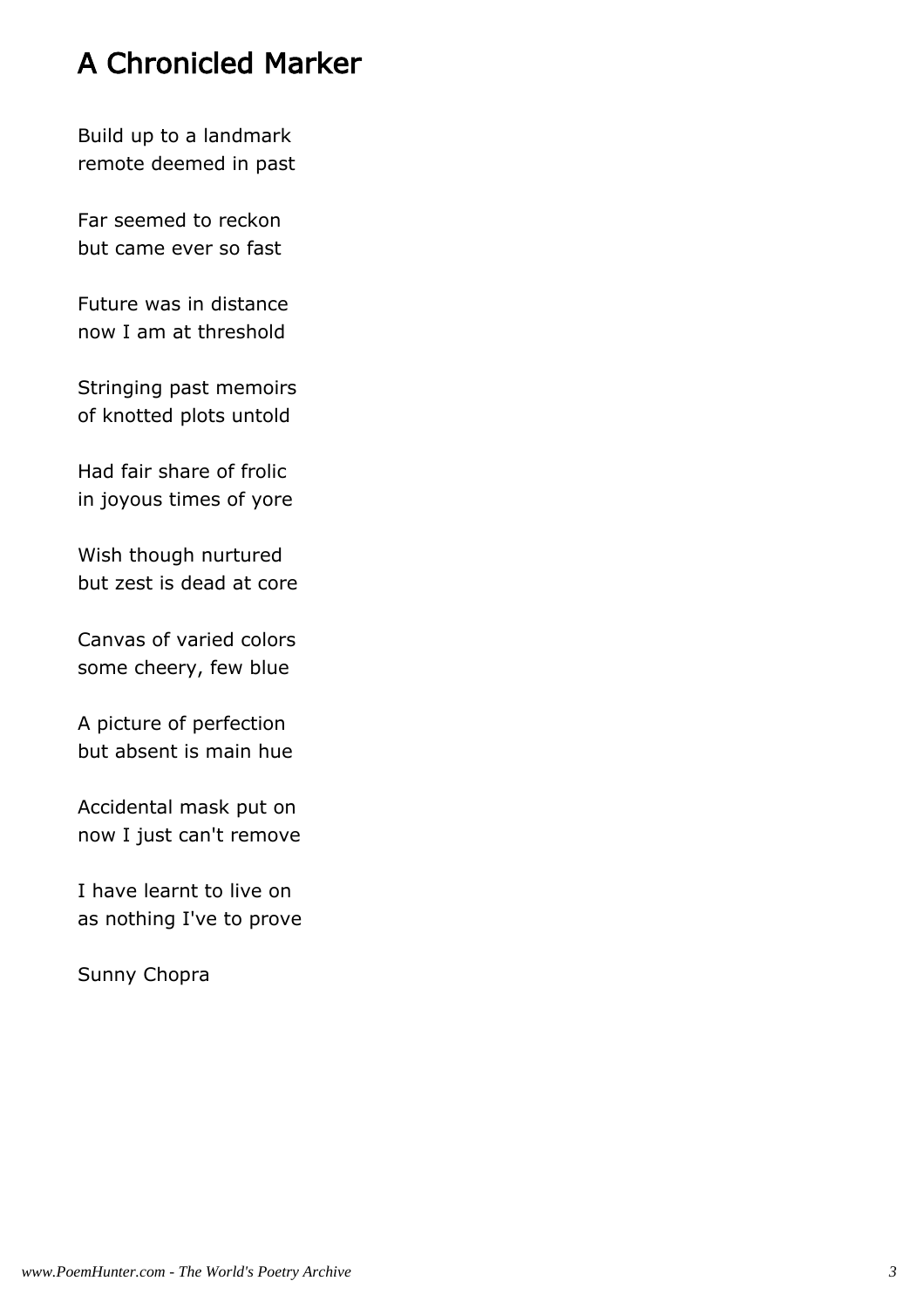## A Chronicled Marker

Build up to a landmark
remote deemed in past

Far seemed to reckon
but came ever so fast

Future was in distance
now I am at threshold

Stringing past memoirs
of knotted plots untold

Had fair share of frolic
in joyous times of yore

Wish though nurtured
but zest is dead at core

Canvas of varied colors
some cheery, few blue

A picture of perfection
but absent is main hue

Accidental mask put on
now I just can't remove

I have learnt to live on
as nothing I've to prove

Sunny Chopra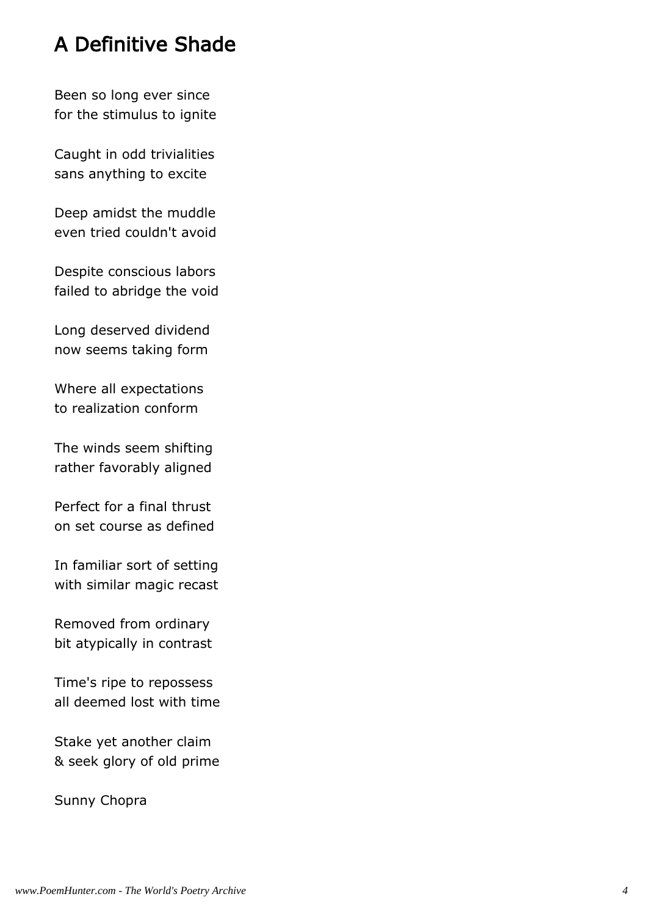# A Definitive Shade

Been so long ever since
for the stimulus to ignite

Caught in odd trivialities
sans anything to excite

Deep amidst the muddle
even tried couldn't avoid

Despite conscious labors
failed to abridge the void

Long deserved dividend
now seems taking form

Where all expectations
to realization conform

The winds seem shifting
rather favorably aligned

Perfect for a final thrust
on set course as defined

In familiar sort of setting
with similar magic recast

Removed from ordinary
bit atypically in contrast

Time's ripe to repossess
all deemed lost with time

Stake yet another claim
& seek glory of old prime

Sunny Chopra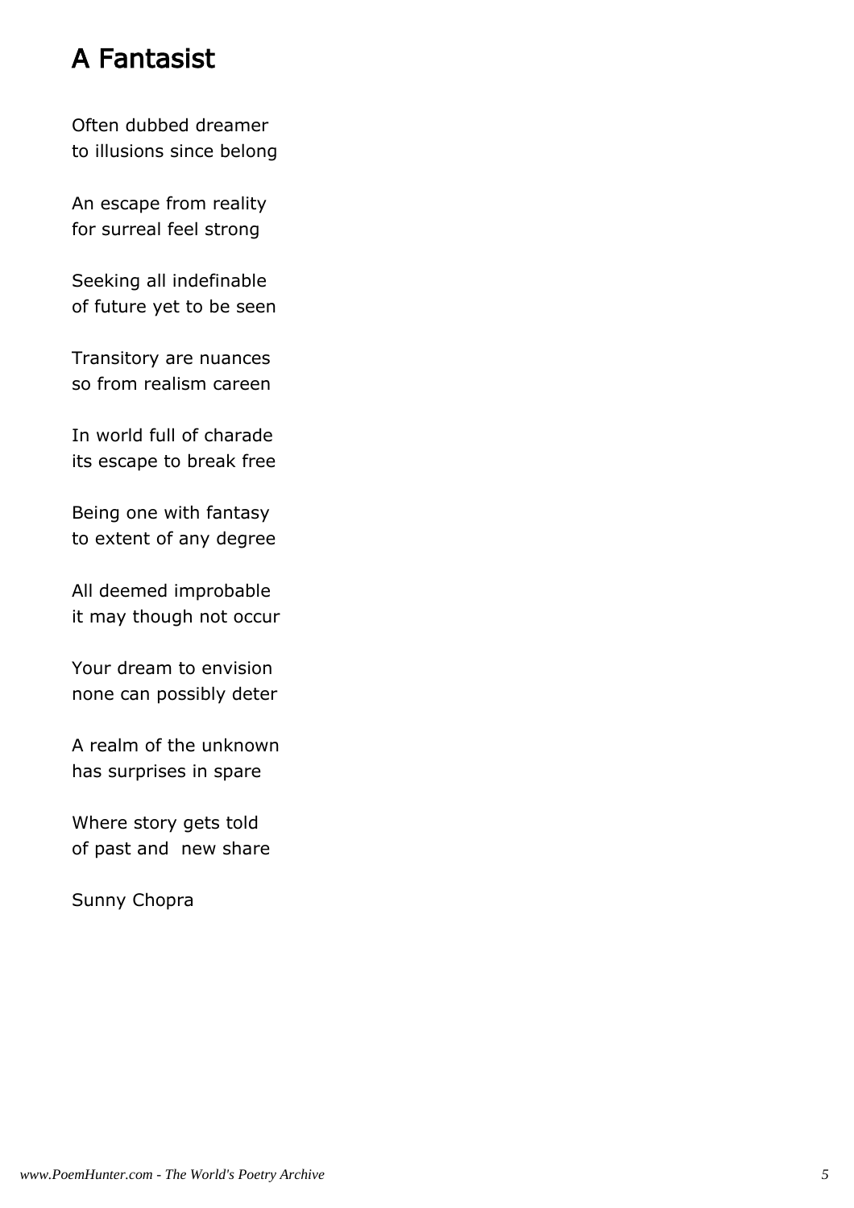## A Fantasist

Often dubbed dreamer  
to illusions since belong

An escape from reality  
for surreal feel strong

Seeking all indefinable  
of future yet to be seen

Transitory are nuances  
so from realism careen

In world full of charade  
its escape to break free

Being one with fantasy  
to extent of any degree

All deemed improbable  
it may though not occur

Your dream to envision  
none can possibly deter

A realm of the unknown  
has surprises in spare

Where story gets told  
of past and  new share

Sunny Chopra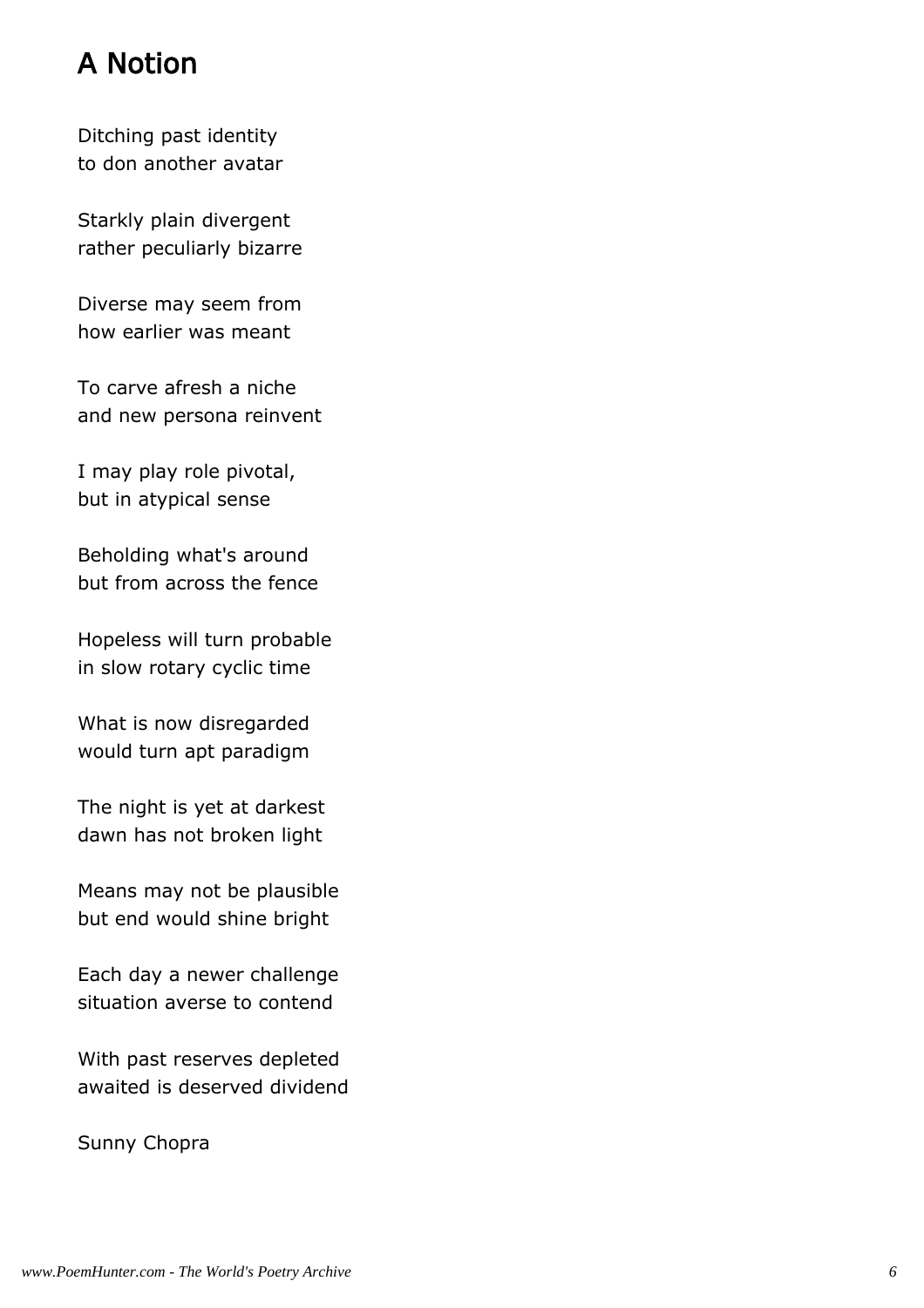# A Notion

Ditching past identity
to don another avatar

Starkly plain divergent
rather peculiarly bizarre

Diverse may seem from
how earlier was meant

To carve afresh a niche
and new persona reinvent

I may play role pivotal,
but in atypical sense

Beholding what's around
but from across the fence

Hopeless will turn probable
in slow rotary cyclic time

What is now disregarded
would turn apt paradigm

The night is yet at darkest
dawn has not broken light

Means may not be plausible
but end would shine bright

Each day a newer challenge
situation averse to contend

With past reserves depleted
awaited is deserved dividend

Sunny Chopra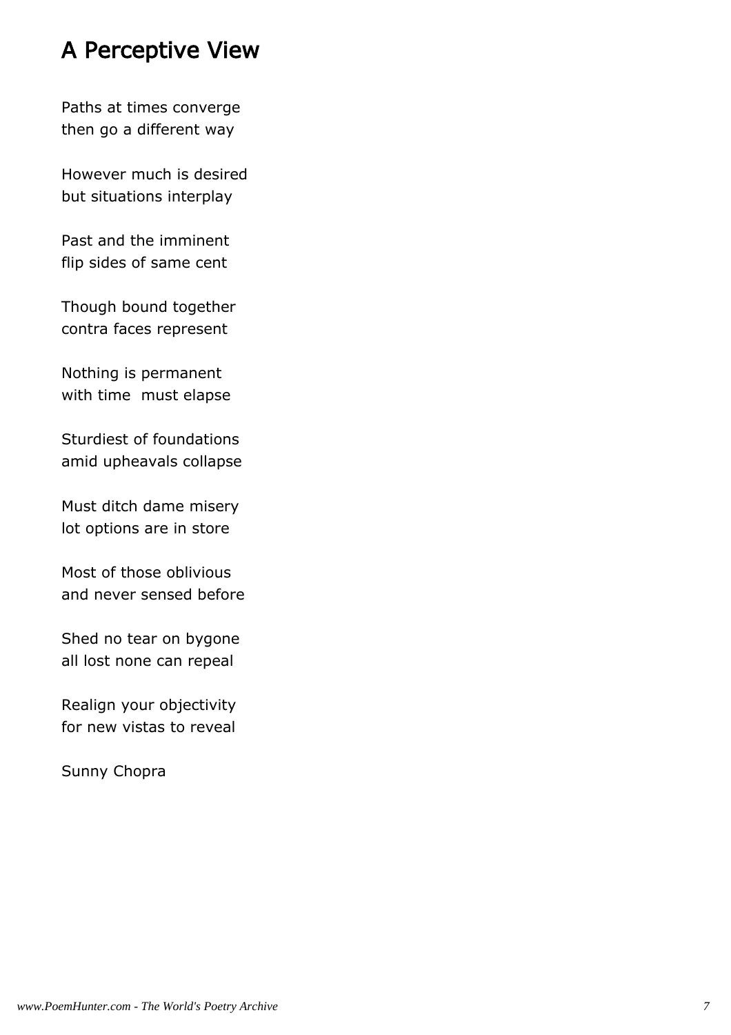## A Perceptive View

Paths at times converge
then go a different way

However much is desired
but situations interplay

Past and the imminent
flip sides of same cent

Though bound together
contra faces represent

Nothing is permanent
with time  must elapse

Sturdiest of foundations
amid upheavals collapse

Must ditch dame misery
lot options are in store

Most of those oblivious
and never sensed before

Shed no tear on bygone
all lost none can repeal

Realign your objectivity
for new vistas to reveal

Sunny Chopra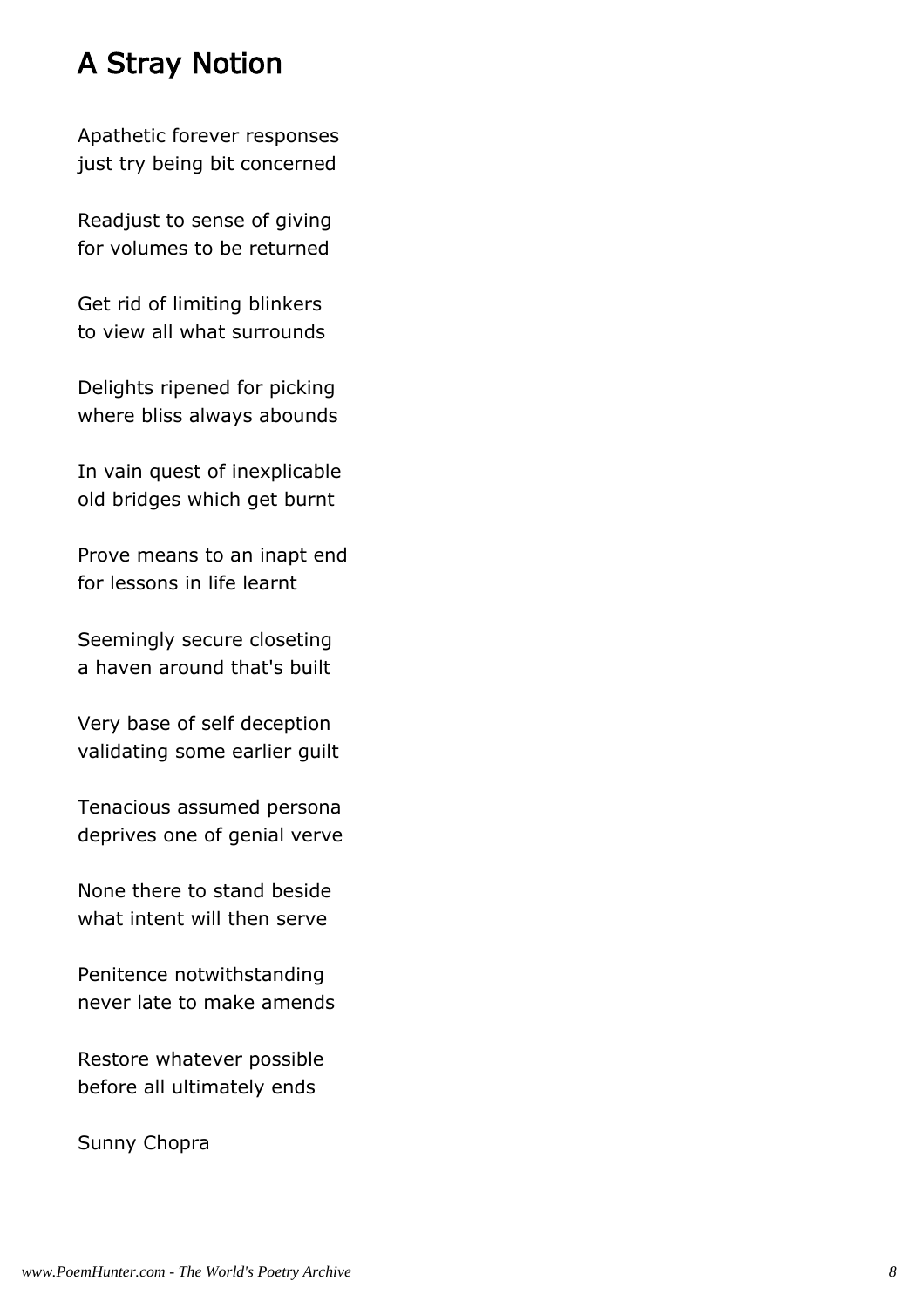# A Stray Notion

Apathetic forever responses
just try being bit concerned

Readjust to sense of giving
for volumes to be returned

Get rid of limiting blinkers
to view all what surrounds

Delights ripened for picking
where bliss always abounds

In vain quest of inexplicable
old bridges which get burnt

Prove means to an inapt end
for lessons in life learnt

Seemingly secure closeting
a haven around that's built

Very base of self deception
validating some earlier guilt

Tenacious assumed persona
deprives one of genial verve

None there to stand beside
what intent will then serve

Penitence notwithstanding
never late to make amends

Restore whatever possible
before all ultimately ends

Sunny Chopra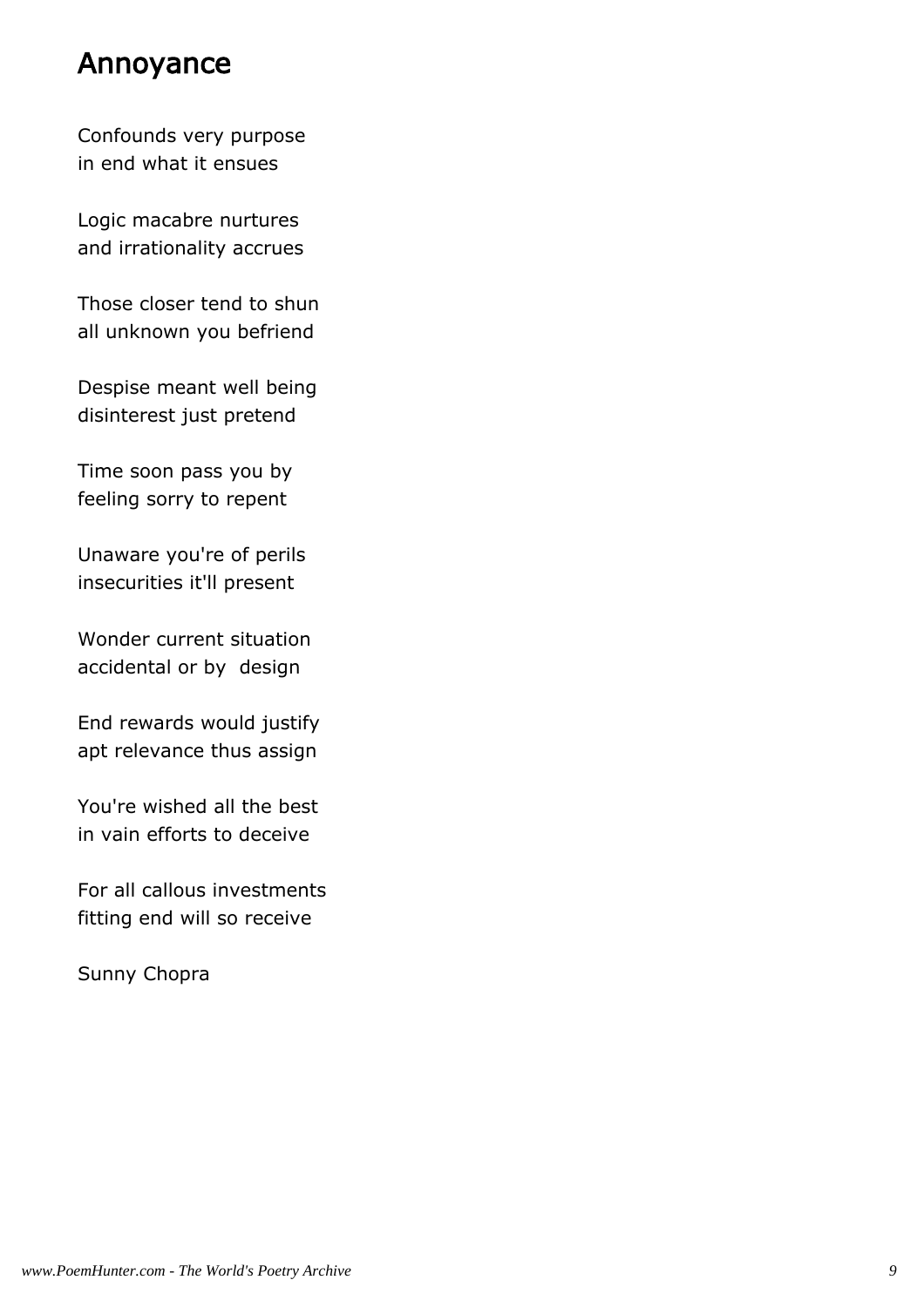# Annoyance

Confounds very purpose
in end what it ensues

Logic macabre nurtures
and irrationality accrues

Those closer tend to shun
all unknown you befriend

Despise meant well being
disinterest just pretend

Time soon pass you by
feeling sorry to repent

Unaware you're of perils
insecurities it'll present

Wonder current situation
accidental or by design

End rewards would justify
apt relevance thus assign

You're wished all the best
in vain efforts to deceive

For all callous investments
fitting end will so receive

Sunny Chopra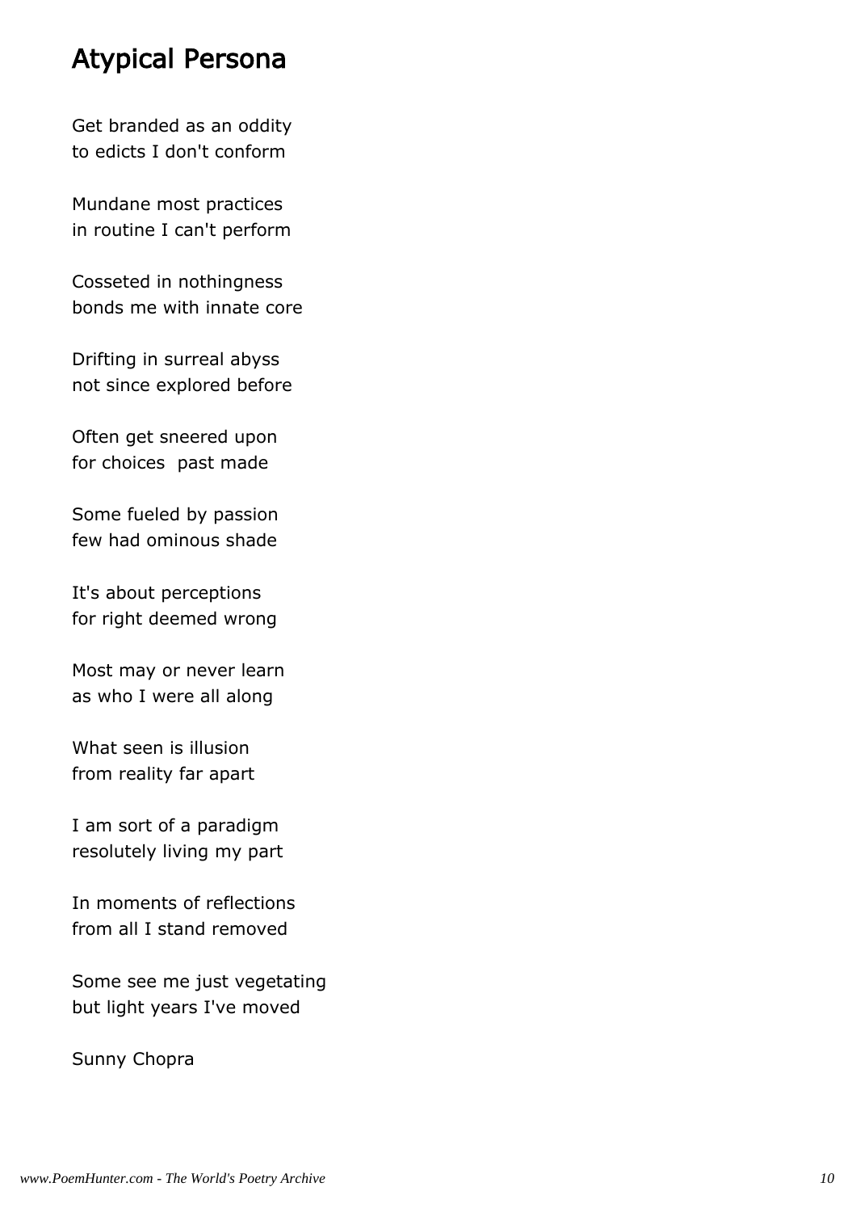# Atypical Persona

Get branded as an oddity
to edicts I don't conform

Mundane most practices
in routine I can't perform

Cosseted in nothingness
bonds me with innate core

Drifting in surreal abyss
not since explored before

Often get sneered upon
for choices  past made

Some fueled by passion
few had ominous shade

It's about perceptions
for right deemed wrong

Most may or never learn
as who I were all along

What seen is illusion
from reality far apart

I am sort of a paradigm
resolutely living my part

In moments of reflections
from all I stand removed

Some see me just vegetating
but light years I've moved

Sunny Chopra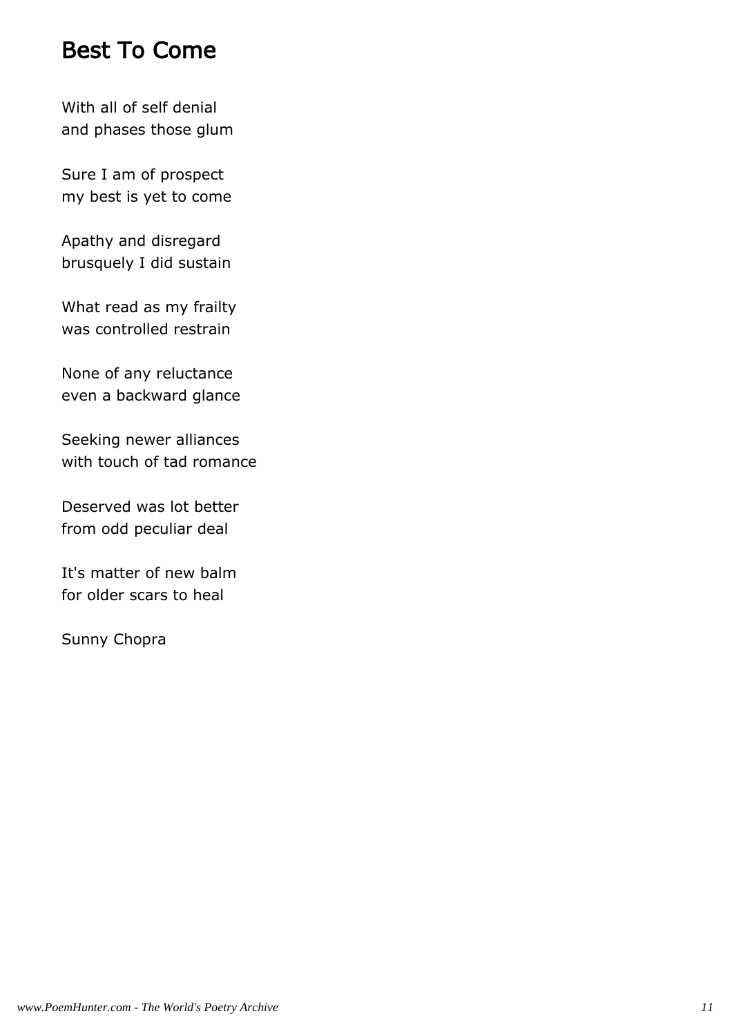## Best To Come

With all of self denial
and phases those glum

Sure I am of prospect
my best is yet to come

Apathy and disregard
brusquely I did sustain

What read as my frailty
was controlled restrain

None of any reluctance
even a backward glance

Seeking newer alliances
with touch of tad romance

Deserved was lot better
from odd peculiar deal

It's matter of new balm
for older scars to heal

Sunny Chopra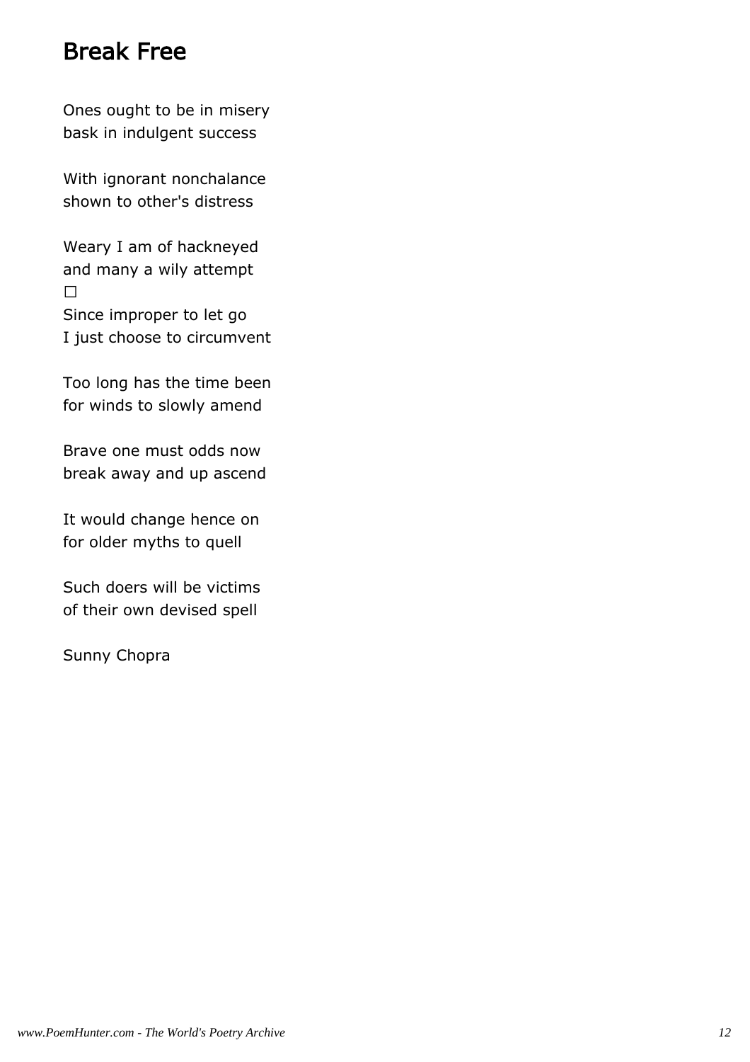## Break Free

Ones ought to be in misery
bask in indulgent success

With ignorant nonchalance
shown to other's distress

Weary I am of hackneyed
and many a wily attempt
□
Since improper to let go
I just choose to circumvent

Too long has the time been
for winds to slowly amend

Brave one must odds now
break away and up ascend

It would change hence on
for older myths to quell

Such doers will be victims
of their own devised spell

Sunny Chopra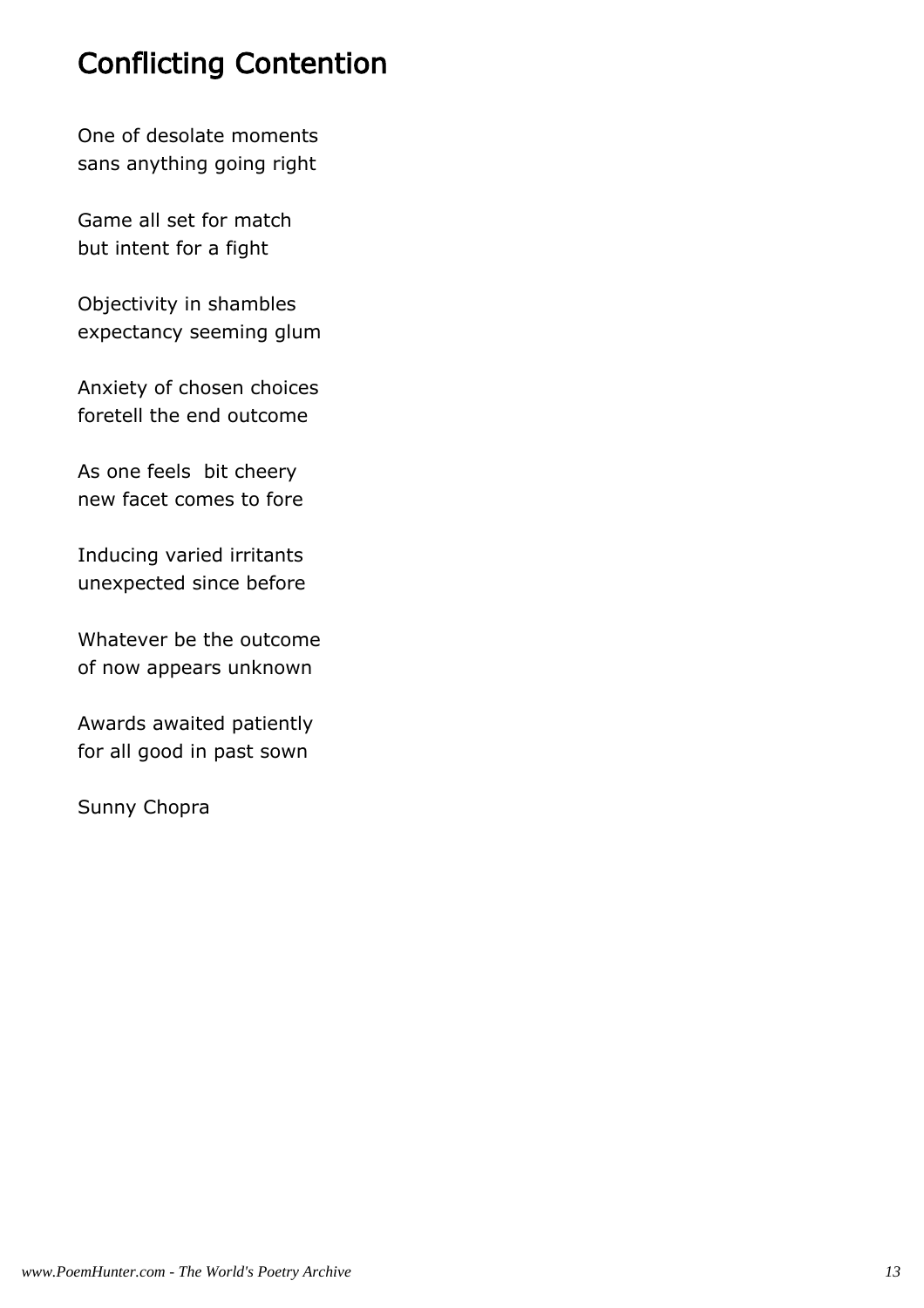# Conflicting Contention

One of desolate moments  
sans anything going right

Game all set for match  
but intent for a fight

Objectivity in shambles  
expectancy seeming glum

Anxiety of chosen choices  
foretell the end outcome

As one feels  bit cheery  
new facet comes to fore

Inducing varied irritants  
unexpected since before

Whatever be the outcome  
of now appears unknown

Awards awaited patiently  
for all good in past sown

Sunny Chopra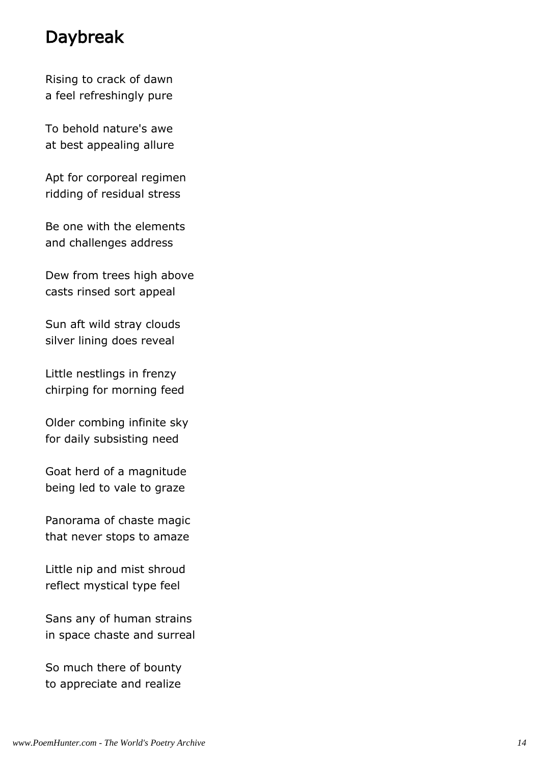## Daybreak

Rising to crack of dawn
a feel refreshingly pure

To behold nature's awe
at best appealing allure

Apt for corporeal regimen
ridding of residual stress

Be one with the elements
and challenges address

Dew from trees high above
casts rinsed sort appeal

Sun aft wild stray clouds
silver lining does reveal

Little nestlings in frenzy
chirping for morning feed

Older combing infinite sky
for daily subsisting need

Goat herd of a magnitude
being led to vale to graze

Panorama of chaste magic
that never stops to amaze

Little nip and mist shroud
reflect mystical type feel

Sans any of human strains
in space chaste and surreal

So much there of bounty
to appreciate and realize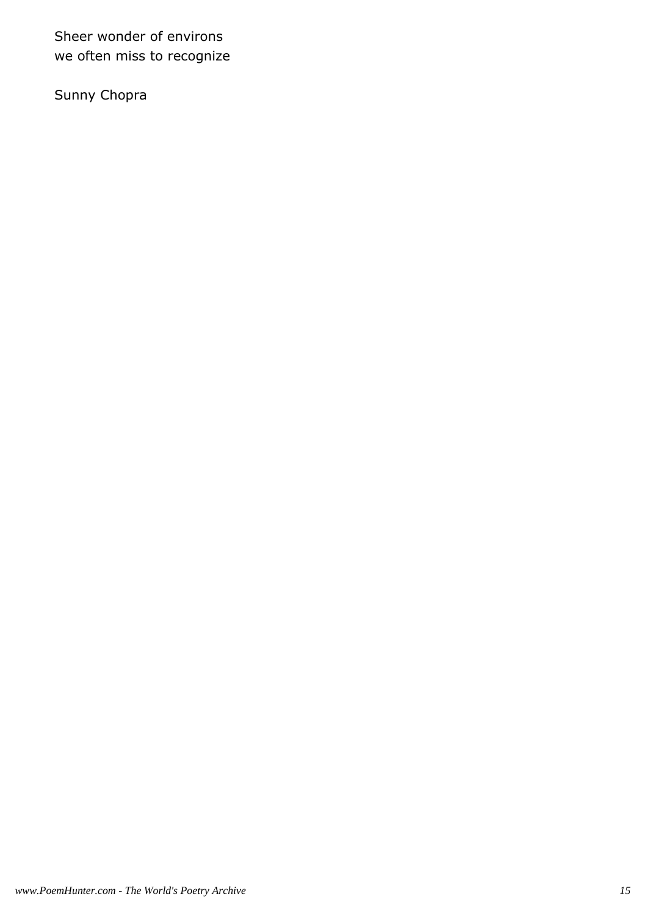Sheer wonder of environs
we often miss to recognize

Sunny Chopra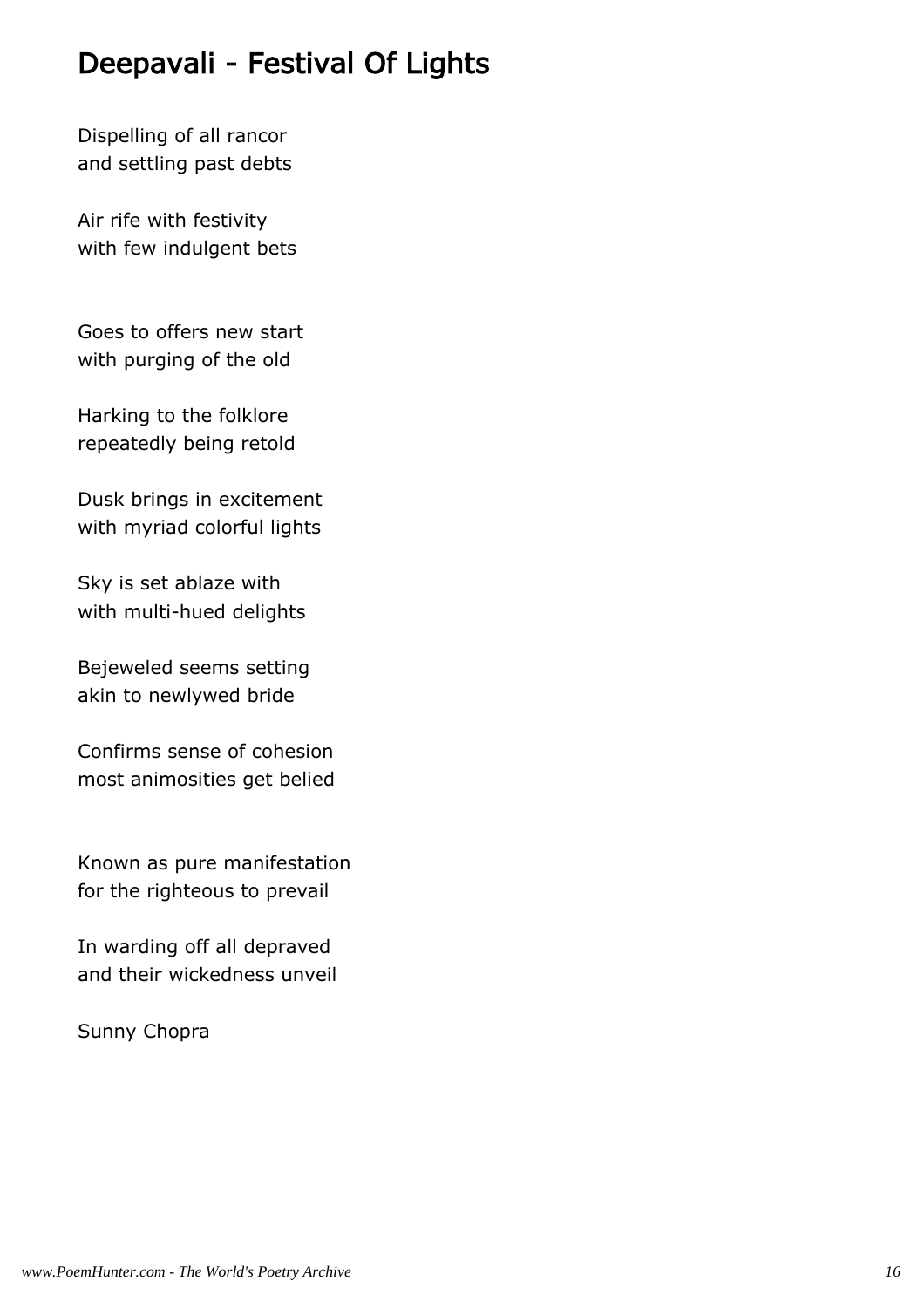# Deepavali - Festival Of Lights

Dispelling of all rancor
and settling past debts

Air rife with festivity
with few indulgent bets

Goes to offers new start
with purging of the old

Harking to the folklore
repeatedly being retold

Dusk brings in excitement
with myriad colorful lights

Sky is set ablaze with
with multi-hued delights

Bejeweled seems setting
akin to newlywed bride

Confirms sense of cohesion
most animosities get belied

Known as pure manifestation
for the righteous to prevail

In warding off all depraved
and their wickedness unveil

Sunny Chopra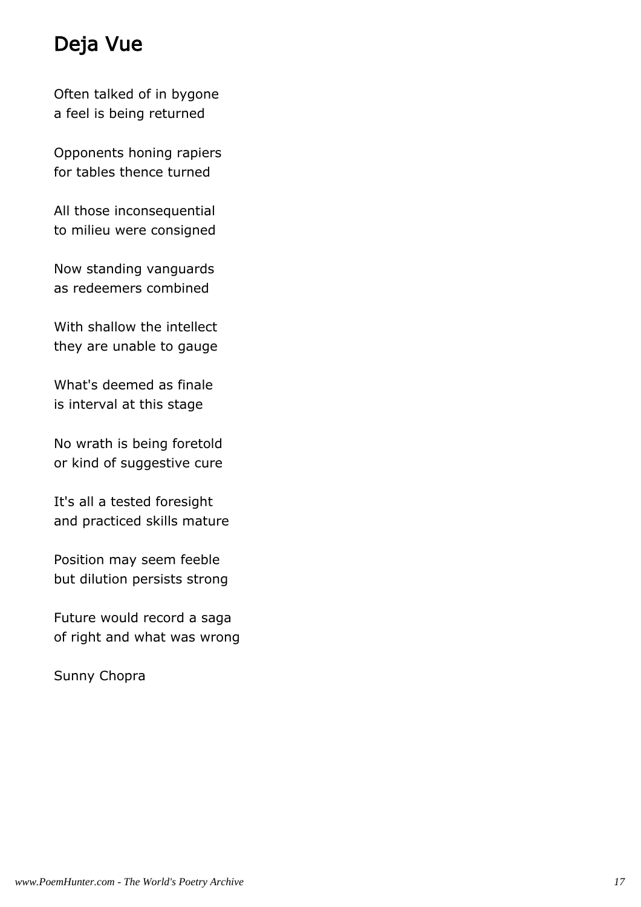# Deja Vue

Often talked of in bygone
a feel is being returned

Opponents honing rapiers
for tables thence turned

All those inconsequential
to milieu were consigned

Now standing vanguards
as redeemers combined

With shallow the intellect
they are unable to gauge

What's deemed as finale
is interval at this stage

No wrath is being foretold
or kind of suggestive cure

It's all a tested foresight
and practiced skills mature

Position may seem feeble
but dilution persists strong

Future would record a saga
of right and what was wrong

Sunny Chopra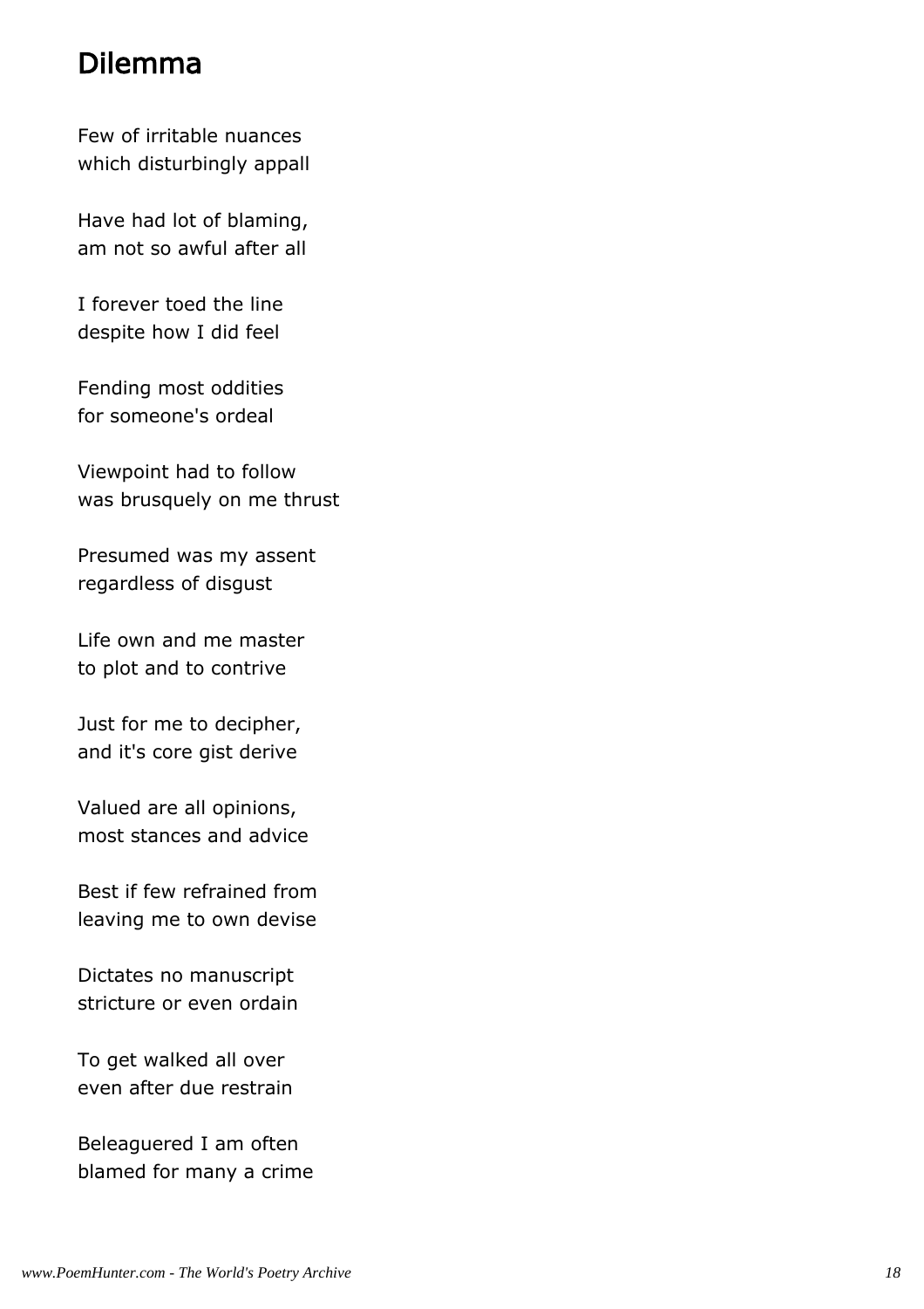## Dilemma

Few of irritable nuances  
which disturbingly appall

Have had lot of blaming,  
am not so awful after all

I forever toed the line  
despite how I did feel

Fending most oddities  
for someone's ordeal

Viewpoint had to follow  
was brusquely on me thrust

Presumed was my assent  
regardless of disgust

Life own and me master  
to plot and to contrive

Just for me to decipher,  
and it's core gist derive

Valued are all opinions,  
most stances and advice

Best if few refrained from  
leaving me to own devise

Dictates no manuscript  
stricture or even ordain

To get walked all over  
even after due restrain

Beleaguered I am often  
blamed for many a crime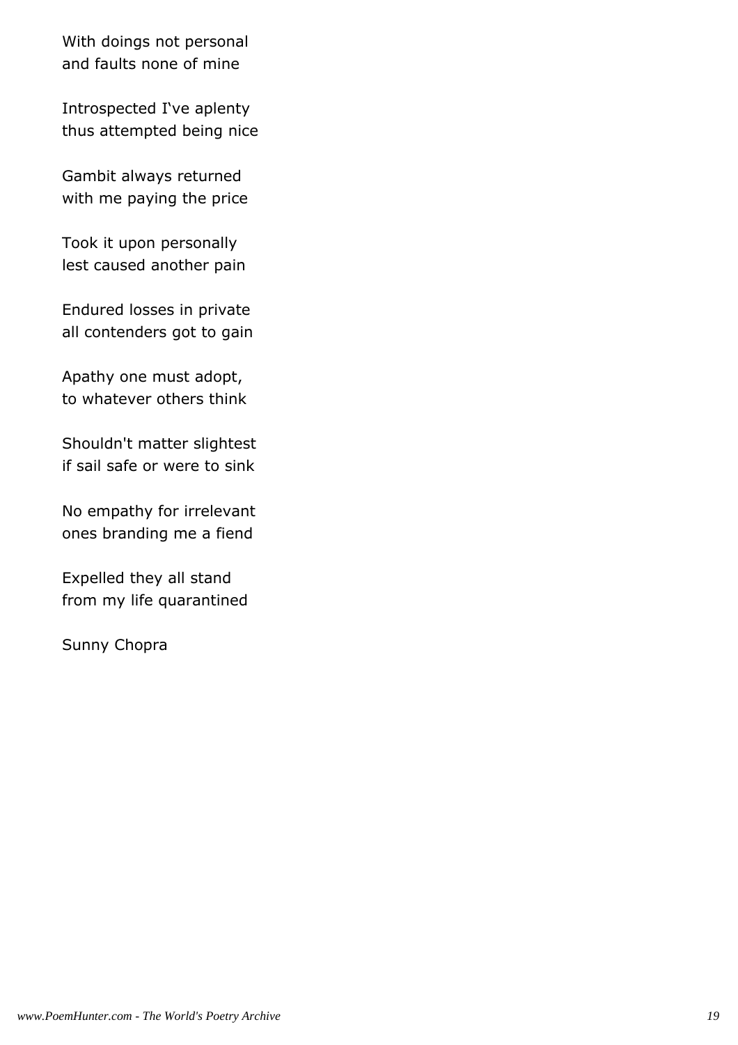With doings not personal
and faults none of mine

Introspected I‘ve aplenty
thus attempted being nice

Gambit always returned
with me paying the price

Took it upon personally
lest caused another pain

Endured losses in private
all contenders got to gain

Apathy one must adopt,
to whatever others think

Shouldn't matter slightest
if sail safe or were to sink

No empathy for irrelevant
ones branding me a fiend

Expelled they all stand
from my life quarantined

Sunny Chopra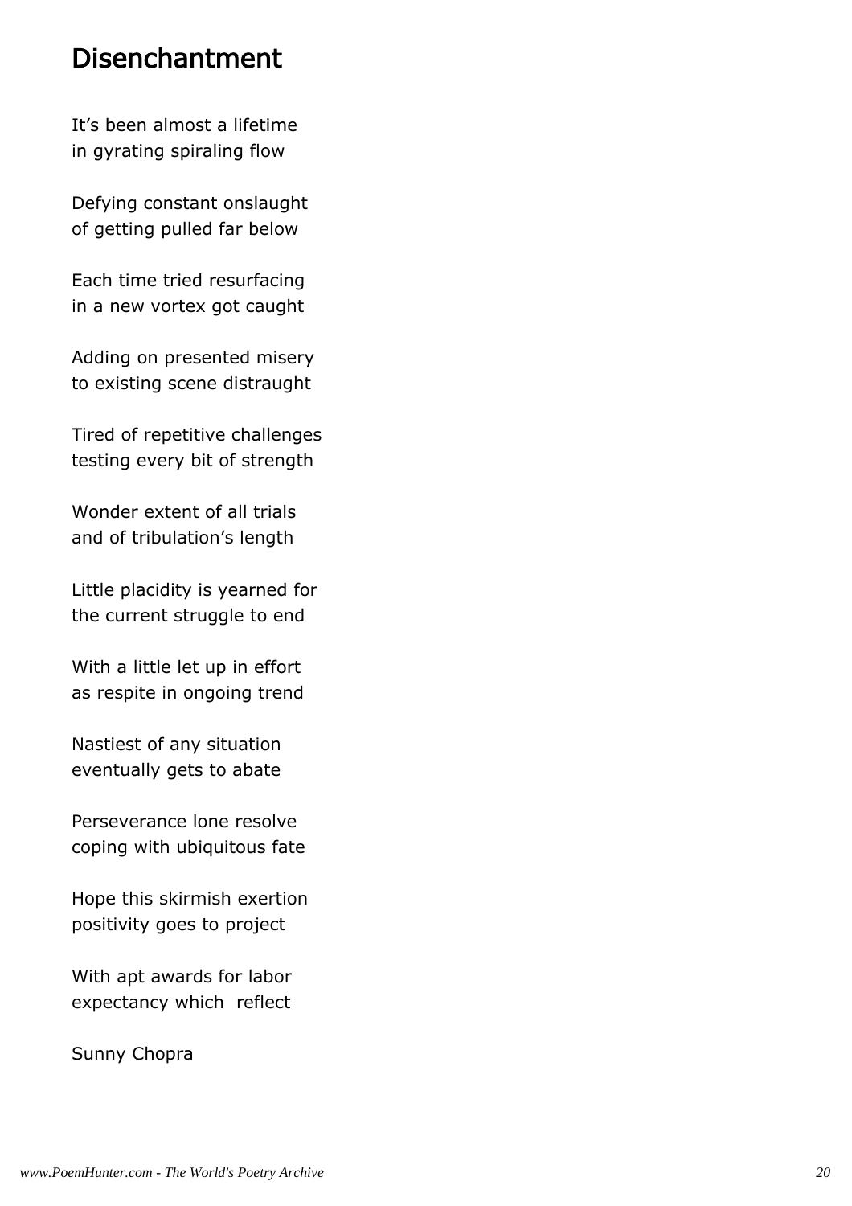# Disenchantment

It’s been almost a lifetime
in gyrating spiraling flow

Defying constant onslaught
of getting pulled far below

Each time tried resurfacing
in a new vortex got caught

Adding on presented misery
to existing scene distraught

Tired of repetitive challenges
testing every bit of strength

Wonder extent of all trials
and of tribulation’s length

Little placidity is yearned for
the current struggle to end

With a little let up in effort
as respite in ongoing trend

Nastiest of any situation
eventually gets to abate

Perseverance lone resolve
coping with ubiquitous fate

Hope this skirmish exertion
positivity goes to project

With apt awards for labor
expectancy which reflect

Sunny Chopra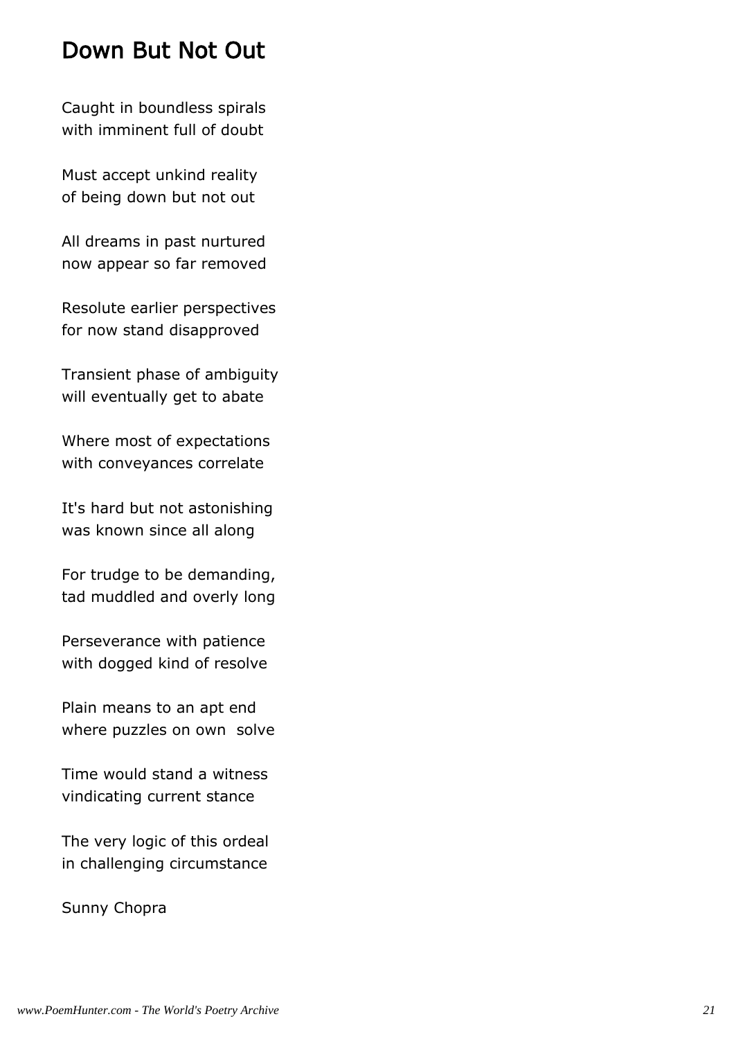# Down But Not Out

Caught in boundless spirals
with imminent full of doubt

Must accept unkind reality
of being down but not out

All dreams in past nurtured
now appear so far removed

Resolute earlier perspectives
for now stand disapproved

Transient phase of ambiguity
will eventually get to abate

Where most of expectations
with conveyances correlate

It's hard but not astonishing
was known since all along

For trudge to be demanding,
tad muddled and overly long

Perseverance with patience
with dogged kind of resolve

Plain means to an apt end
where puzzles on own  solve

Time would stand a witness
vindicating current stance

The very logic of this ordeal
in challenging circumstance

Sunny Chopra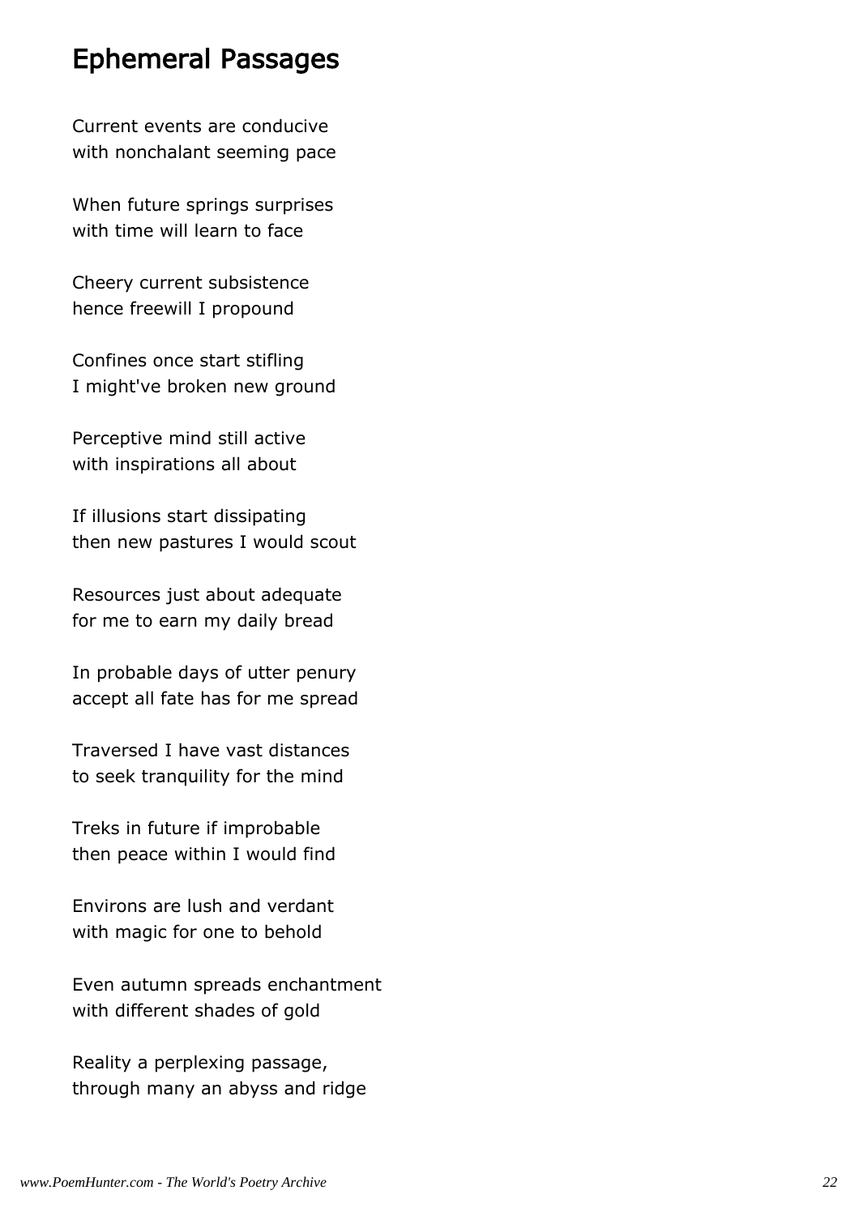## Ephemeral Passages

Current events are conducive
with nonchalant seeming pace

When future springs surprises
with time will learn to face

Cheery current subsistence
hence freewill I propound

Confines once start stifling
I might've broken new ground

Perceptive mind still active
with inspirations all about

If illusions start dissipating
then new pastures I would scout

Resources just about adequate
for me to earn my daily bread

In probable days of utter penury
accept all fate has for me spread

Traversed I have vast distances
to seek tranquility for the mind

Treks in future if improbable
then peace within I would find

Environs are lush and verdant
with magic for one to behold

Even autumn spreads enchantment
with different shades of gold

Reality a perplexing passage,
through many an abyss and ridge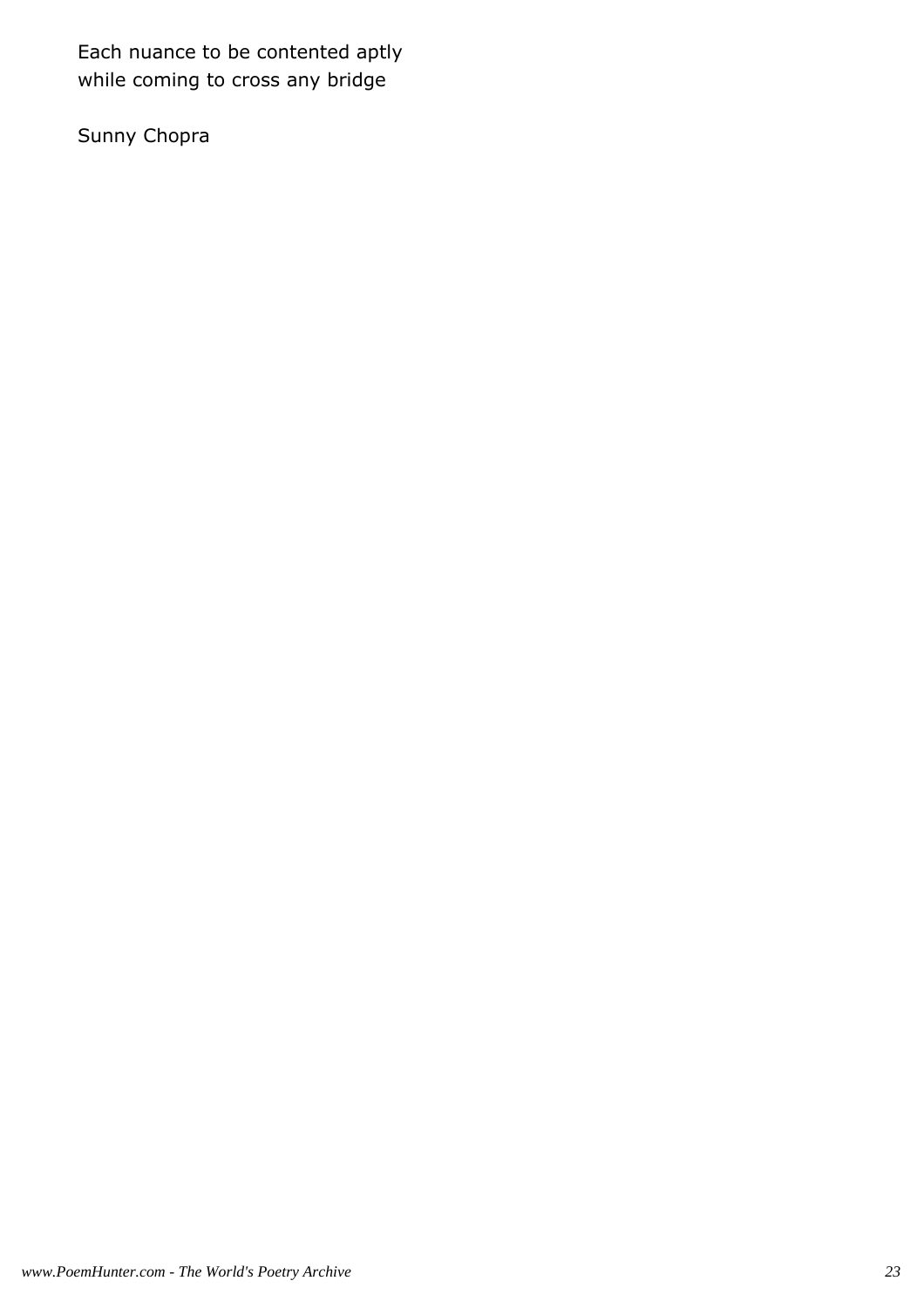Each nuance to be contented aptly
while coming to cross any bridge

Sunny Chopra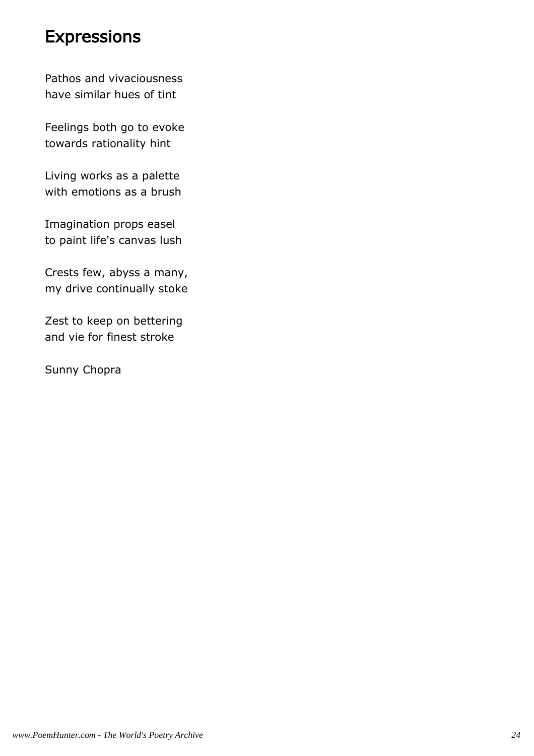# Expressions

Pathos and vivaciousness
have similar hues of tint

Feelings both go to evoke
towards rationality hint

Living works as a palette
with emotions as a brush

Imagination props easel
to paint life's canvas lush

Crests few, abyss a many,
my drive continually stoke

Zest to keep on bettering
and vie for finest stroke

Sunny Chopra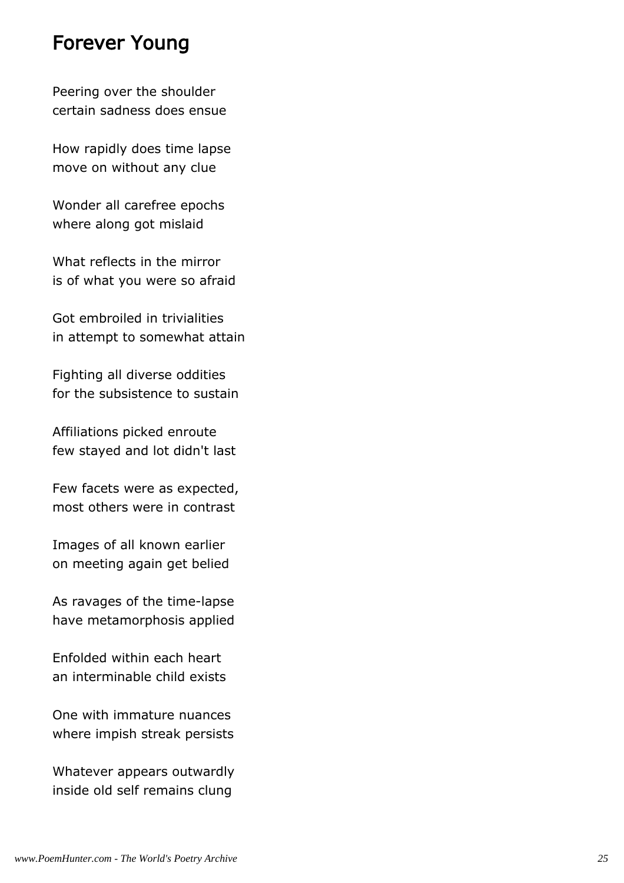## Forever Young

Peering over the shoulder
certain sadness does ensue

How rapidly does time lapse
move on without any clue

Wonder all carefree epochs
where along got mislaid

What reflects in the mirror
is of what you were so afraid

Got embroiled in trivialities
in attempt to somewhat attain

Fighting all diverse oddities
for the subsistence to sustain

Affiliations picked enroute
few stayed and lot didn't last

Few facets were as expected,
most others were in contrast

Images of all known earlier
on meeting again get belied

As ravages of the time-lapse
have metamorphosis applied

Enfolded within each heart
an interminable child exists

One with immature nuances
where impish streak persists

Whatever appears outwardly
inside old self remains clung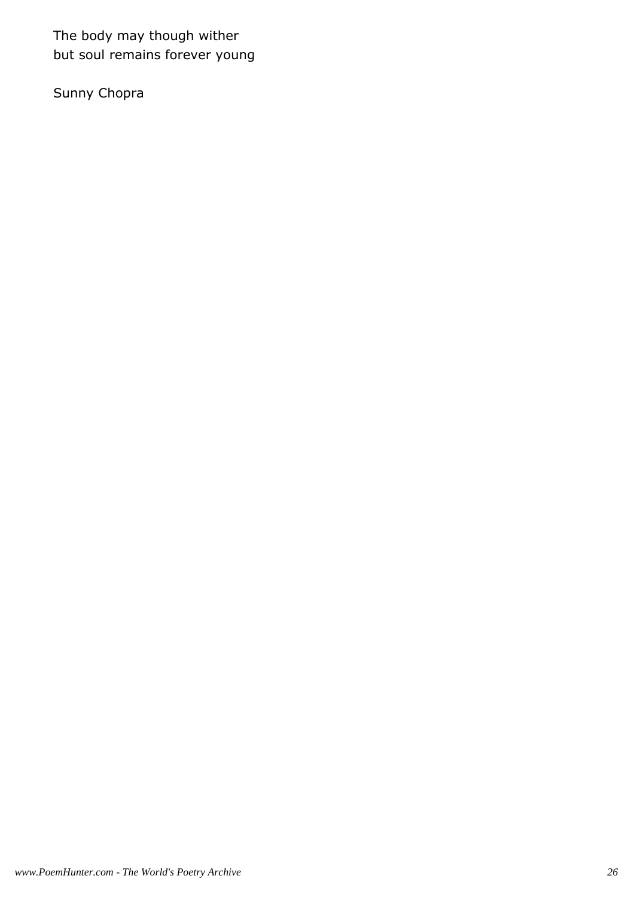The body may though wither
but soul remains forever young

Sunny Chopra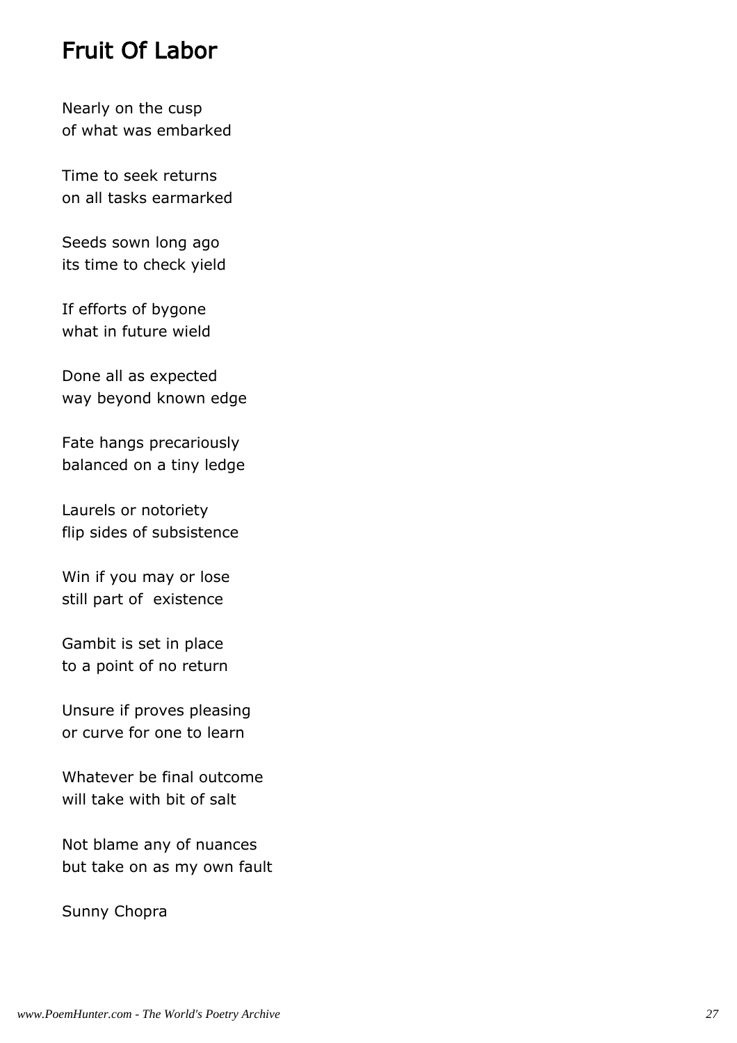# Fruit Of Labor

Nearly on the cusp
of what was embarked

Time to seek returns
on all tasks earmarked

Seeds sown long ago
its time to check yield

If efforts of bygone
what in future wield

Done all as expected
way beyond known edge

Fate hangs precariously
balanced on a tiny ledge

Laurels or notoriety
flip sides of subsistence

Win if you may or lose
still part of  existence

Gambit is set in place
to a point of no return

Unsure if proves pleasing
or curve for one to learn

Whatever be final outcome
will take with bit of salt

Not blame any of nuances
but take on as my own fault

Sunny Chopra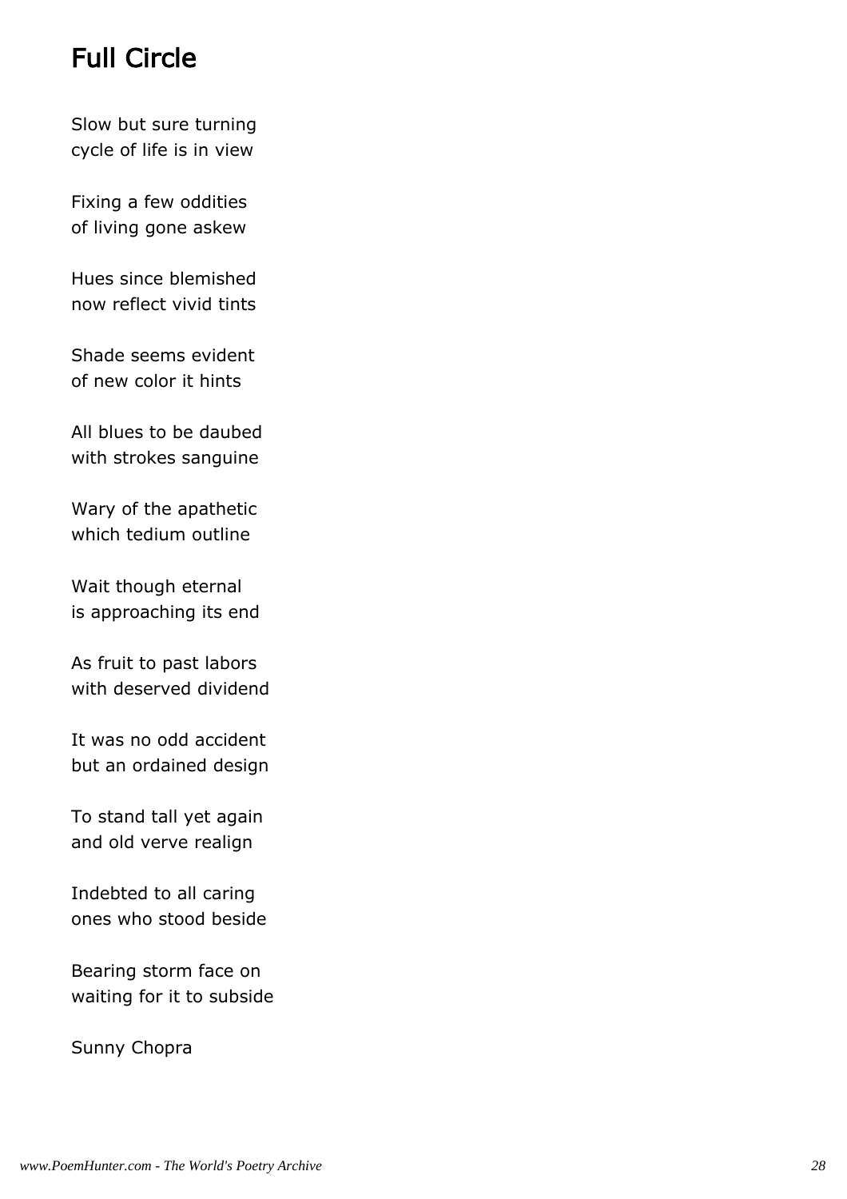# Full Circle

Slow but sure turning
cycle of life is in view

Fixing a few oddities
of living gone askew

Hues since blemished
now reflect vivid tints

Shade seems evident
of new color it hints

All blues to be daubed
with strokes sanguine

Wary of the apathetic
which tedium outline

Wait though eternal
is approaching its end

As fruit to past labors
with deserved dividend

It was no odd accident
but an ordained design

To stand tall yet again
and old verve realign

Indebted to all caring
ones who stood beside

Bearing storm face on
waiting for it to subside

Sunny Chopra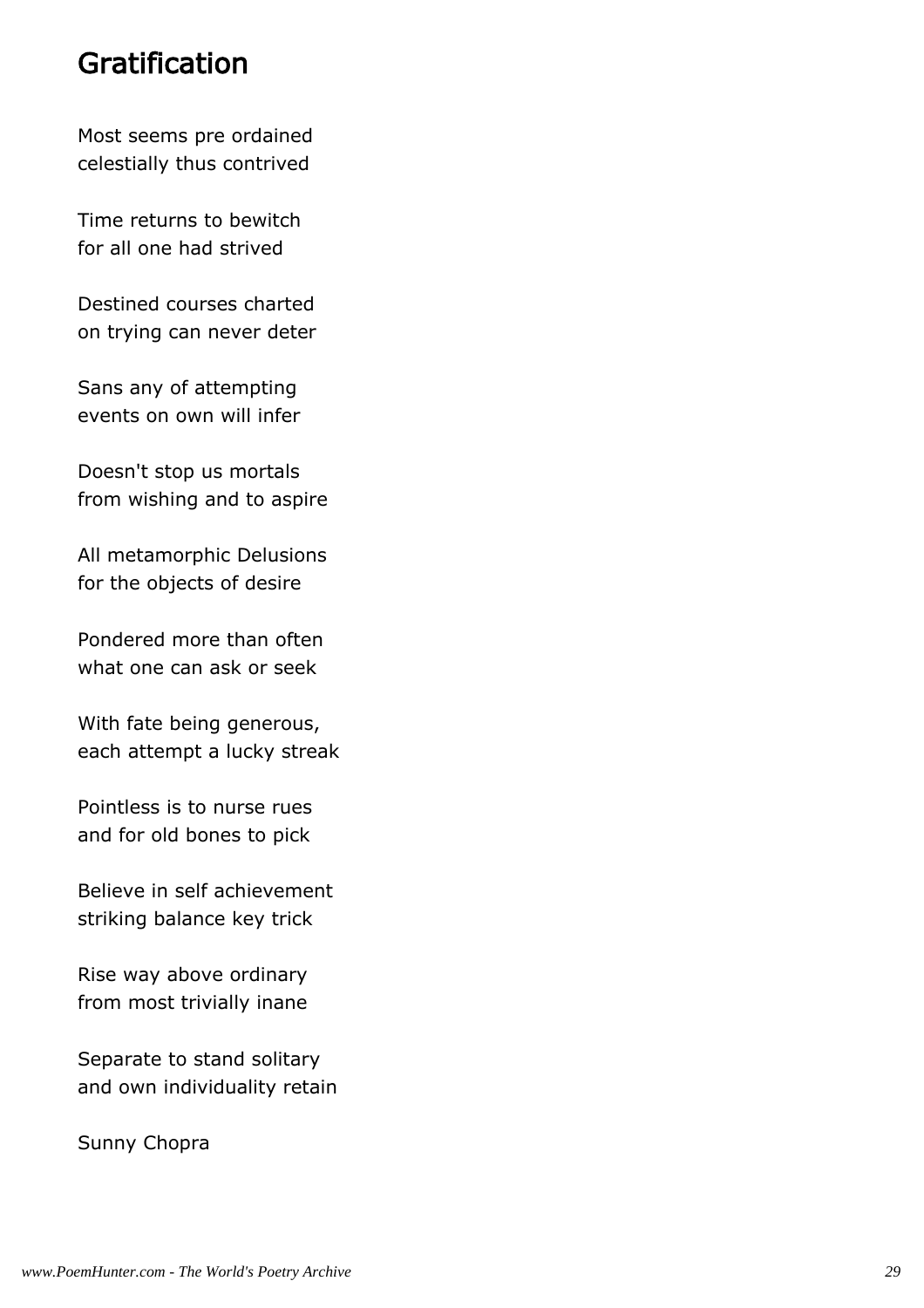## Gratification

Most seems pre ordained
celestially thus contrived

Time returns to bewitch
for all one had strived

Destined courses charted
on trying can never deter

Sans any of attempting
events on own will infer

Doesn't stop us mortals
from wishing and to aspire

All metamorphic Delusions
for the objects of desire

Pondered more than often
what one can ask or seek

With fate being generous,
each attempt a lucky streak

Pointless is to nurse rues
and for old bones to pick

Believe in self achievement
striking balance key trick

Rise way above ordinary
from most trivially inane

Separate to stand solitary
and own individuality retain

Sunny Chopra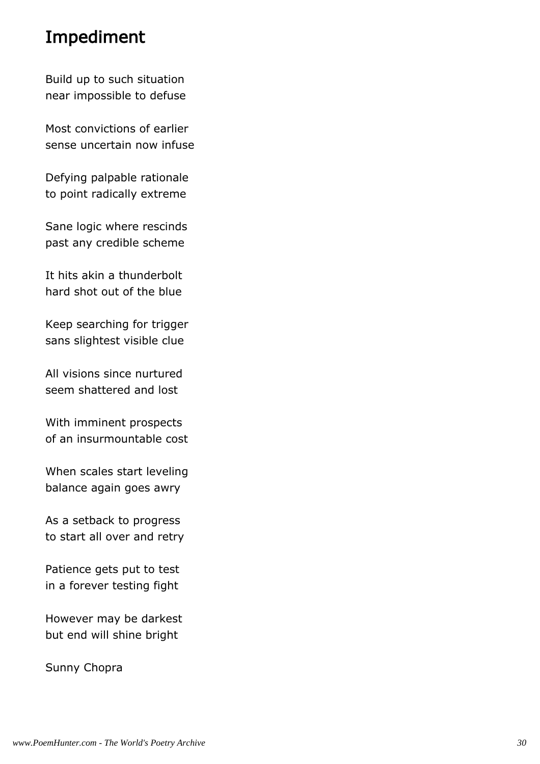# Impediment

Build up to such situation
near impossible to defuse

Most convictions of earlier
sense uncertain now infuse

Defying palpable rationale
to point radically extreme

Sane logic where rescinds
past any credible scheme

It hits akin a thunderbolt
hard shot out of the blue

Keep searching for trigger
sans slightest visible clue

All visions since nurtured
seem shattered and lost

With imminent prospects
of an insurmountable cost

When scales start leveling
balance again goes awry

As a setback to progress
to start all over and retry

Patience gets put to test
in a forever testing fight

However may be darkest
but end will shine bright

Sunny Chopra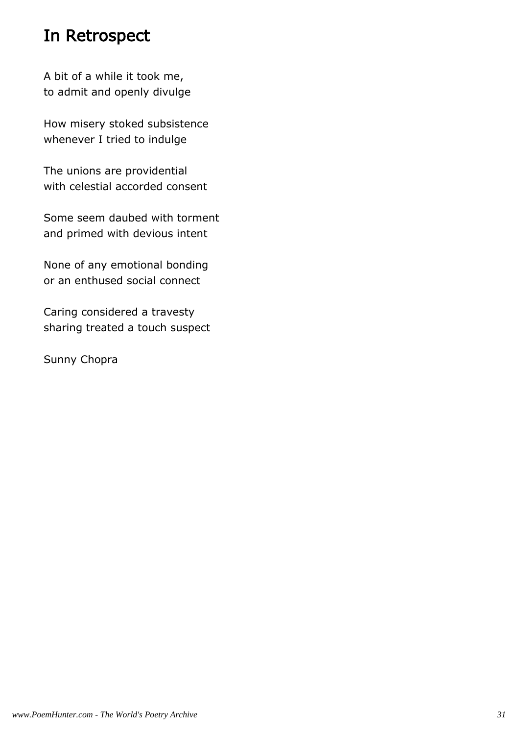# In Retrospect

A bit of a while it took me,
to admit and openly divulge

How misery stoked subsistence
whenever I tried to indulge

The unions are providential
with celestial accorded consent

Some seem daubed with torment
and primed with devious intent

None of any emotional bonding
or an enthused social connect

Caring considered a travesty
sharing treated a touch suspect

Sunny Chopra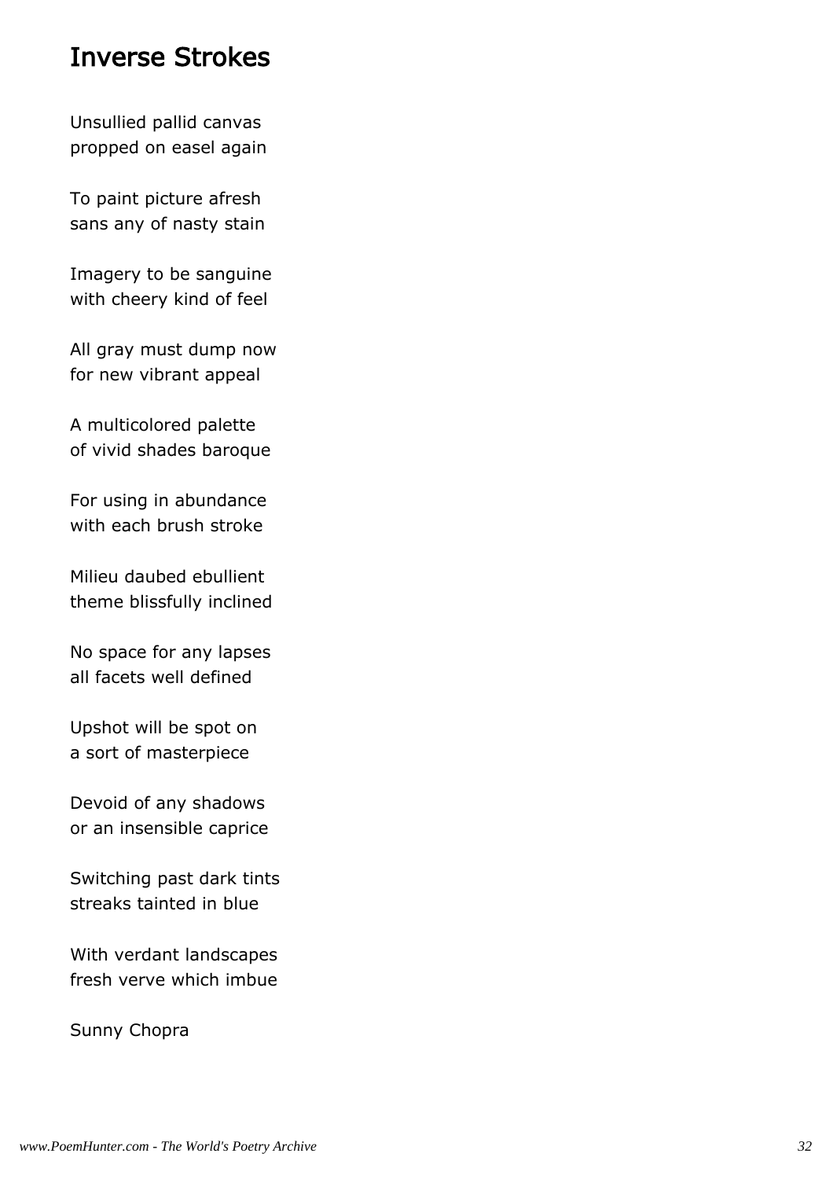# Inverse Strokes

Unsullied pallid canvas
propped on easel again

To paint picture afresh
sans any of nasty stain

Imagery to be sanguine
with cheery kind of feel

All gray must dump now
for new vibrant appeal

A multicolored palette
of vivid shades baroque

For using in abundance
with each brush stroke

Milieu daubed ebullient
theme blissfully inclined

No space for any lapses
all facets well defined

Upshot will be spot on
a sort of masterpiece

Devoid of any shadows
or an insensible caprice

Switching past dark tints
streaks tainted in blue

With verdant landscapes
fresh verve which imbue

Sunny Chopra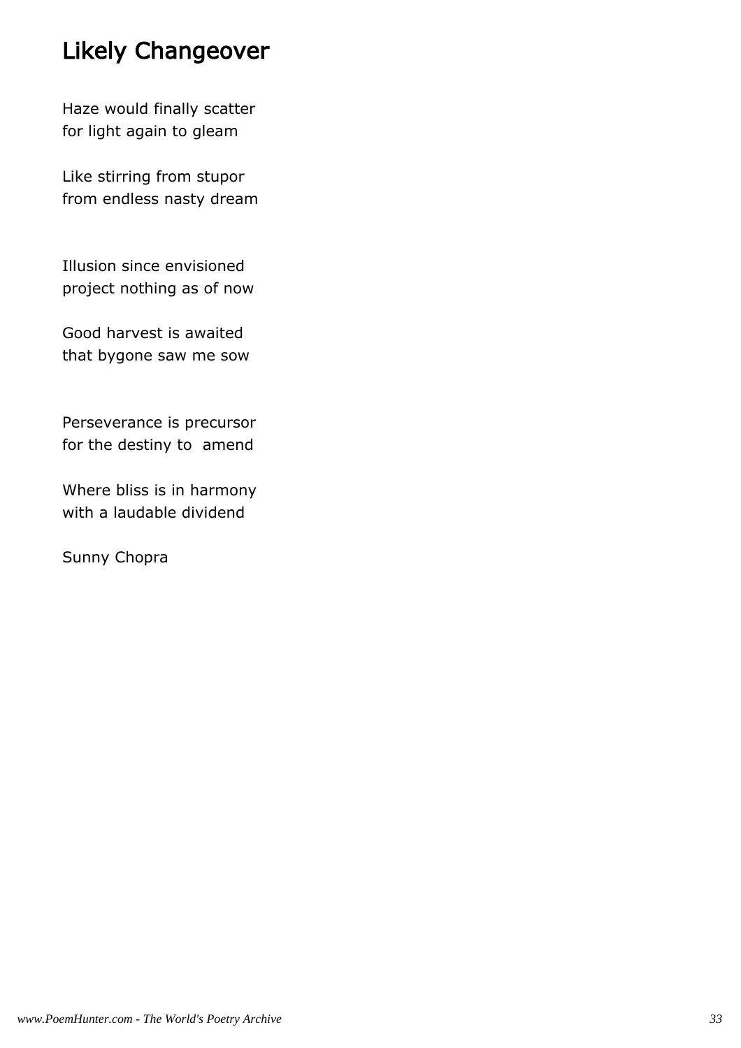## Likely Changeover

Haze would finally scatter
for light again to gleam

Like stirring from stupor
from endless nasty dream

Illusion since envisioned
project nothing as of now

Good harvest is awaited
that bygone saw me sow

Perseverance is precursor
for the destiny to amend

Where bliss is in harmony
with a laudable dividend

Sunny Chopra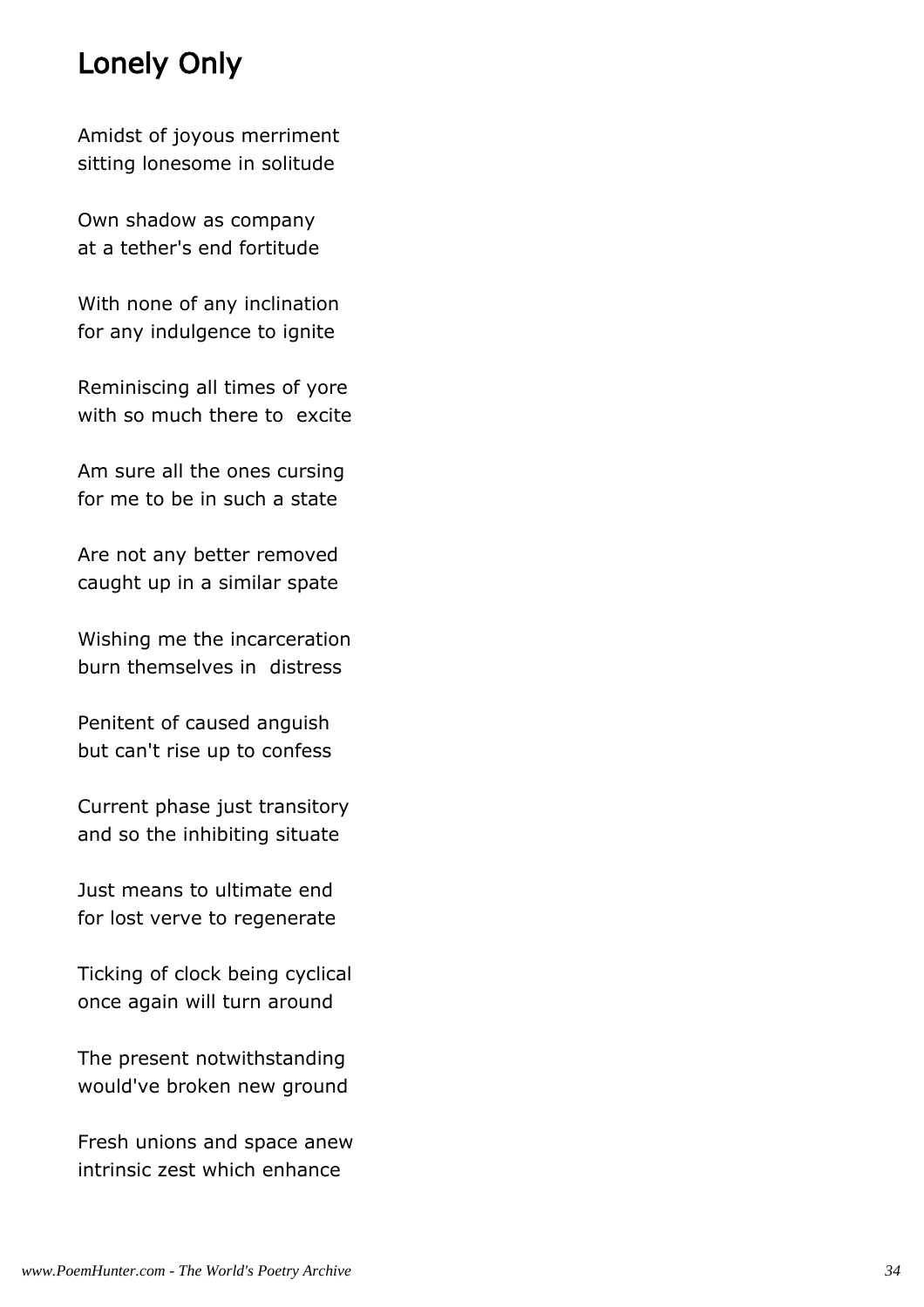## Lonely Only

Amidst of joyous merriment
sitting lonesome in solitude

Own shadow as company
at a tether's end fortitude

With none of any inclination
for any indulgence to ignite

Reminiscing all times of yore
with so much there to excite

Am sure all the ones cursing
for me to be in such a state

Are not any better removed
caught up in a similar spate

Wishing me the incarceration
burn themselves in distress

Penitent of caused anguish
but can't rise up to confess

Current phase just transitory
and so the inhibiting situate

Just means to ultimate end
for lost verve to regenerate

Ticking of clock being cyclical
once again will turn around

The present notwithstanding
would've broken new ground

Fresh unions and space anew
intrinsic zest which enhance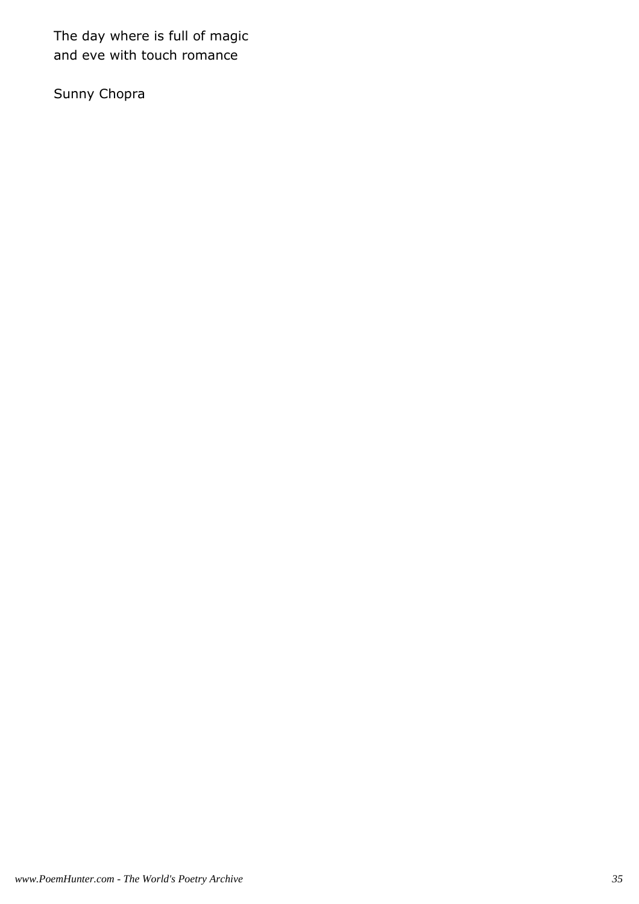The day where is full of magic
and eve with touch romance

Sunny Chopra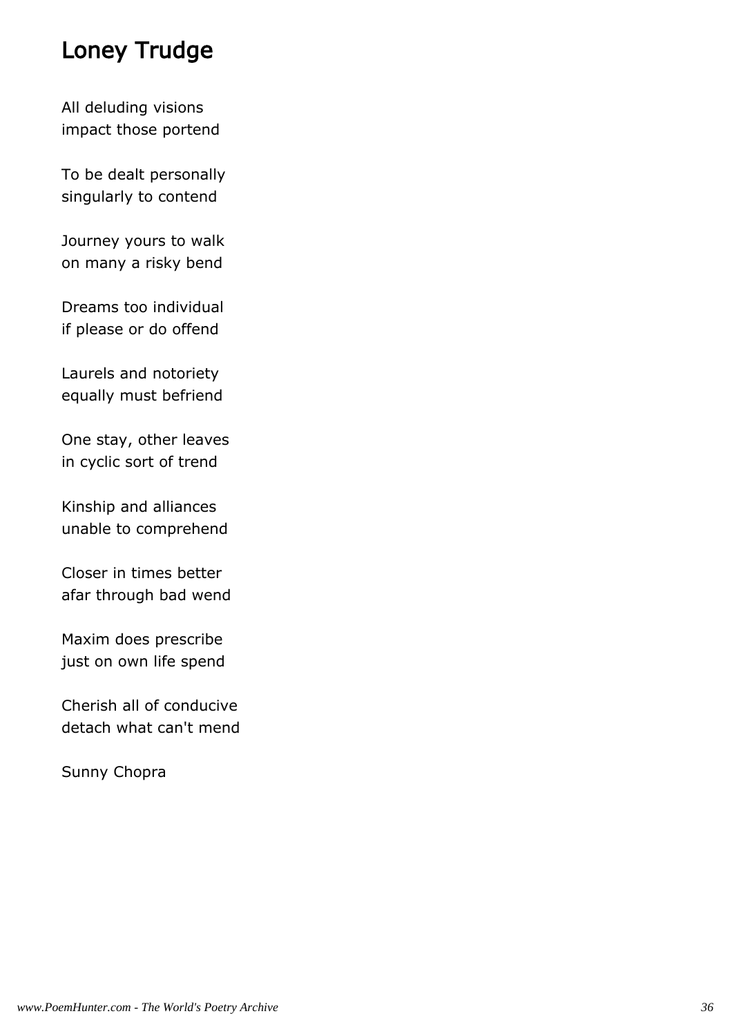# Loney Trudge

All deluding visions
impact those portend

To be dealt personally
singularly to contend

Journey yours to walk
on many a risky bend

Dreams too individual
if please or do offend

Laurels and notoriety
equally must befriend

One stay, other leaves
in cyclic sort of trend

Kinship and alliances
unable to comprehend

Closer in times better
afar through bad wend

Maxim does prescribe
just on own life spend

Cherish all of conducive
detach what can't mend

Sunny Chopra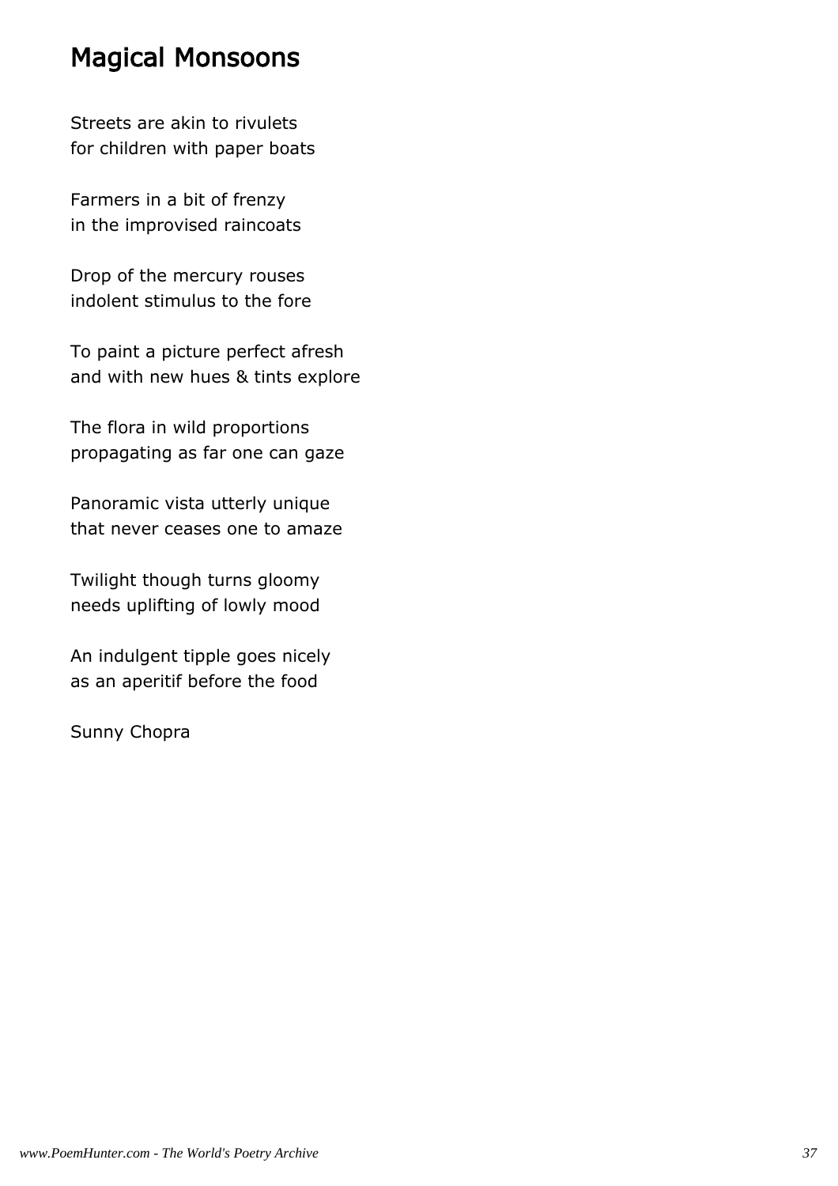## Magical Monsoons

Streets are akin to rivulets
for children with paper boats

Farmers in a bit of frenzy
in the improvised raincoats

Drop of the mercury rouses
indolent stimulus to the fore

To paint a picture perfect afresh
and with new hues & tints explore

The flora in wild proportions
propagating as far one can gaze

Panoramic vista utterly unique
that never ceases one to amaze

Twilight though turns gloomy
needs uplifting of lowly mood

An indulgent tipple goes nicely
as an aperitif before the food

Sunny Chopra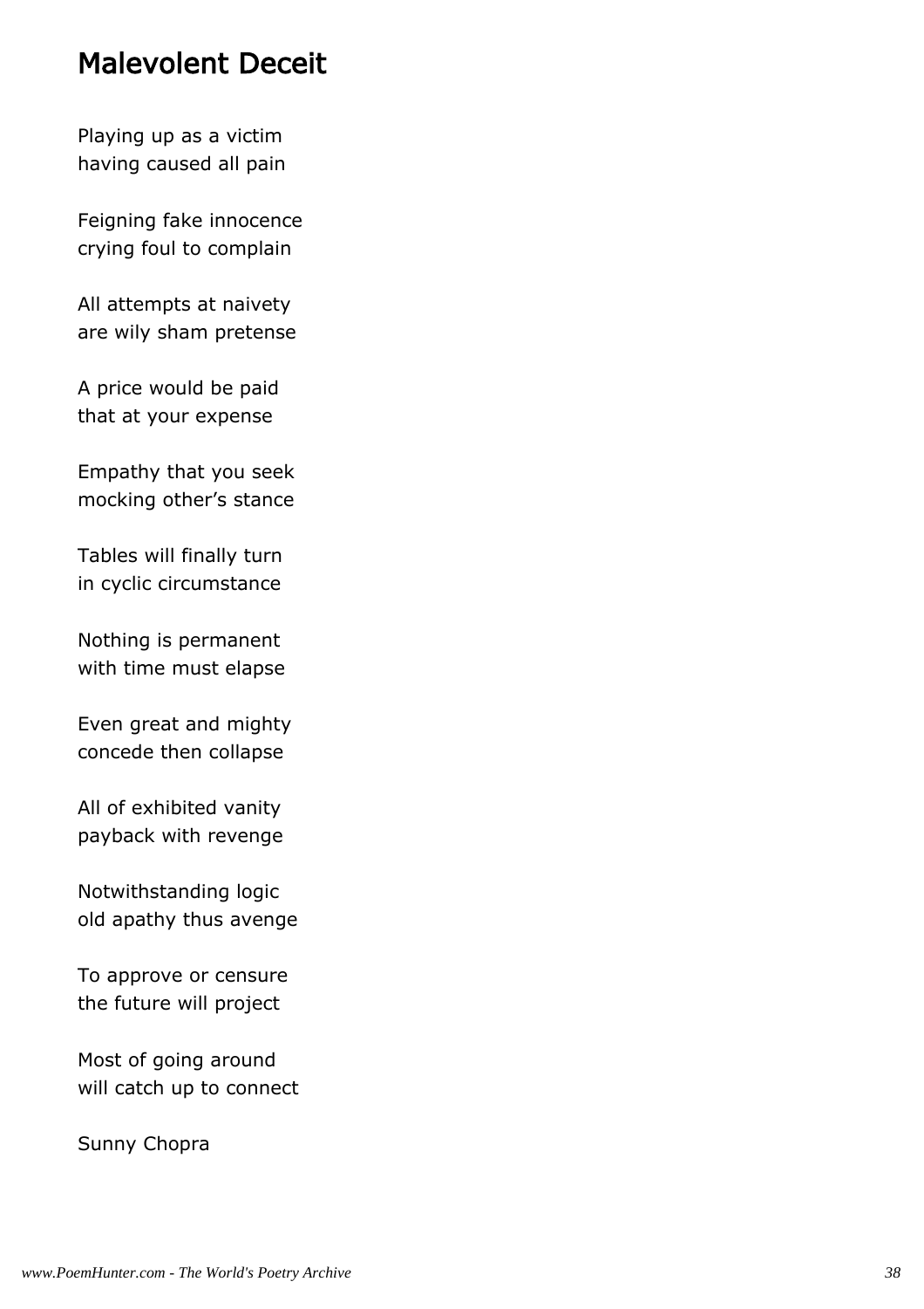# Malevolent Deceit

Playing up as a victim
having caused all pain

Feigning fake innocence
crying foul to complain

All attempts at naivety
are wily sham pretense

A price would be paid
that at your expense

Empathy that you seek
mocking other's stance

Tables will finally turn
in cyclic circumstance

Nothing is permanent
with time must elapse

Even great and mighty
concede then collapse

All of exhibited vanity
payback with revenge

Notwithstanding logic
old apathy thus avenge

To approve or censure
the future will project

Most of going around
will catch up to connect

Sunny Chopra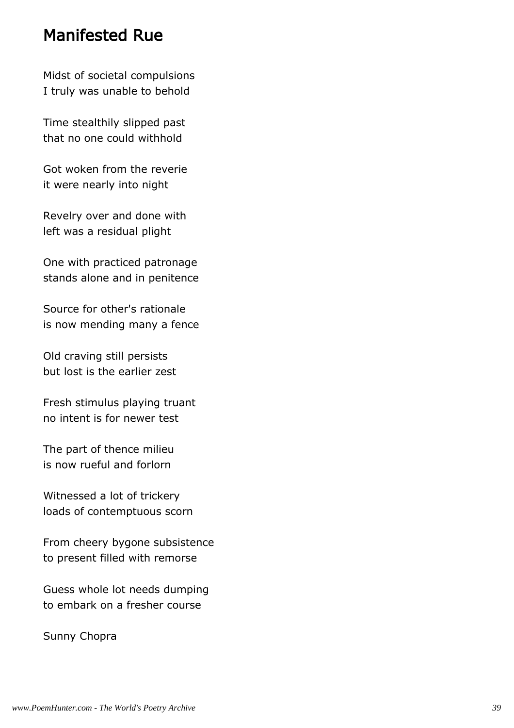# Manifested Rue

Midst of societal compulsions  
I truly was unable to behold

Time stealthily slipped past  
that no one could withhold

Got woken from the reverie  
it were nearly into night

Revelry over and done with  
left was a residual plight

One with practiced patronage  
stands alone and in penitence

Source for other's rationale  
is now mending many a fence

Old craving still persists  
but lost is the earlier zest

Fresh stimulus playing truant  
no intent is for newer test

The part of thence milieu  
is now rueful and forlorn

Witnessed a lot of trickery  
loads of contemptuous scorn

From cheery bygone subsistence  
to present filled with remorse

Guess whole lot needs dumping  
to embark on a fresher course

Sunny Chopra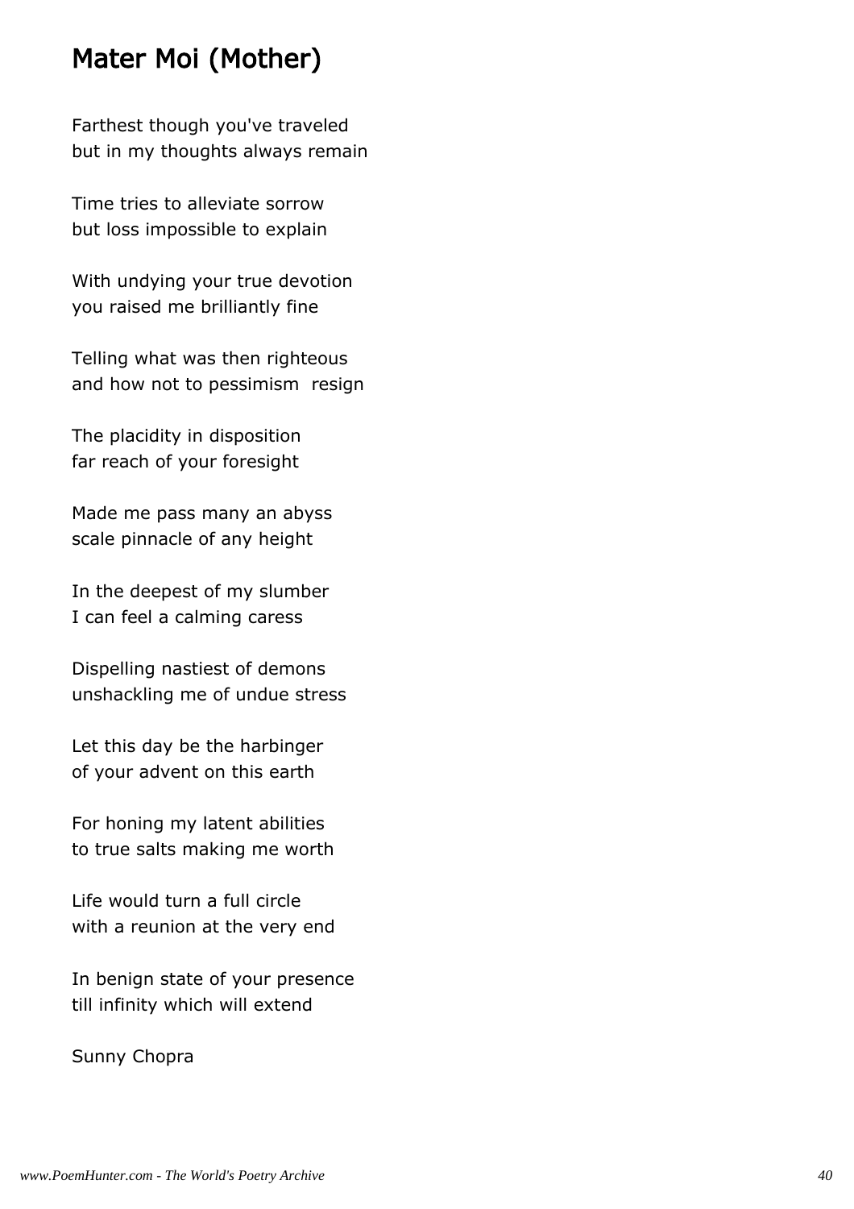## Mater Moi (Mother)

Farthest though you've traveled
but in my thoughts always remain

Time tries to alleviate sorrow
but loss impossible to explain

With undying your true devotion
you raised me brilliantly fine

Telling what was then righteous
and how not to pessimism  resign

The placidity in disposition
far reach of your foresight

Made me pass many an abyss
scale pinnacle of any height

In the deepest of my slumber
I can feel a calming caress

Dispelling nastiest of demons
unshackling me of undue stress

Let this day be the harbinger
of your advent on this earth

For honing my latent abilities
to true salts making me worth

Life would turn a full circle
with a reunion at the very end

In benign state of your presence
till infinity which will extend

Sunny Chopra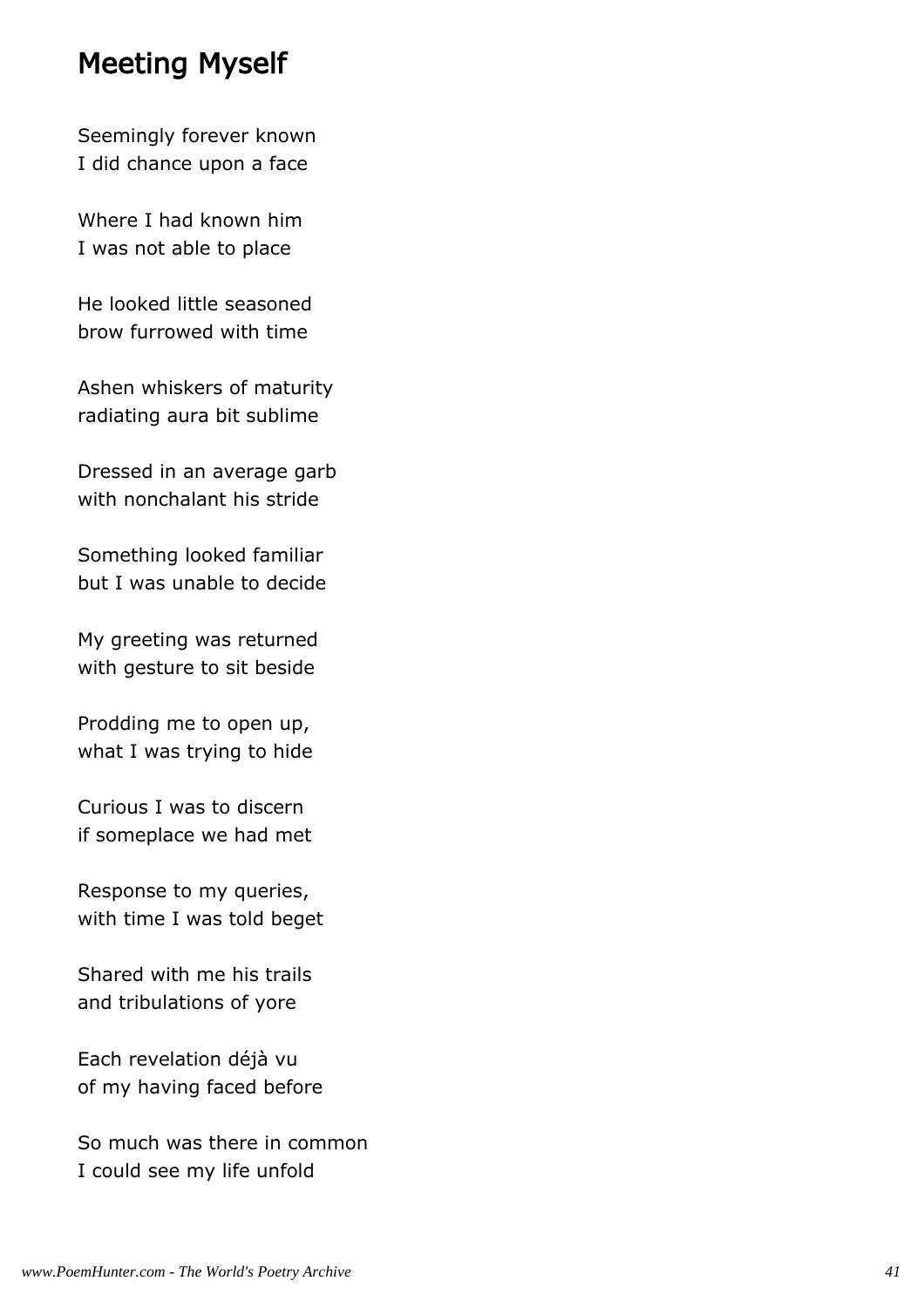## Meeting Myself

Seemingly forever known
I did chance upon a face

Where I had known him
I was not able to place

He looked little seasoned
brow furrowed with time

Ashen whiskers of maturity
radiating aura bit sublime

Dressed in an average garb
with nonchalant his stride

Something looked familiar
but I was unable to decide

My greeting was returned
with gesture to sit beside

Prodding me to open up,
what I was trying to hide

Curious I was to discern
if someplace we had met

Response to my queries,
with time I was told beget

Shared with me his trails
and tribulations of yore

Each revelation déjà vu
of my having faced before

So much was there in common
I could see my life unfold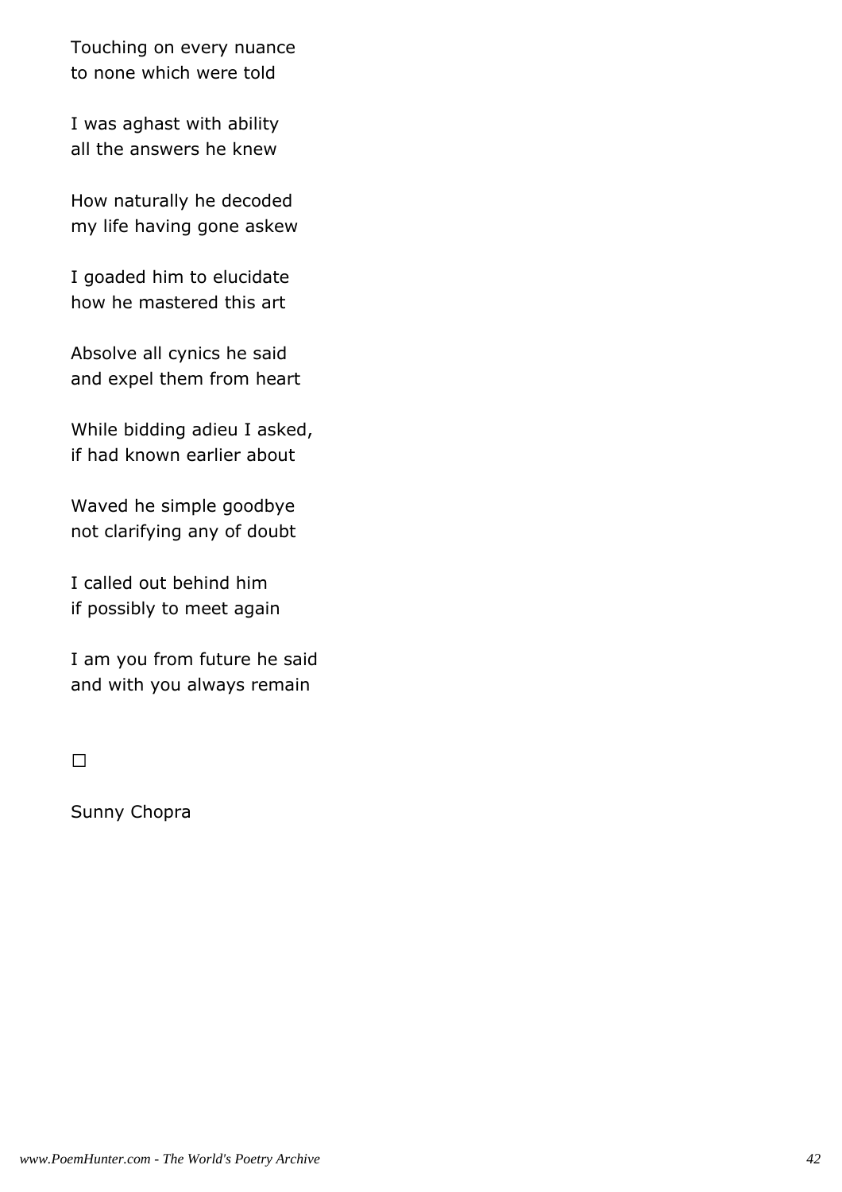Touching on every nuance
to none which were told

I was aghast with ability
all the answers he knew

How naturally he decoded
my life having gone askew

I goaded him to elucidate
how he mastered this art

Absolve all cynics he said
and expel them from heart

While bidding adieu I asked,
if had known earlier about

Waved he simple goodbye
not clarifying any of doubt

I called out behind him
if possibly to meet again

I am you from future he said
and with you always remain

□

Sunny Chopra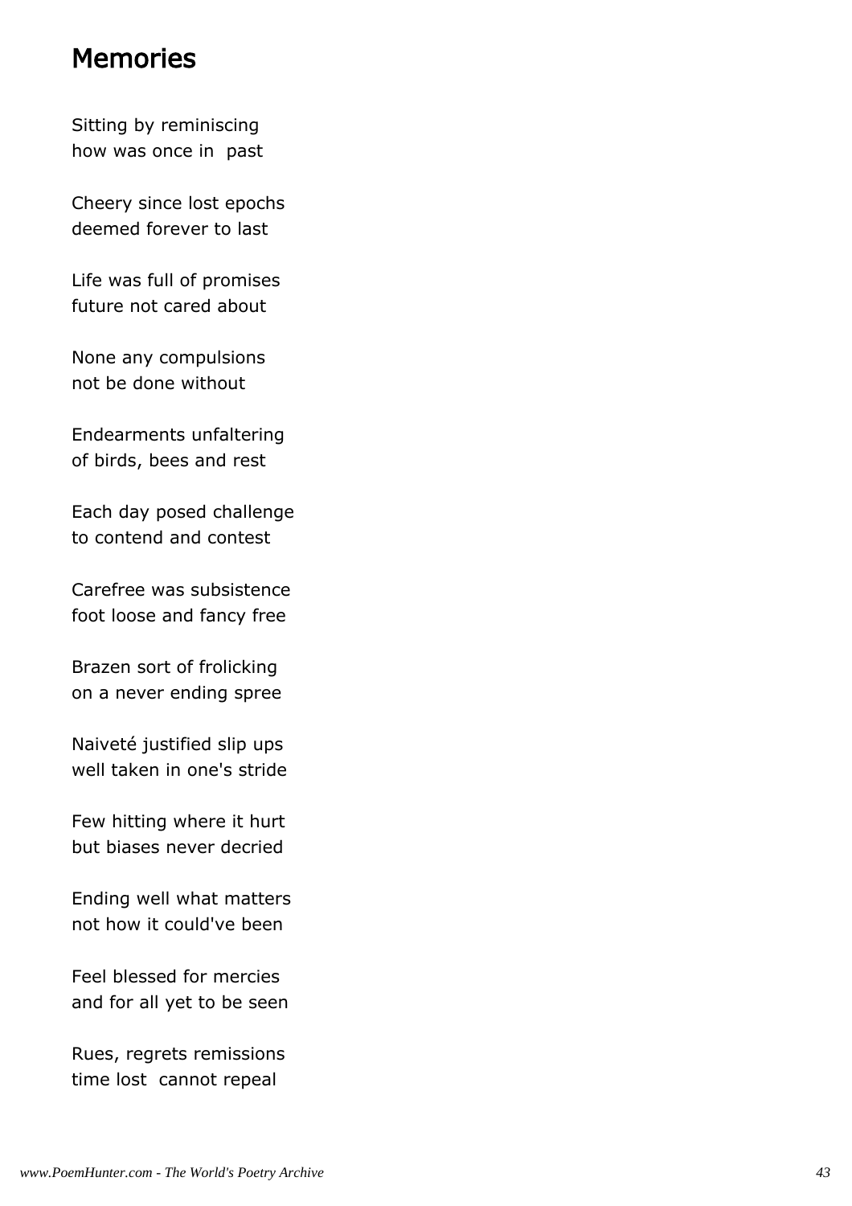## Memories

Sitting by reminiscing  
how was once in  past

Cheery since lost epochs  
deemed forever to last

Life was full of promises  
future not cared about

None any compulsions  
not be done without

Endearments unfaltering  
of birds, bees and rest

Each day posed challenge  
to contend and contest

Carefree was subsistence  
foot loose and fancy free

Brazen sort of frolicking  
on a never ending spree

Naiveté justified slip ups  
well taken in one's stride

Few hitting where it hurt  
but biases never decried

Ending well what matters  
not how it could've been

Feel blessed for mercies  
and for all yet to be seen

Rues, regrets remissions  
time lost  cannot repeal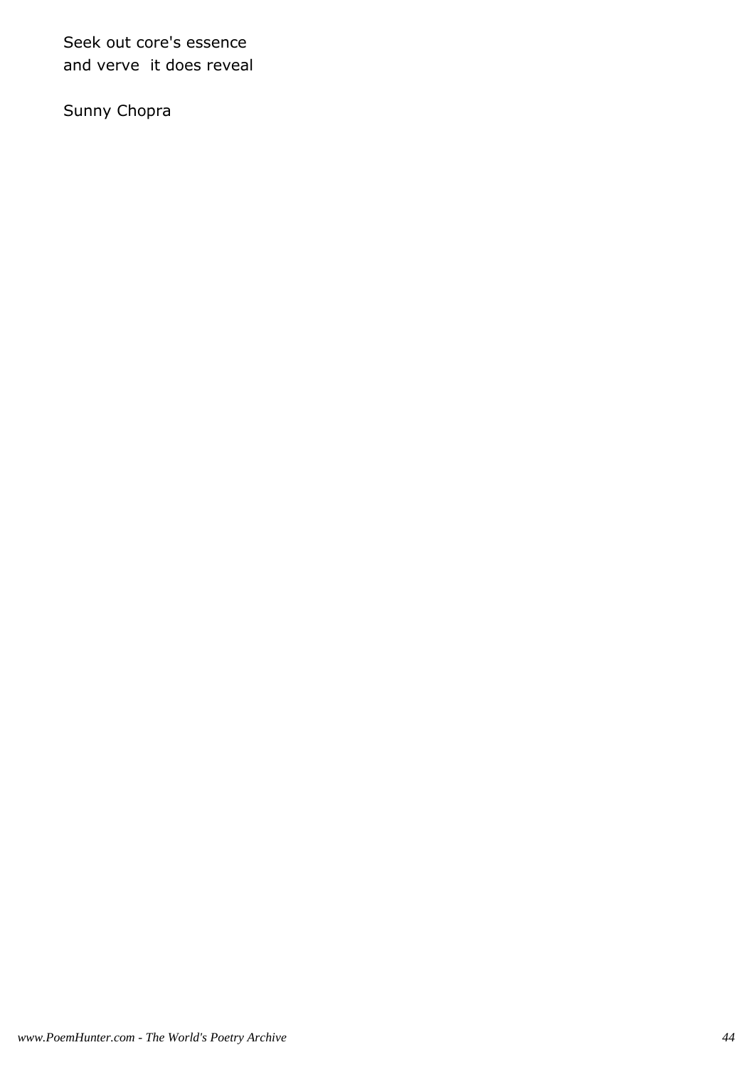Seek out core's essence
and verve  it does reveal

Sunny Chopra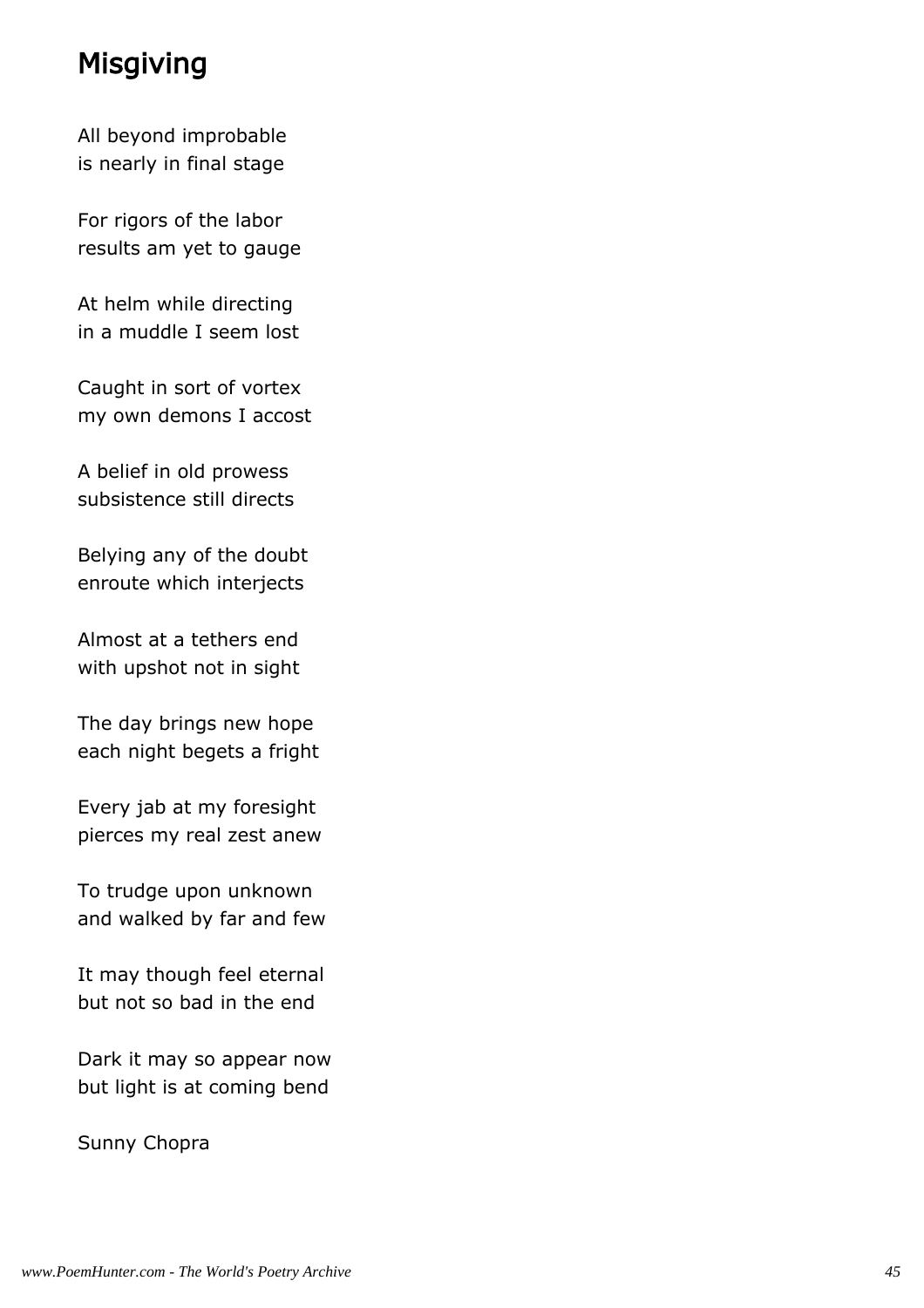# Misgiving

All beyond improbable
is nearly in final stage

For rigors of the labor
results am yet to gauge

At helm while directing
in a muddle I seem lost

Caught in sort of vortex
my own demons I accost

A belief in old prowess
subsistence still directs

Belying any of the doubt
enroute which interjects

Almost at a tethers end
with upshot not in sight

The day brings new hope
each night begets a fright

Every jab at my foresight
pierces my real zest anew

To trudge upon unknown
and walked by far and few

It may though feel eternal
but not so bad in the end

Dark it may so appear now
but light is at coming bend

Sunny Chopra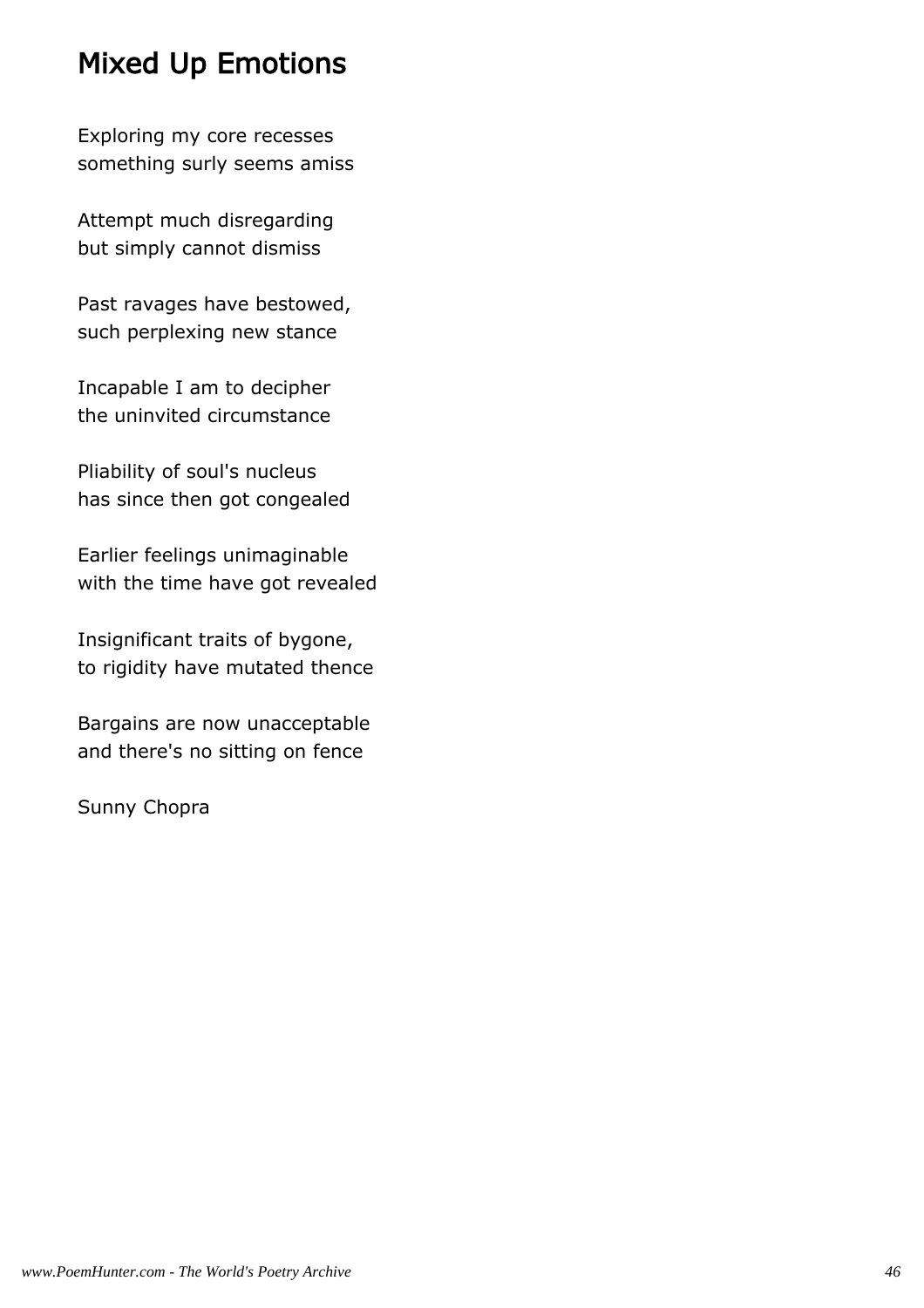# Mixed Up Emotions

Exploring my core recesses
something surly seems amiss

Attempt much disregarding
but simply cannot dismiss

Past ravages have bestowed,
such perplexing new stance

Incapable I am to decipher
the uninvited circumstance

Pliability of soul's nucleus
has since then got congealed

Earlier feelings unimaginable
with the time have got revealed

Insignificant traits of bygone,
to rigidity have mutated thence

Bargains are now unacceptable
and there's no sitting on fence

Sunny Chopra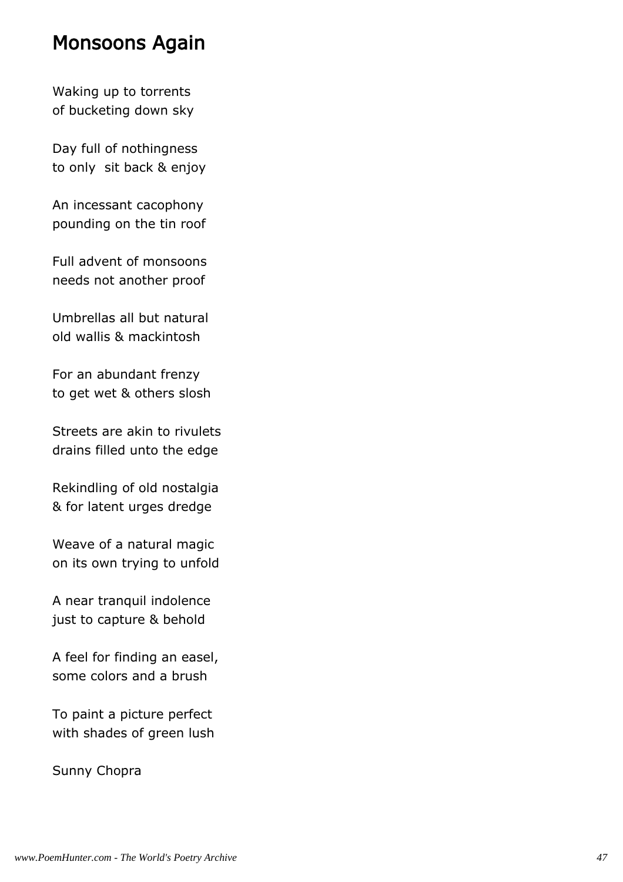# Monsoons Again

Waking up to torrents  
of bucketing down sky

Day full of nothingness  
to only  sit back & enjoy

An incessant cacophony  
pounding on the tin roof

Full advent of monsoons  
needs not another proof

Umbrellas all but natural  
old wallis & mackintosh

For an abundant frenzy  
to get wet & others slosh

Streets are akin to rivulets  
drains filled unto the edge

Rekindling of old nostalgia  
& for latent urges dredge

Weave of a natural magic  
on its own trying to unfold

A near tranquil indolence  
just to capture & behold

A feel for finding an easel,  
some colors and a brush

To paint a picture perfect  
with shades of green lush

Sunny Chopra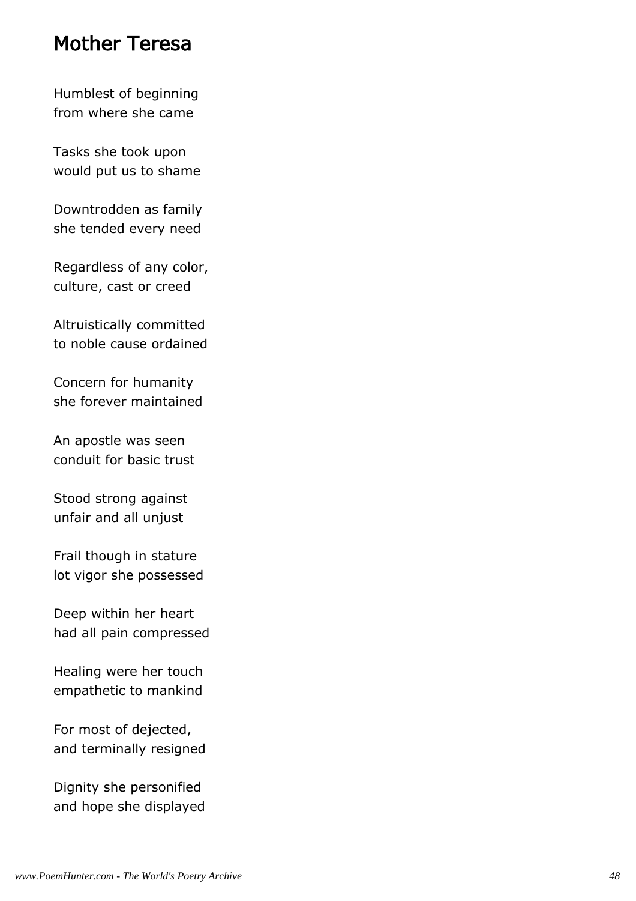# Mother Teresa

Humblest of beginning
from where she came

Tasks she took upon
would put us to shame

Downtrodden as family
she tended every need

Regardless of any color,
culture, cast or creed

Altruistically committed
to noble cause ordained

Concern for humanity
she forever maintained

An apostle was seen
conduit for basic trust

Stood strong against
unfair and all unjust

Frail though in stature
lot vigor she possessed

Deep within her heart
had all pain compressed

Healing were her touch
empathetic to mankind

For most of dejected,
and terminally resigned

Dignity she personified
and hope she displayed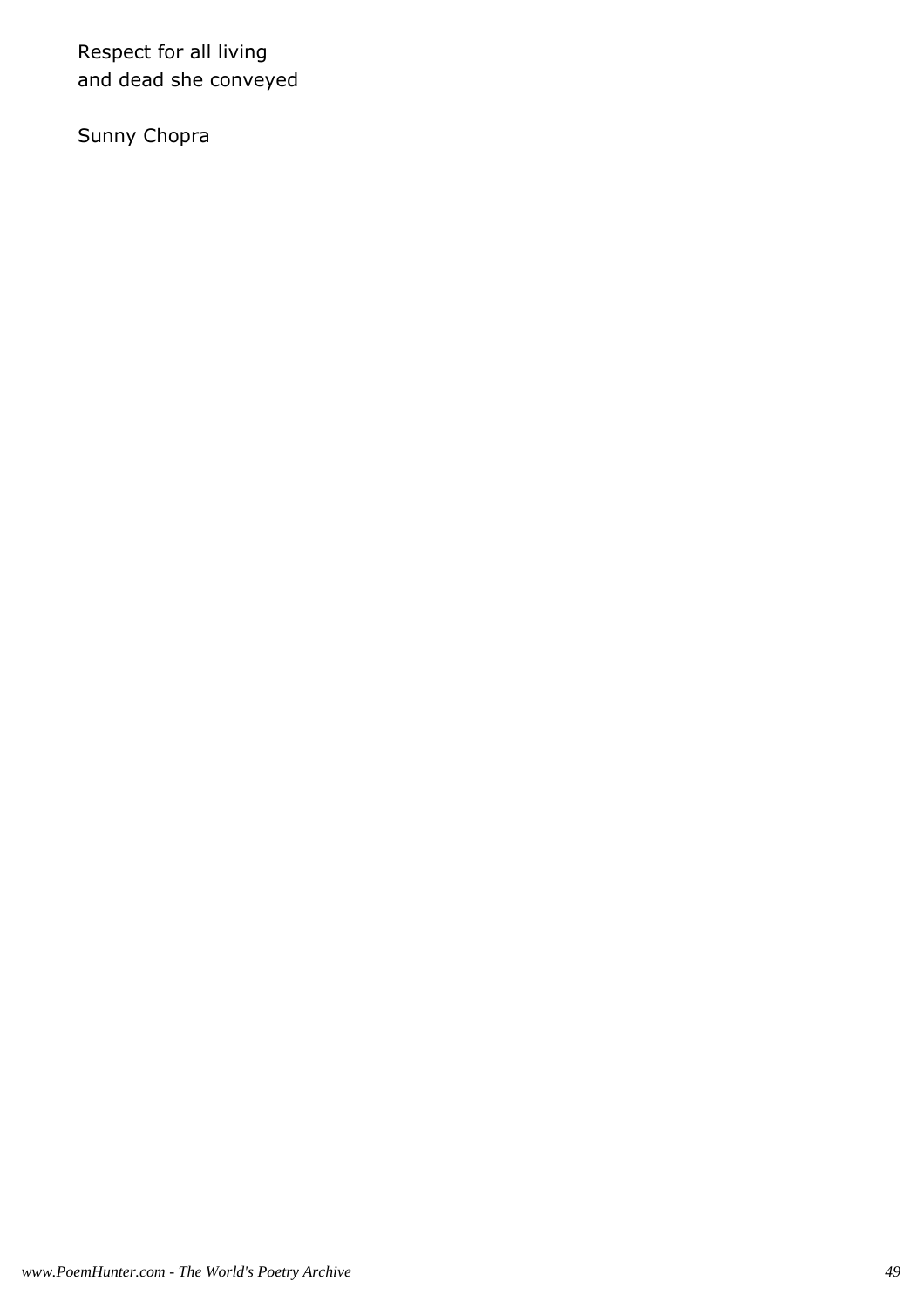Respect for all living
and dead she conveyed

Sunny Chopra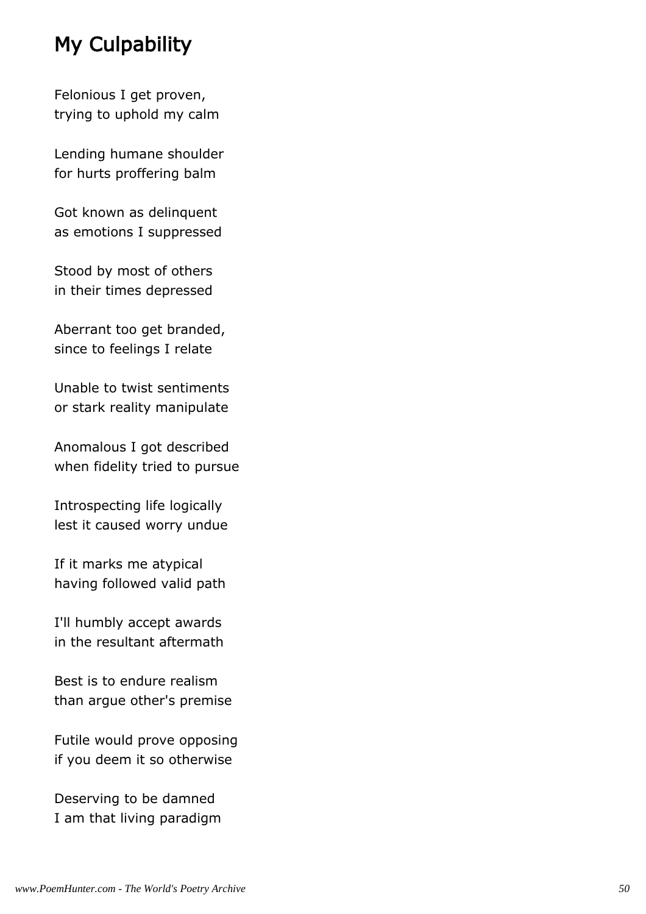## My Culpability

Felonious I get proven,
trying to uphold my calm

Lending humane shoulder
for hurts proffering balm

Got known as delinquent
as emotions I suppressed

Stood by most of others
in their times depressed

Aberrant too get branded,
since to feelings I relate

Unable to twist sentiments
or stark reality manipulate

Anomalous I got described
when fidelity tried to pursue

Introspecting life logically
lest it caused worry undue

If it marks me atypical
having followed valid path

I'll humbly accept awards
in the resultant aftermath

Best is to endure realism
than argue other's premise

Futile would prove opposing
if you deem it so otherwise

Deserving to be damned
I am that living paradigm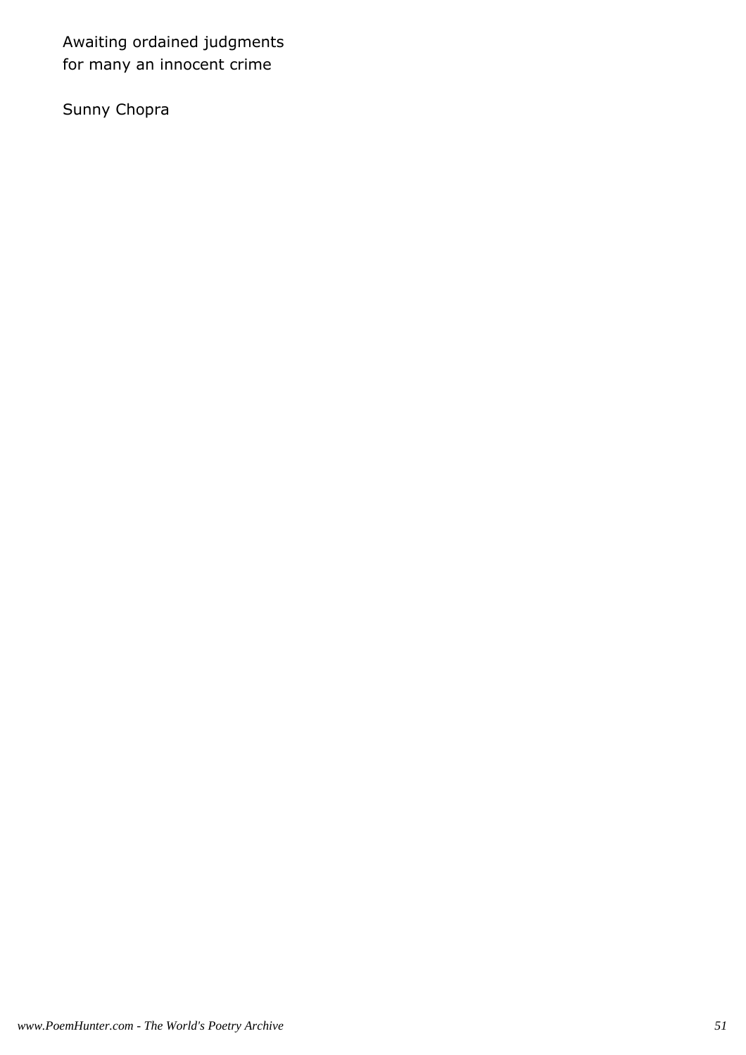Awaiting ordained judgments
for many an innocent crime

Sunny Chopra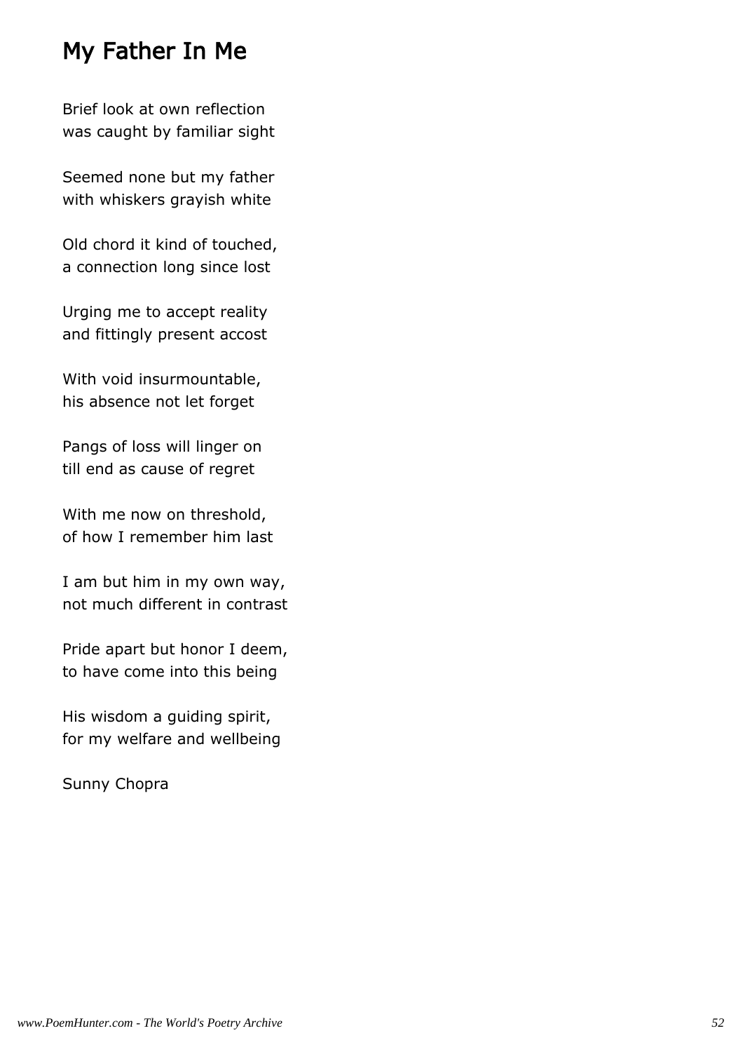## My Father In Me

Brief look at own reflection  
was caught by familiar sight

Seemed none but my father  
with whiskers grayish white

Old chord it kind of touched,  
a connection long since lost

Urging me to accept reality  
and fittingly present accost

With void insurmountable,  
his absence not let forget

Pangs of loss will linger on  
till end as cause of regret

With me now on threshold,  
of how I remember him last

I am but him in my own way,  
not much different in contrast

Pride apart but honor I deem,  
to have come into this being

His wisdom a guiding spirit,  
for my welfare and wellbeing

Sunny Chopra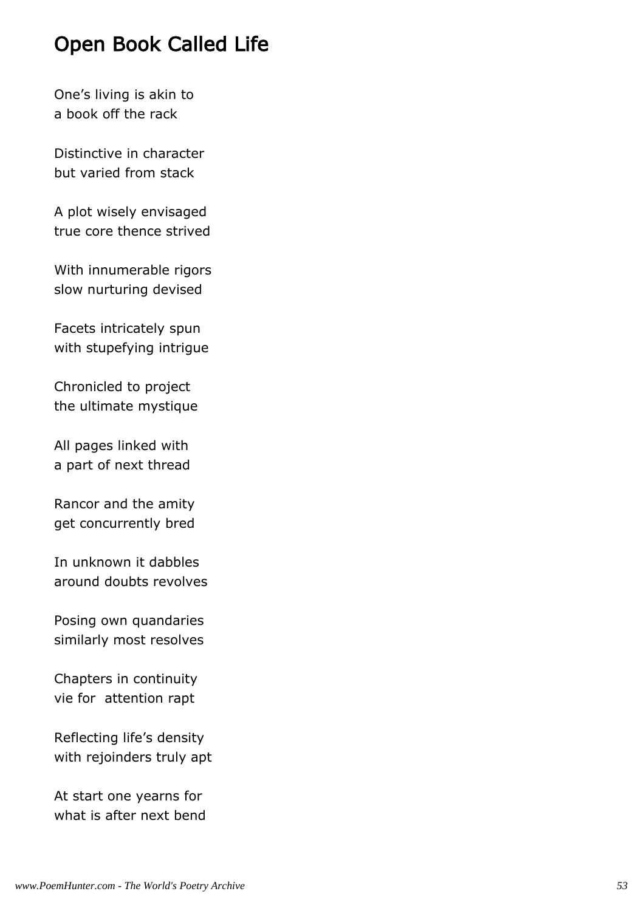## Open Book Called Life

One’s living is akin to
a book off the rack

Distinctive in character
but varied from stack

A plot wisely envisaged
true core thence strived

With innumerable rigors
slow nurturing devised

Facets intricately spun
with stupefying intrigue

Chronicled to project
the ultimate mystique

All pages linked with
a part of next thread

Rancor and the amity
get concurrently bred

In unknown it dabbles
around doubts revolves

Posing own quandaries
similarly most resolves

Chapters in continuity
vie for  attention rapt

Reflecting life’s density
with rejoinders truly apt

At start one yearns for
what is after next bend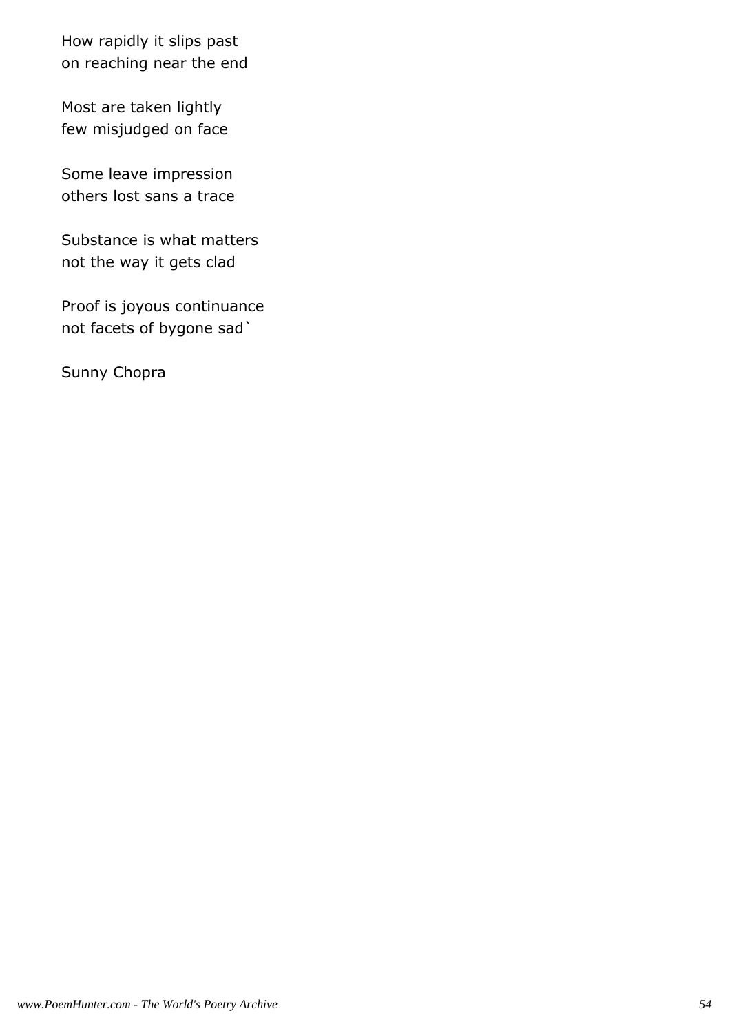How rapidly it slips past
on reaching near the end

Most are taken lightly
few misjudged on face

Some leave impression
others lost sans a trace

Substance is what matters
not the way it gets clad

Proof is joyous continuance
not facets of bygone sad`

Sunny Chopra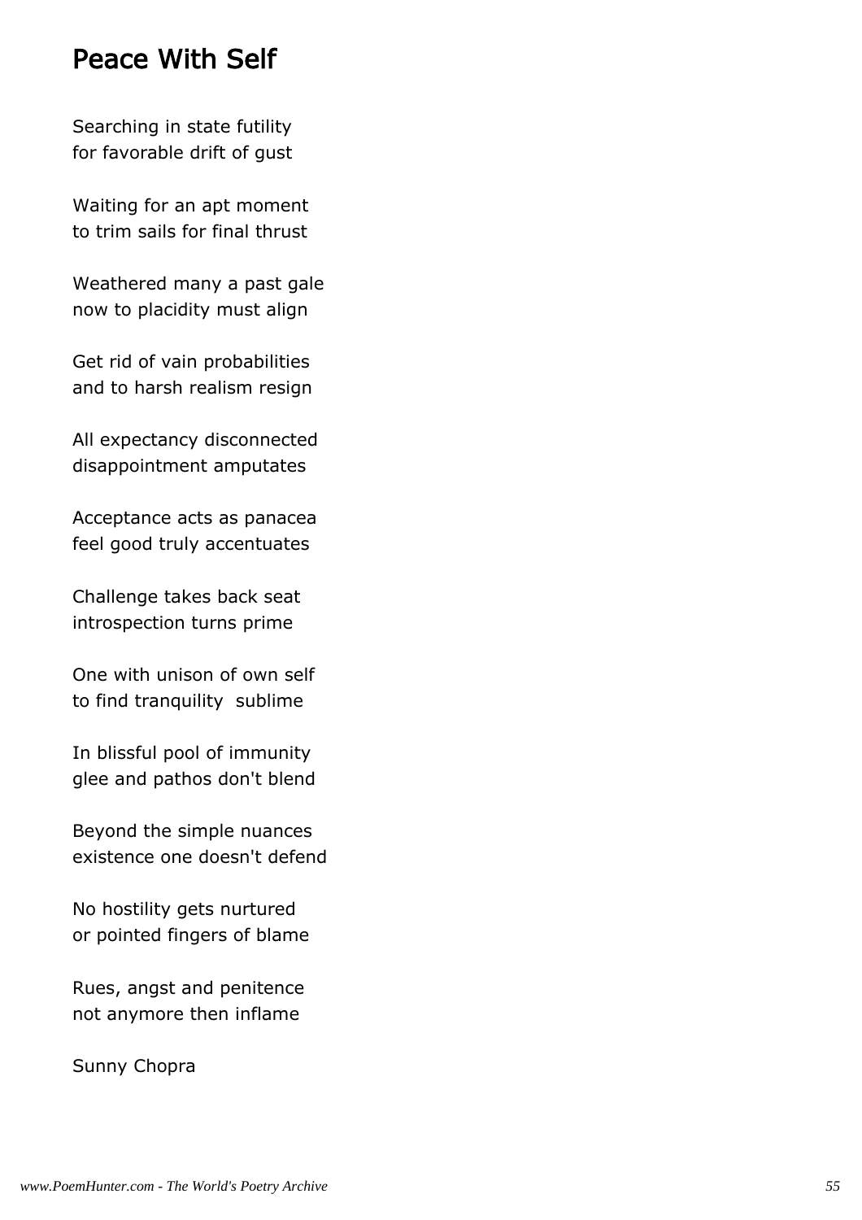# Peace With Self

Searching in state futility
for favorable drift of gust

Waiting for an apt moment
to trim sails for final thrust

Weathered many a past gale
now to placidity must align

Get rid of vain probabilities
and to harsh realism resign

All expectancy disconnected
disappointment amputates

Acceptance acts as panacea
feel good truly accentuates

Challenge takes back seat
introspection turns prime

One with unison of own self
to find tranquility  sublime

In blissful pool of immunity
glee and pathos don't blend

Beyond the simple nuances
existence one doesn't defend

No hostility gets nurtured
or pointed fingers of blame

Rues, angst and penitence
not anymore then inflame

Sunny Chopra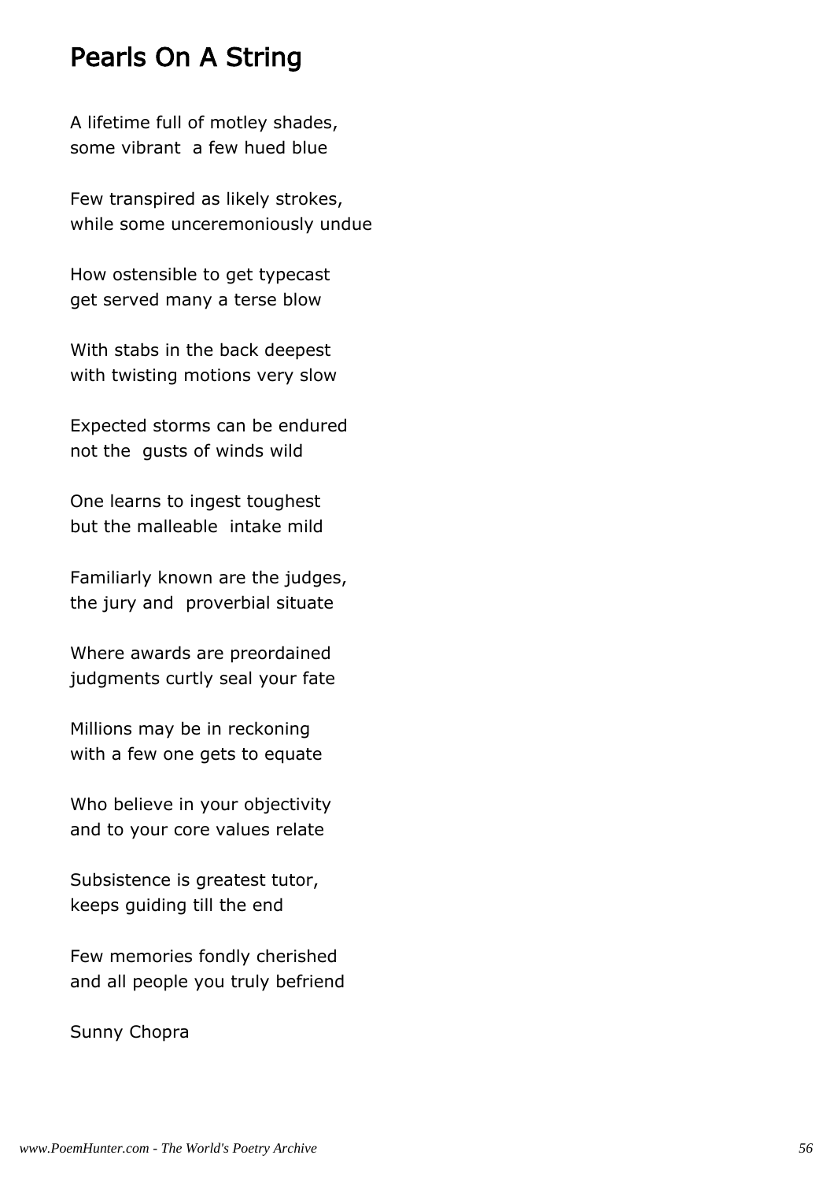## Pearls On A String

A lifetime full of motley shades,
some vibrant  a few hued blue

Few transpired as likely strokes,
while some unceremoniously undue

How ostensible to get typecast
get served many a terse blow

With stabs in the back deepest
with twisting motions very slow

Expected storms can be endured
not the  gusts of winds wild

One learns to ingest toughest
but the malleable  intake mild

Familiarly known are the judges,
the jury and  proverbial situate

Where awards are preordained
judgments curtly seal your fate

Millions may be in reckoning
with a few one gets to equate

Who believe in your objectivity
and to your core values relate

Subsistence is greatest tutor,
keeps guiding till the end

Few memories fondly cherished
and all people you truly befriend

Sunny Chopra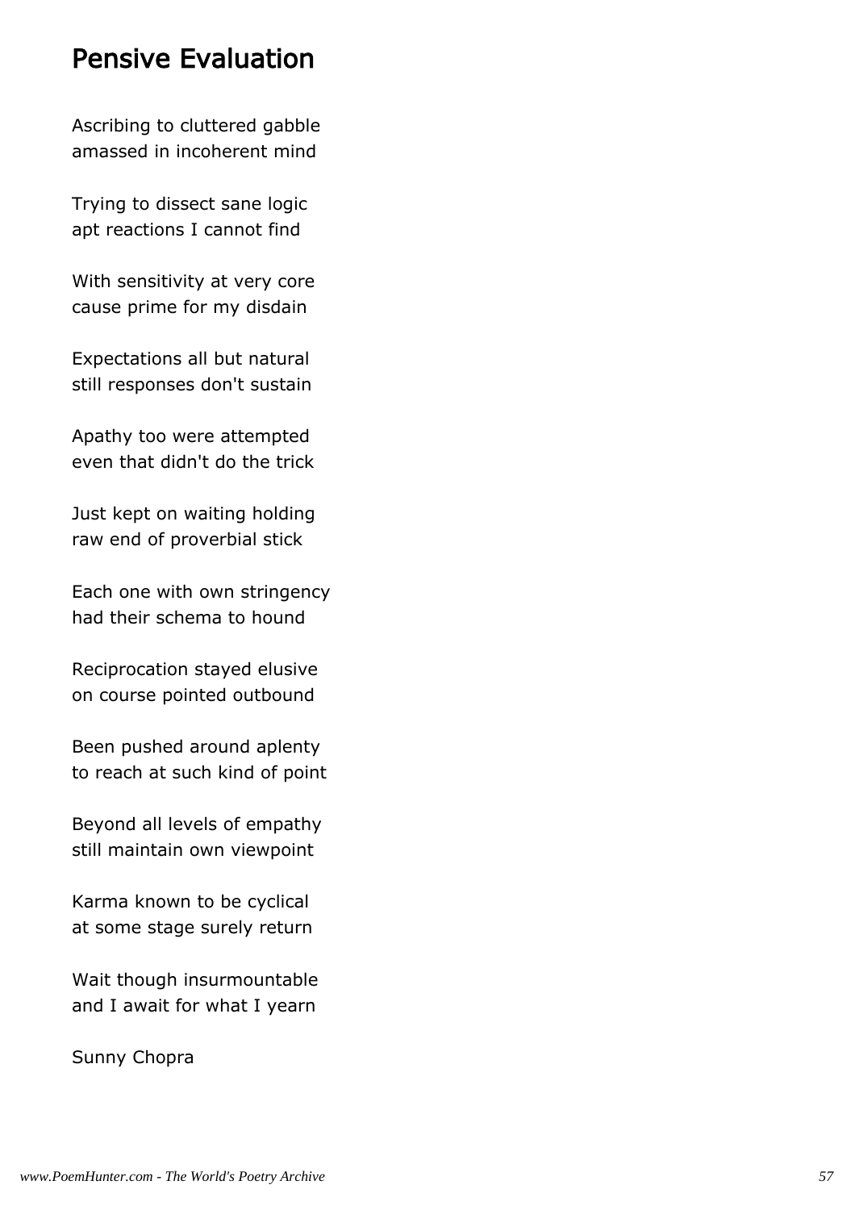# Pensive Evaluation

Ascribing to cluttered gabble
amassed in incoherent mind

Trying to dissect sane logic
apt reactions I cannot find

With sensitivity at very core
cause prime for my disdain

Expectations all but natural
still responses don't sustain

Apathy too were attempted
even that didn't do the trick

Just kept on waiting holding
raw end of proverbial stick

Each one with own stringency
had their schema to hound

Reciprocation stayed elusive
on course pointed outbound

Been pushed around aplenty
to reach at such kind of point

Beyond all levels of empathy
still maintain own viewpoint

Karma known to be cyclical
at some stage surely return

Wait though insurmountable
and I await for what I yearn

Sunny Chopra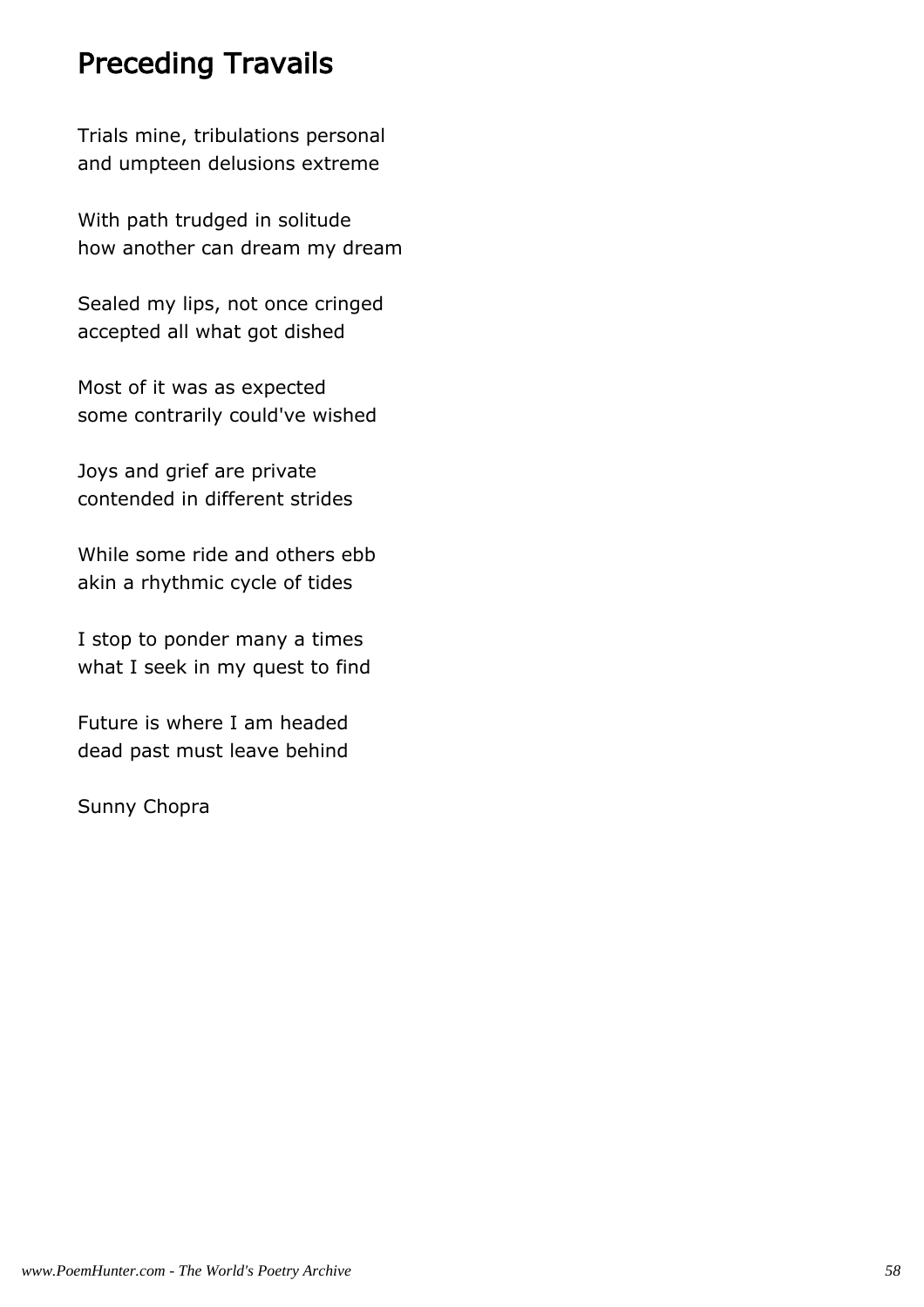# Preceding Travails

Trials mine, tribulations personal
and umpteen delusions extreme

With path trudged in solitude
how another can dream my dream

Sealed my lips, not once cringed
accepted all what got dished

Most of it was as expected
some contrarily could've wished

Joys and grief are private
contended in different strides

While some ride and others ebb
akin a rhythmic cycle of tides

I stop to ponder many a times
what I seek in my quest to find

Future is where I am headed
dead past must leave behind

Sunny Chopra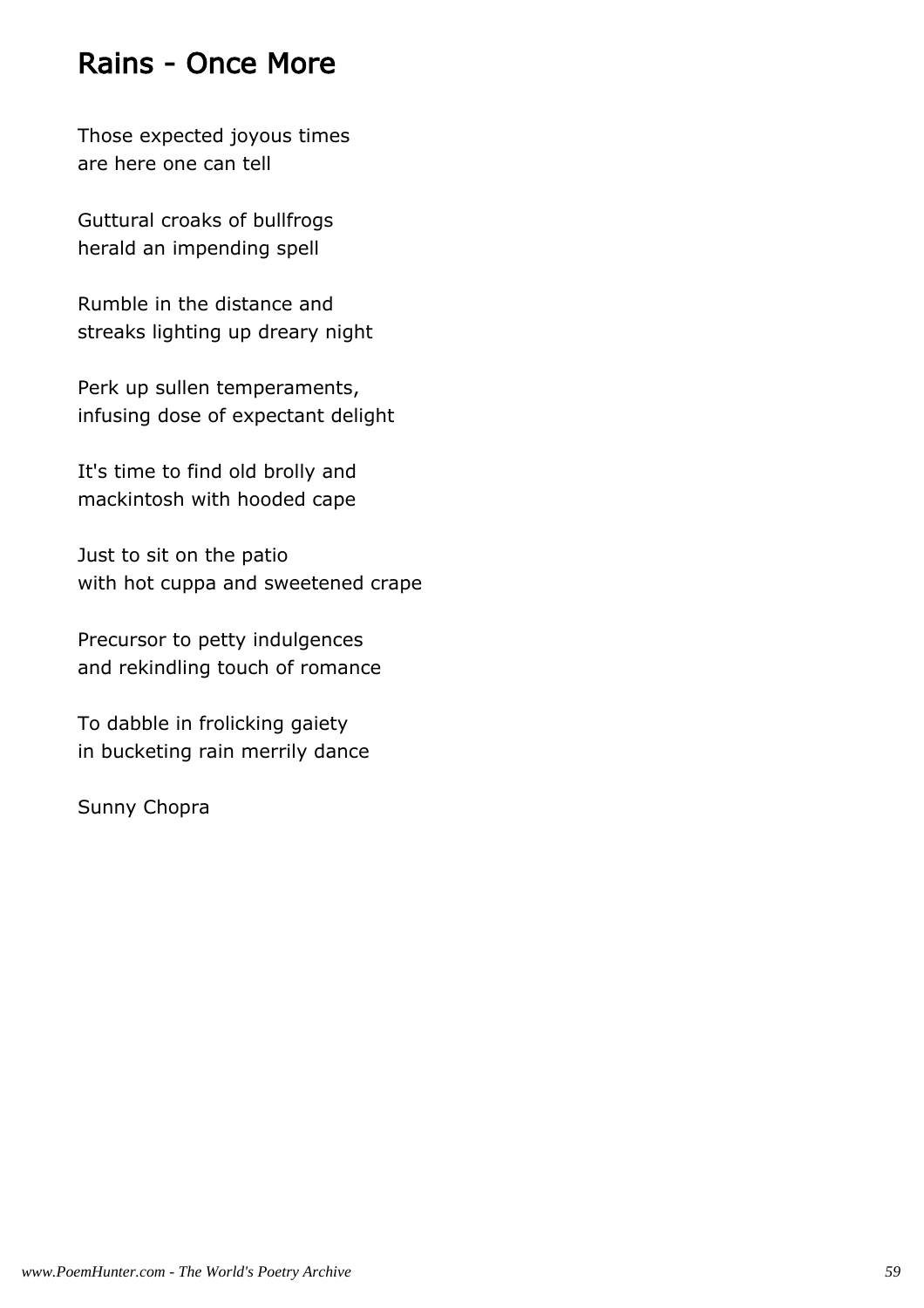# Rains - Once More

Those expected joyous times
are here one can tell

Guttural croaks of bullfrogs
herald an impending spell

Rumble in the distance and
streaks lighting up dreary night

Perk up sullen temperaments,
infusing dose of expectant delight

It's time to find old brolly and
mackintosh with hooded cape

Just to sit on the patio
with hot cuppa and sweetened crape

Precursor to petty indulgences
and rekindling touch of romance

To dabble in frolicking gaiety
in bucketing rain merrily dance

Sunny Chopra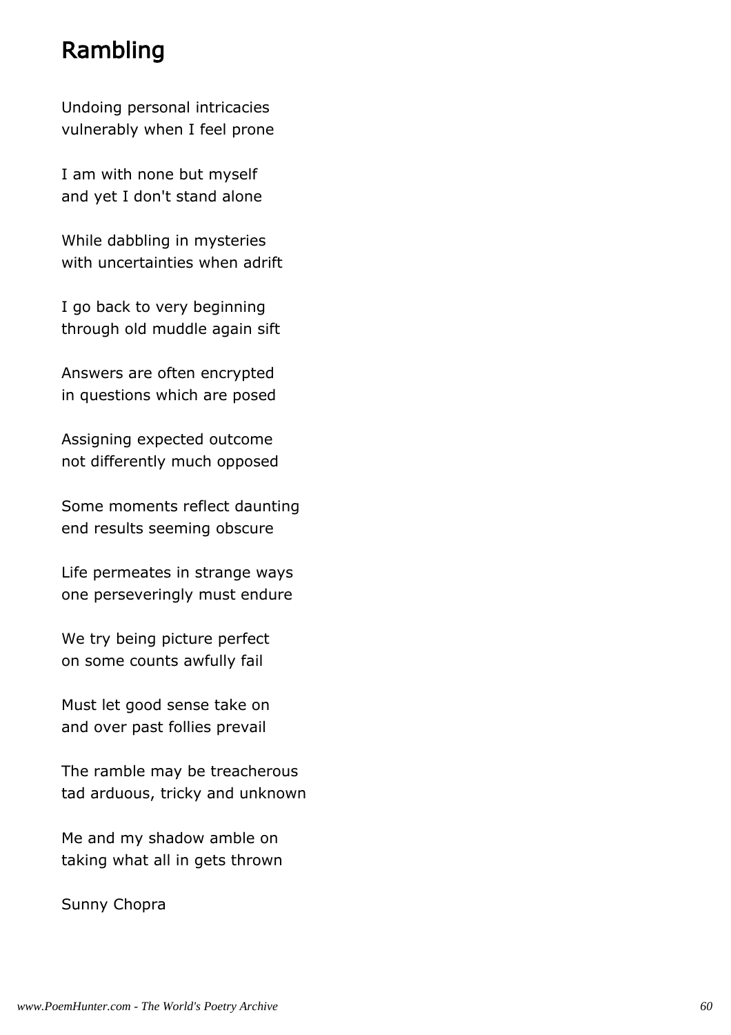# Rambling

Undoing personal intricacies
vulnerably when I feel prone

I am with none but myself
and yet I don't stand alone

While dabbling in mysteries
with uncertainties when adrift

I go back to very beginning
through old muddle again sift

Answers are often encrypted
in questions which are posed

Assigning expected outcome
not differently much opposed

Some moments reflect daunting
end results seeming obscure

Life permeates in strange ways
one perseveringly must endure

We try being picture perfect
on some counts awfully fail

Must let good sense take on
and over past follies prevail

The ramble may be treacherous
tad arduous, tricky and unknown

Me and my shadow amble on
taking what all in gets thrown

Sunny Chopra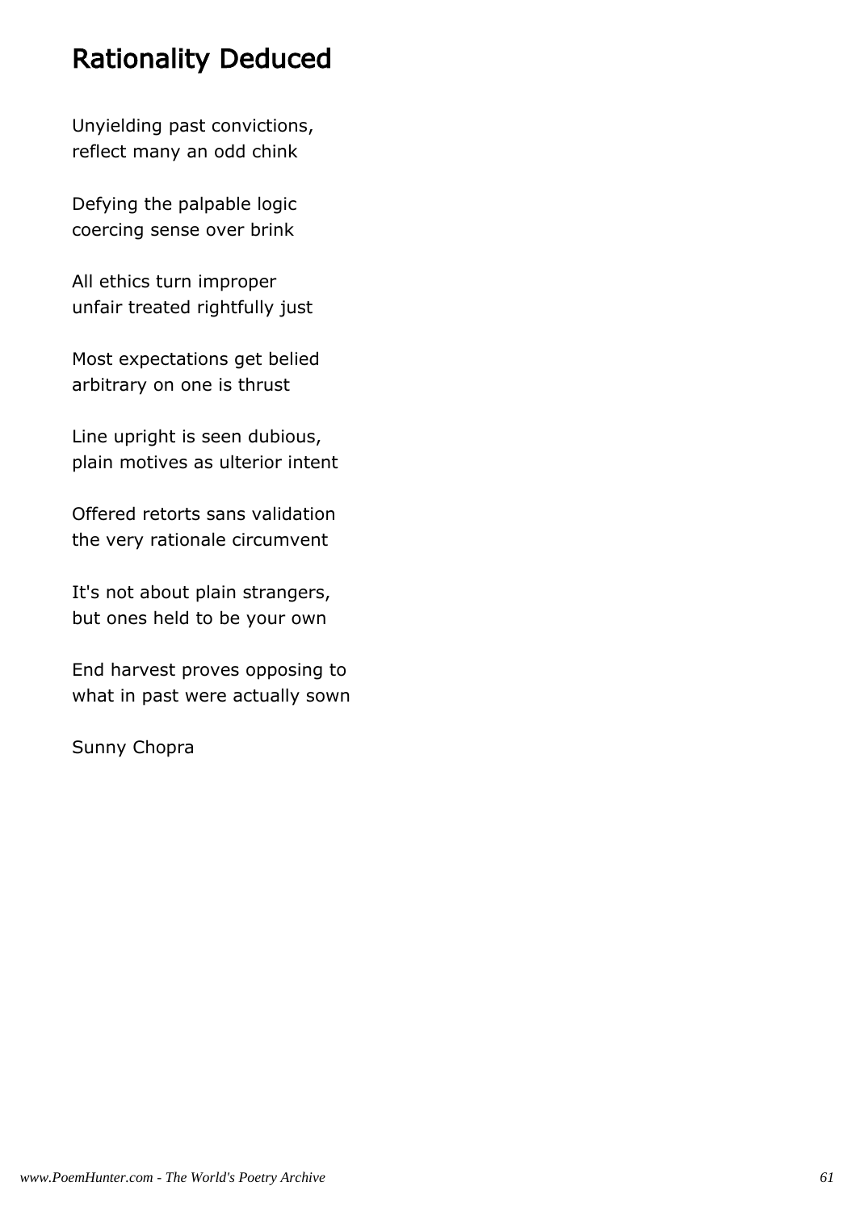# Rationality Deduced

Unyielding past convictions,
reflect many an odd chink

Defying the palpable logic
coercing sense over brink

All ethics turn improper
unfair treated rightfully just

Most expectations get belied
arbitrary on one is thrust

Line upright is seen dubious,
plain motives as ulterior intent

Offered retorts sans validation
the very rationale circumvent

It's not about plain strangers,
but ones held to be your own

End harvest proves opposing to
what in past were actually sown

Sunny Chopra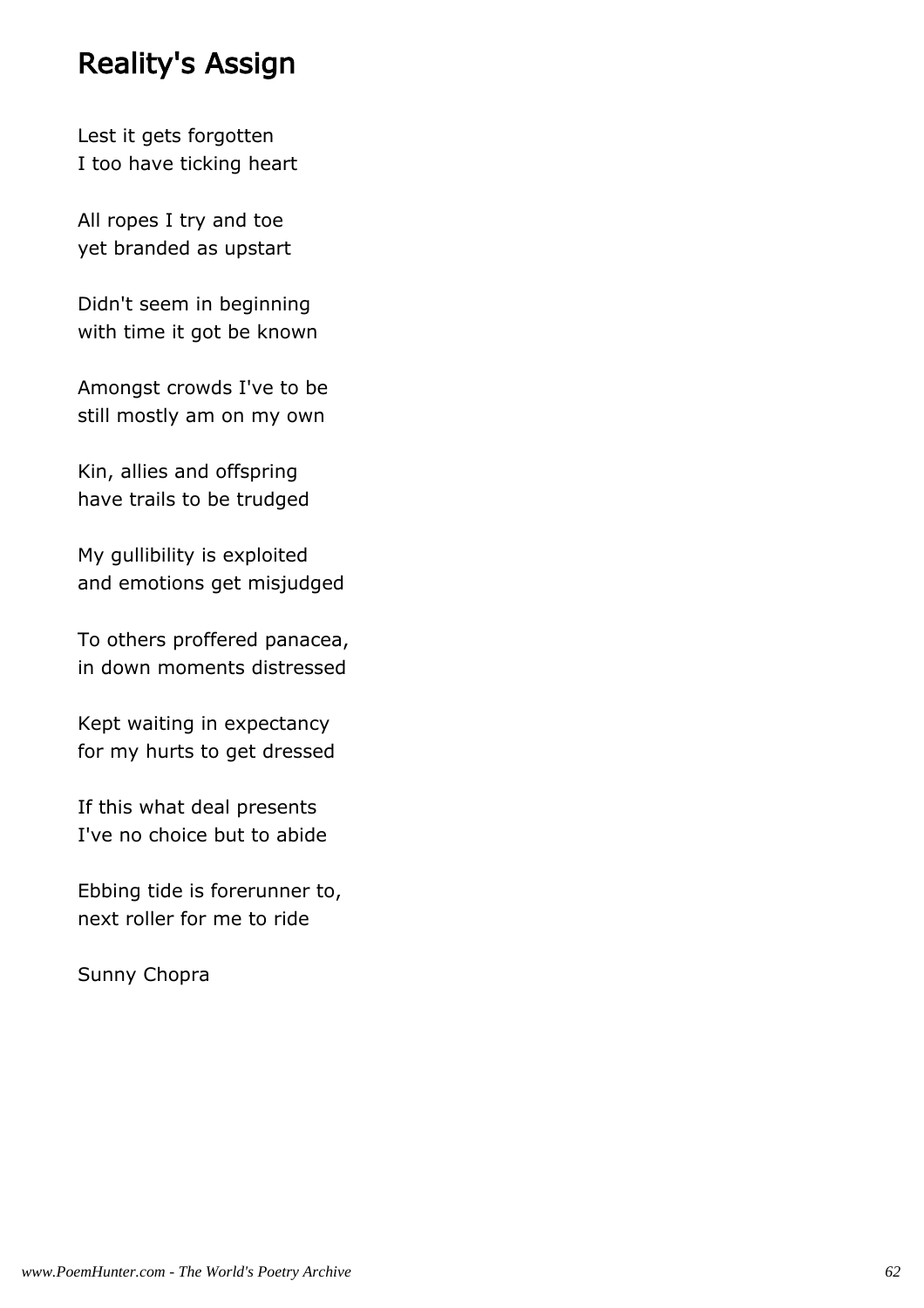## Reality's Assign

Lest it gets forgotten
I too have ticking heart

All ropes I try and toe
yet branded as upstart

Didn't seem in beginning
with time it got be known

Amongst crowds I've to be
still mostly am on my own

Kin, allies and offspring
have trails to be trudged

My gullibility is exploited
and emotions get misjudged

To others proffered panacea,
in down moments distressed

Kept waiting in expectancy
for my hurts to get dressed

If this what deal presents
I've no choice but to abide

Ebbing tide is forerunner to,
next roller for me to ride

Sunny Chopra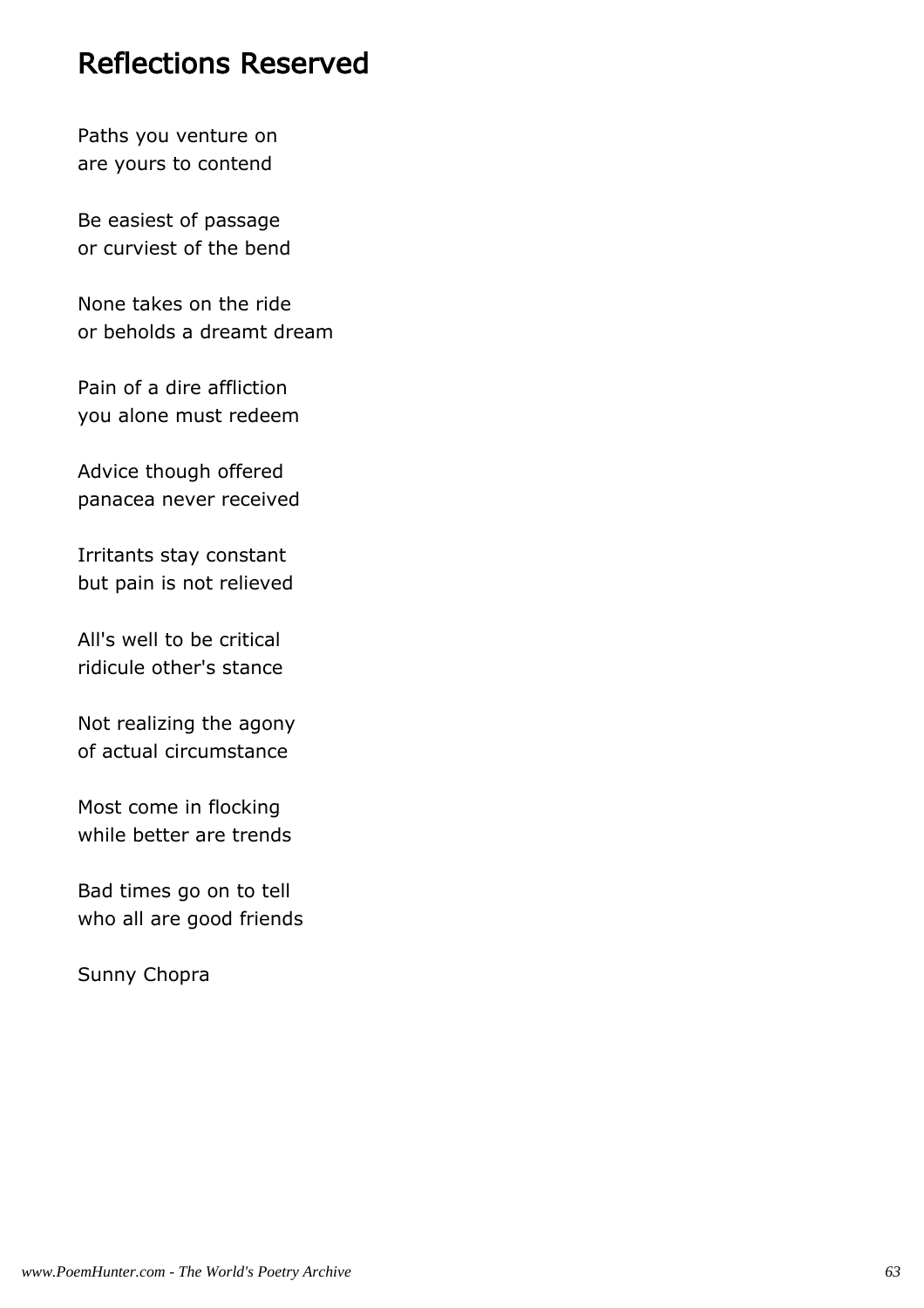# Reflections Reserved

Paths you venture on  
are yours to contend

Be easiest of passage  
or curviest of the bend

None takes on the ride  
or beholds a dreamt dream

Pain of a dire affliction  
you alone must redeem

Advice though offered  
panacea never received

Irritants stay constant  
but pain is not relieved

All's well to be critical  
ridicule other's stance

Not realizing the agony  
of actual circumstance

Most come in flocking  
while better are trends

Bad times go on to tell  
who all are good friends

Sunny Chopra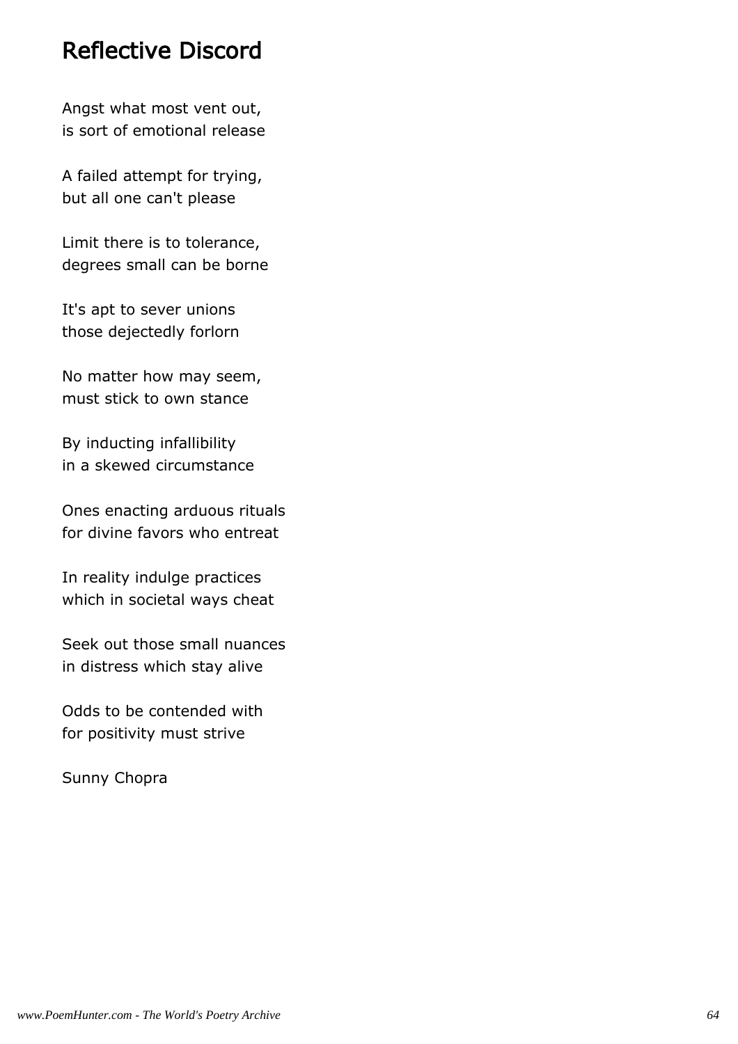# Reflective Discord

Angst what most vent out,
is sort of emotional release

A failed attempt for trying,
but all one can't please

Limit there is to tolerance,
degrees small can be borne

It's apt to sever unions
those dejectedly forlorn

No matter how may seem,
must stick to own stance

By inducting infallibility
in a skewed circumstance

Ones enacting arduous rituals
for divine favors who entreat

In reality indulge practices
which in societal ways cheat

Seek out those small nuances
in distress which stay alive

Odds to be contended with
for positivity must strive

Sunny Chopra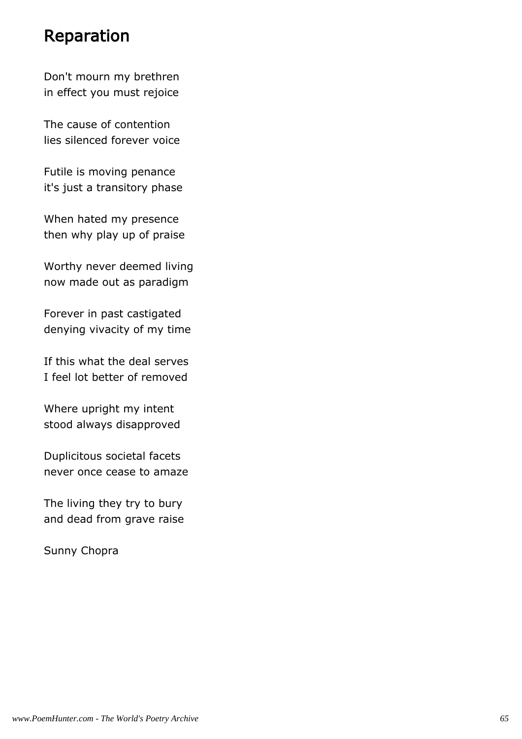# Reparation

Don't mourn my brethren
in effect you must rejoice

The cause of contention
lies silenced forever voice

Futile is moving penance
it's just a transitory phase

When hated my presence
then why play up of praise

Worthy never deemed living
now made out as paradigm

Forever in past castigated
denying vivacity of my time

If this what the deal serves
I feel lot better of removed

Where upright my intent
stood always disapproved

Duplicitous societal facets
never once cease to amaze

The living they try to bury
and dead from grave raise

Sunny Chopra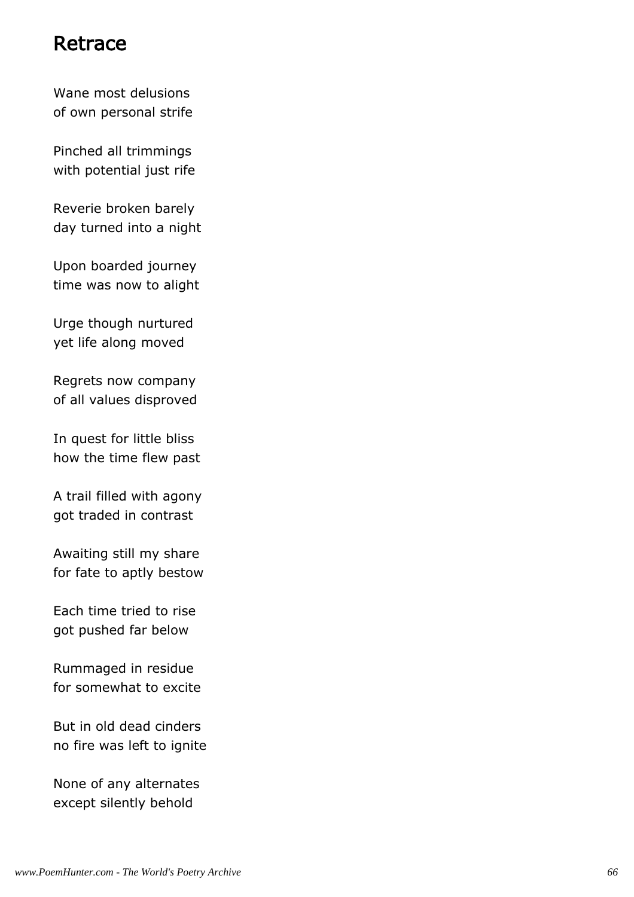## Retrace

Wane most delusions
of own personal strife

Pinched all trimmings
with potential just rife

Reverie broken barely
day turned into a night

Upon boarded journey
time was now to alight

Urge though nurtured
yet life along moved

Regrets now company
of all values disproved

In quest for little bliss
how the time flew past

A trail filled with agony
got traded in contrast

Awaiting still my share
for fate to aptly bestow

Each time tried to rise
got pushed far below

Rummaged in residue
for somewhat to excite

But in old dead cinders
no fire was left to ignite

None of any alternates
except silently behold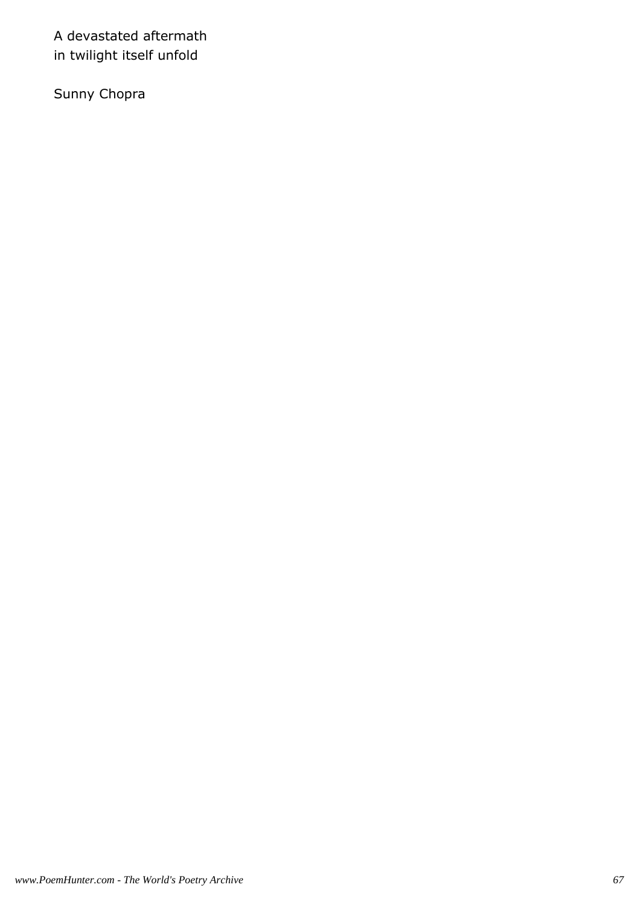A devastated aftermath  
in twilight itself unfold

Sunny Chopra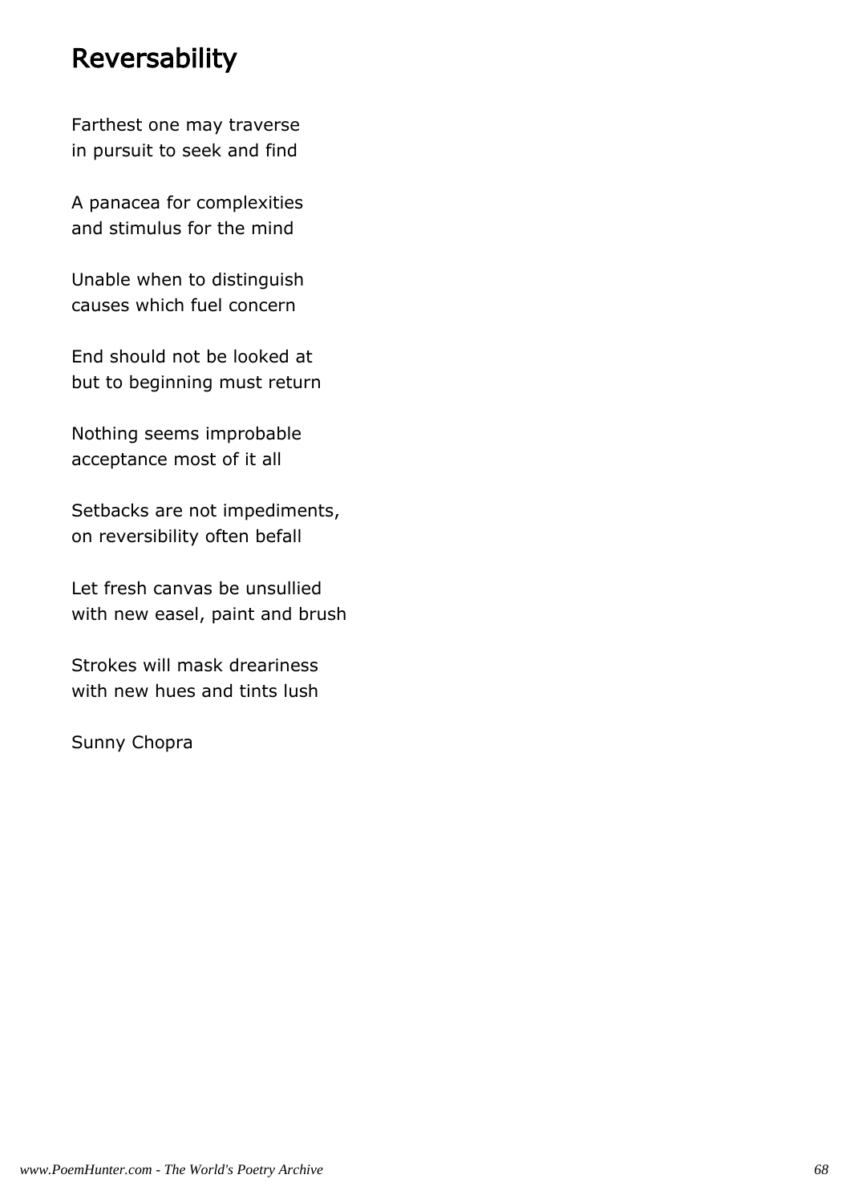## Reversability

Farthest one may traverse
in pursuit to seek and find

A panacea for complexities
and stimulus for the mind

Unable when to distinguish
causes which fuel concern

End should not be looked at
but to beginning must return

Nothing seems improbable
acceptance most of it all

Setbacks are not impediments,
on reversibility often befall

Let fresh canvas be unsullied
with new easel, paint and brush

Strokes will mask dreariness
with new hues and tints lush

Sunny Chopra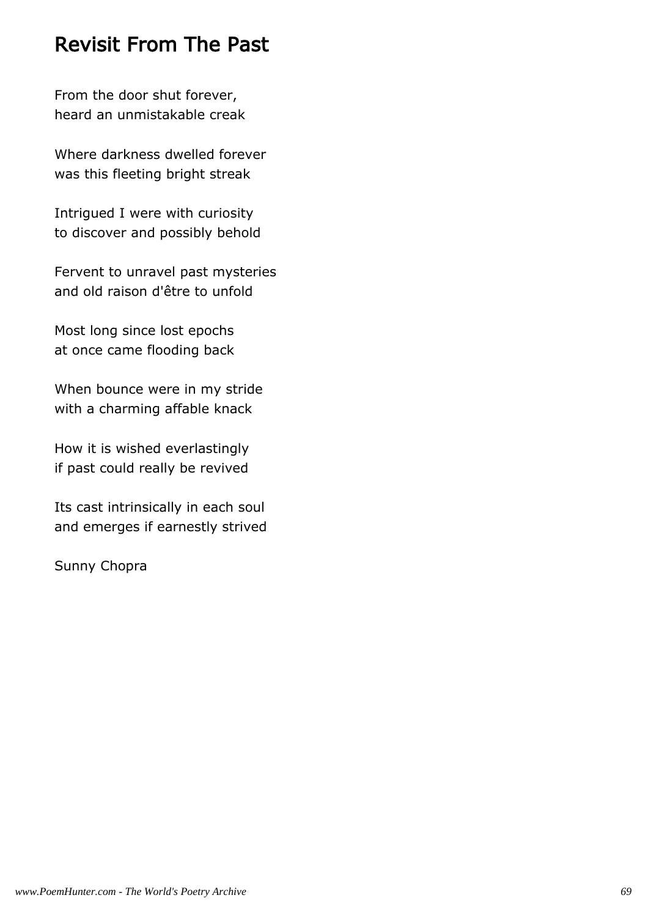## Revisit From The Past

From the door shut forever,
heard an unmistakable creak

Where darkness dwelled forever
was this fleeting bright streak

Intrigued I were with curiosity
to discover and possibly behold

Fervent to unravel past mysteries
and old raison d'être to unfold

Most long since lost epochs
at once came flooding back

When bounce were in my stride
with a charming affable knack

How it is wished everlastingly
if past could really be revived

Its cast intrinsically in each soul
and emerges if earnestly strived

Sunny Chopra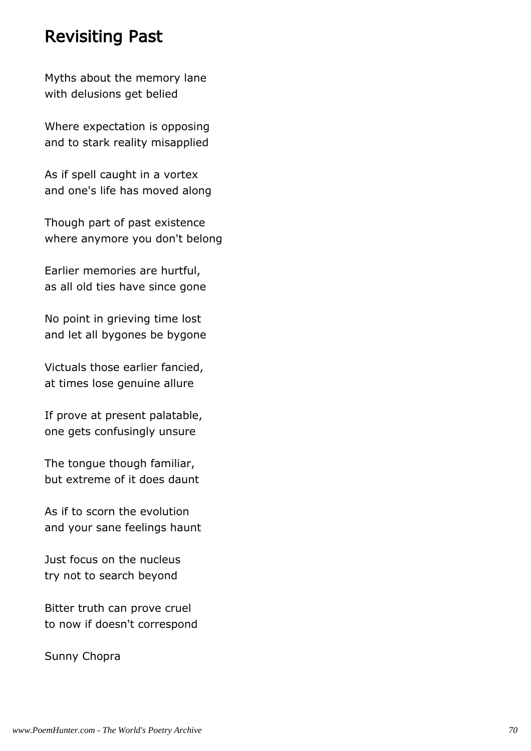# Revisiting Past

Myths about the memory lane
with delusions get belied

Where expectation is opposing
and to stark reality misapplied

As if spell caught in a vortex
and one's life has moved along

Though part of past existence
where anymore you don't belong

Earlier memories are hurtful,
as all old ties have since gone

No point in grieving time lost
and let all bygones be bygone

Victuals those earlier fancied,
at times lose genuine allure

If prove at present palatable,
one gets confusingly unsure

The tongue though familiar,
but extreme of it does daunt

As if to scorn the evolution
and your sane feelings haunt

Just focus on the nucleus
try not to search beyond

Bitter truth can prove cruel
to now if doesn't correspond

Sunny Chopra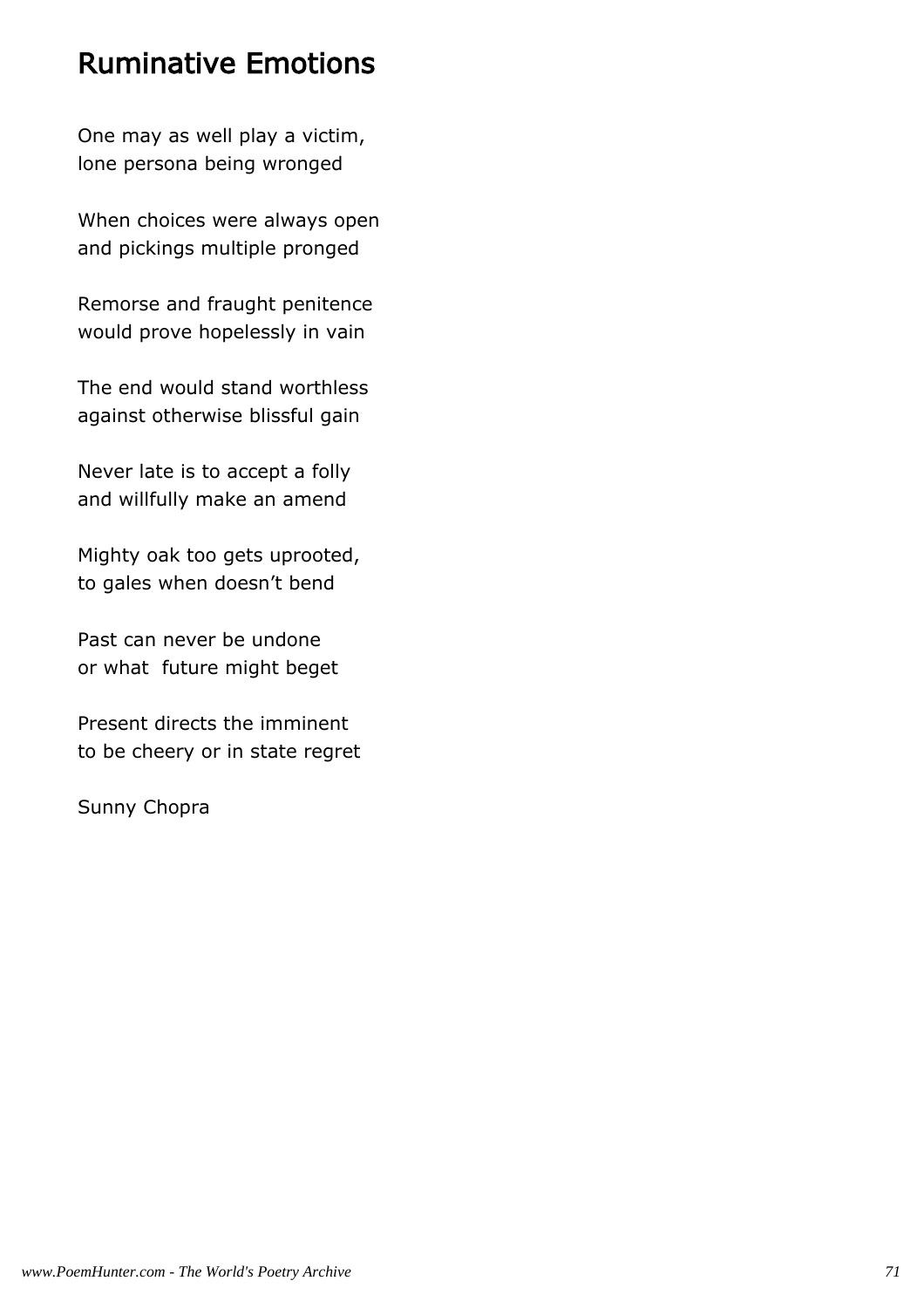# Ruminative Emotions

One may as well play a victim,
lone persona being wronged

When choices were always open
and pickings multiple pronged

Remorse and fraught penitence
would prove hopelessly in vain

The end would stand worthless
against otherwise blissful gain

Never late is to accept a folly
and willfully make an amend

Mighty oak too gets uprooted,
to gales when doesn't bend

Past can never be undone
or what future might beget

Present directs the imminent
to be cheery or in state regret

Sunny Chopra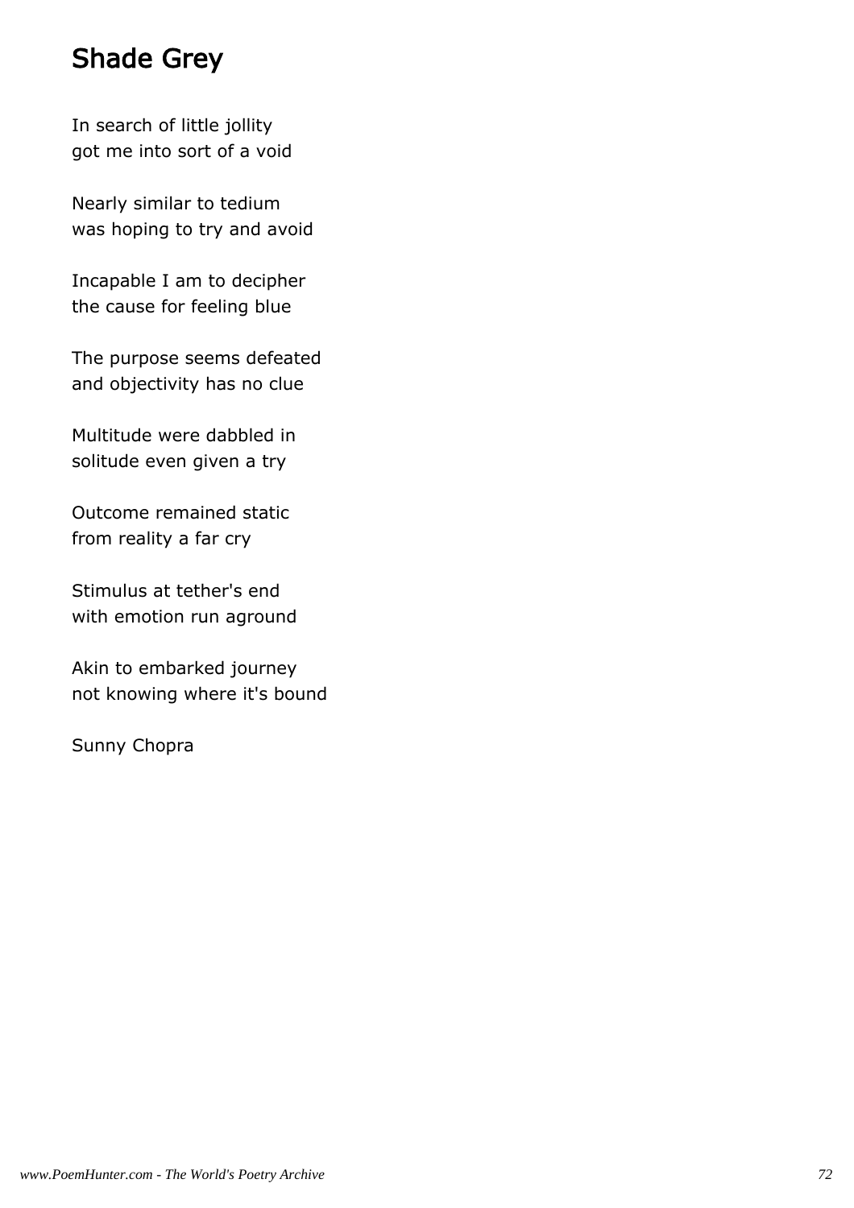## Shade Grey

In search of little jollity
got me into sort of a void

Nearly similar to tedium
was hoping to try and avoid

Incapable I am to decipher
the cause for feeling blue

The purpose seems defeated
and objectivity has no clue

Multitude were dabbled in
solitude even given a try

Outcome remained static
from reality a far cry

Stimulus at tether's end
with emotion run aground

Akin to embarked journey
not knowing where it's bound

Sunny Chopra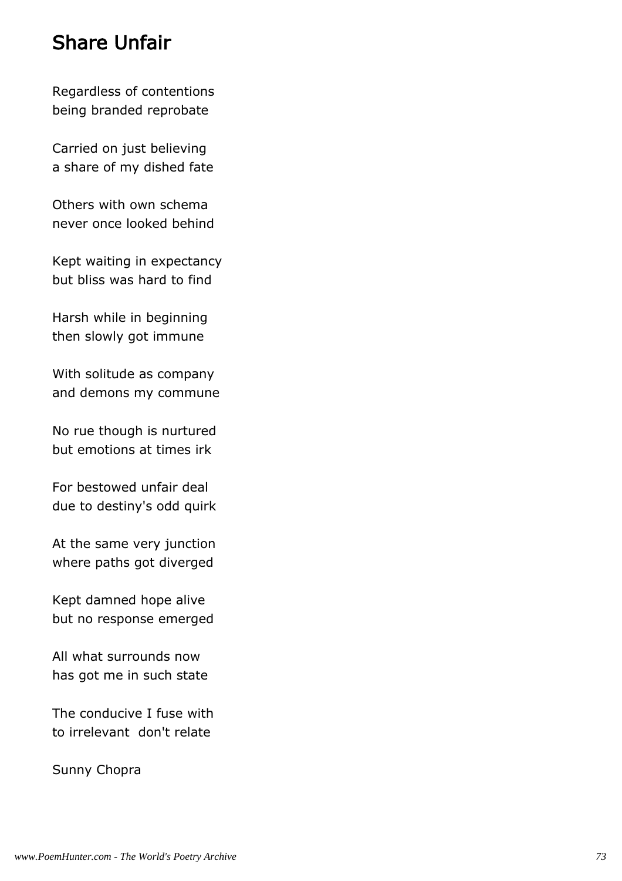## Share Unfair

Regardless of contentions  
being branded reprobate

Carried on just believing  
a share of my dished fate

Others with own schema  
never once looked behind

Kept waiting in expectancy  
but bliss was hard to find

Harsh while in beginning  
then slowly got immune

With solitude as company  
and demons my commune

No rue though is nurtured  
but emotions at times irk

For bestowed unfair deal  
due to destiny's odd quirk

At the same very junction  
where paths got diverged

Kept damned hope alive  
but no response emerged

All what surrounds now  
has got me in such state

The conducive I fuse with  
to irrelevant  don't relate

Sunny Chopra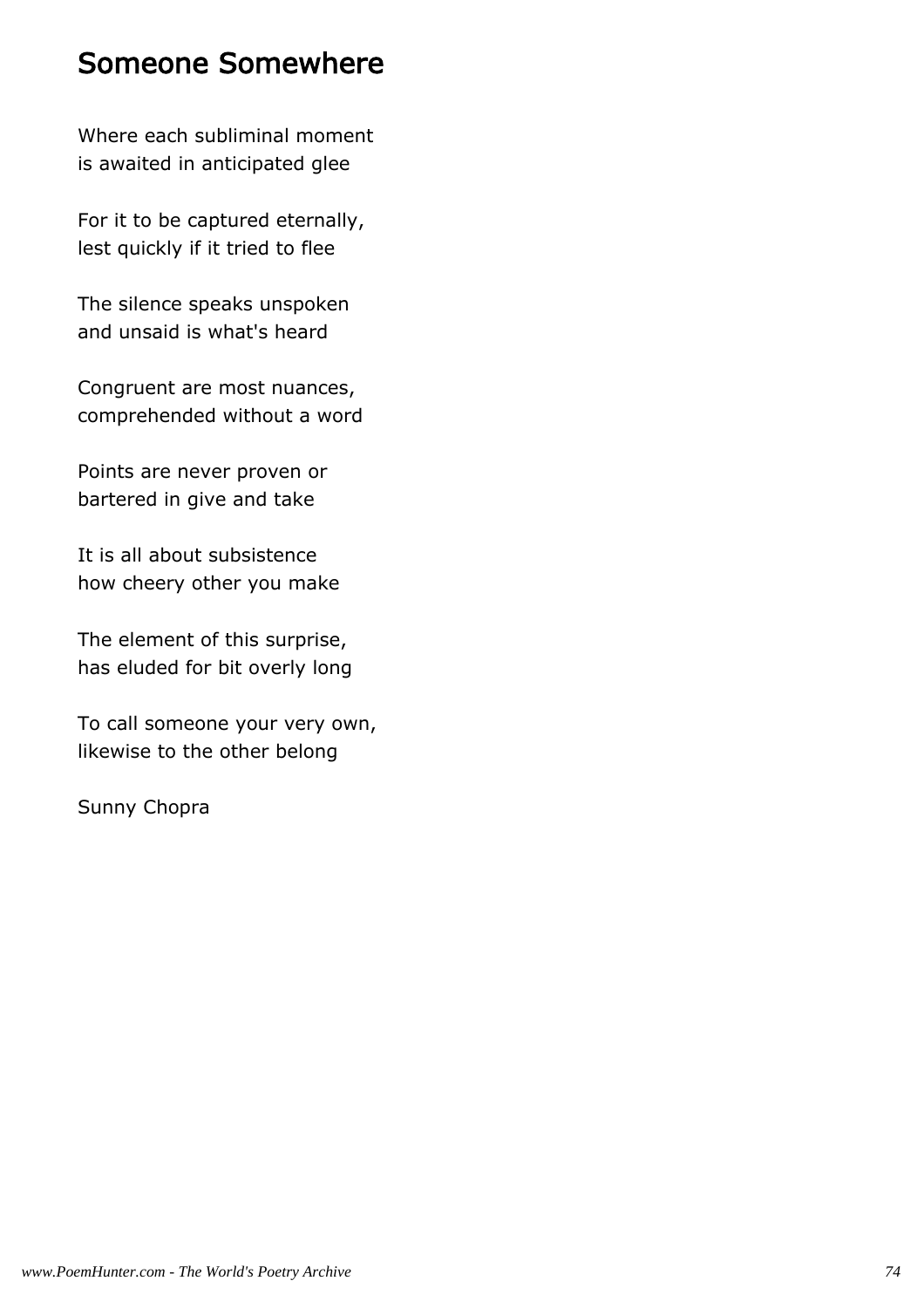# Someone Somewhere

Where each subliminal moment
is awaited in anticipated glee

For it to be captured eternally,
lest quickly if it tried to flee

The silence speaks unspoken
and unsaid is what's heard

Congruent are most nuances,
comprehended without a word

Points are never proven or
bartered in give and take

It is all about subsistence
how cheery other you make

The element of this surprise,
has eluded for bit overly long

To call someone your very own,
likewise to the other belong

Sunny Chopra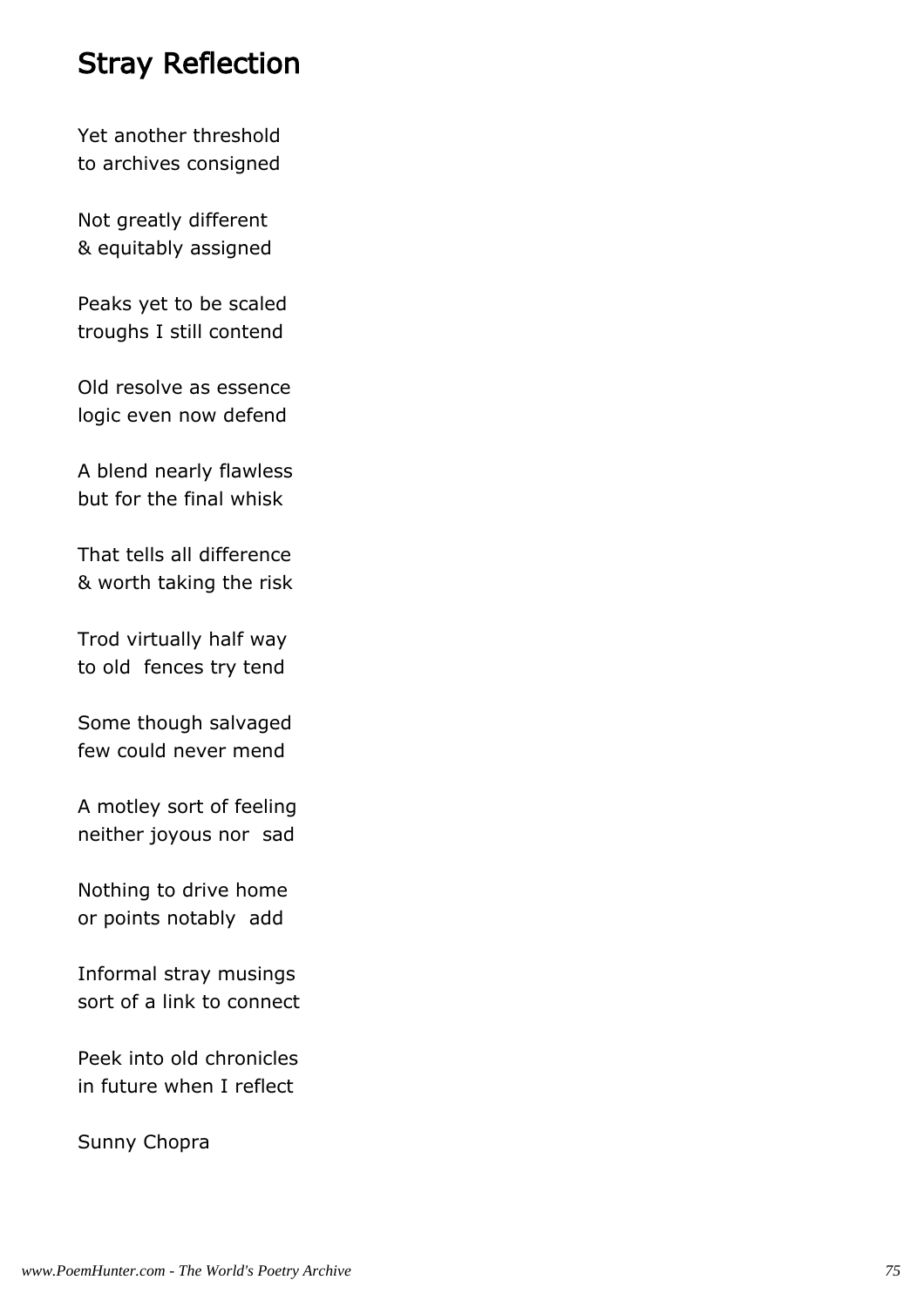# Stray Reflection

Yet another threshold
to archives consigned

Not greatly different
& equitably assigned

Peaks yet to be scaled
troughs I still contend

Old resolve as essence
logic even now defend

A blend nearly flawless
but for the final whisk

That tells all difference
& worth taking the risk

Trod virtually half way
to old fences try tend

Some though salvaged
few could never mend

A motley sort of feeling
neither joyous nor sad

Nothing to drive home
or points notably add

Informal stray musings
sort of a link to connect

Peek into old chronicles
in future when I reflect

Sunny Chopra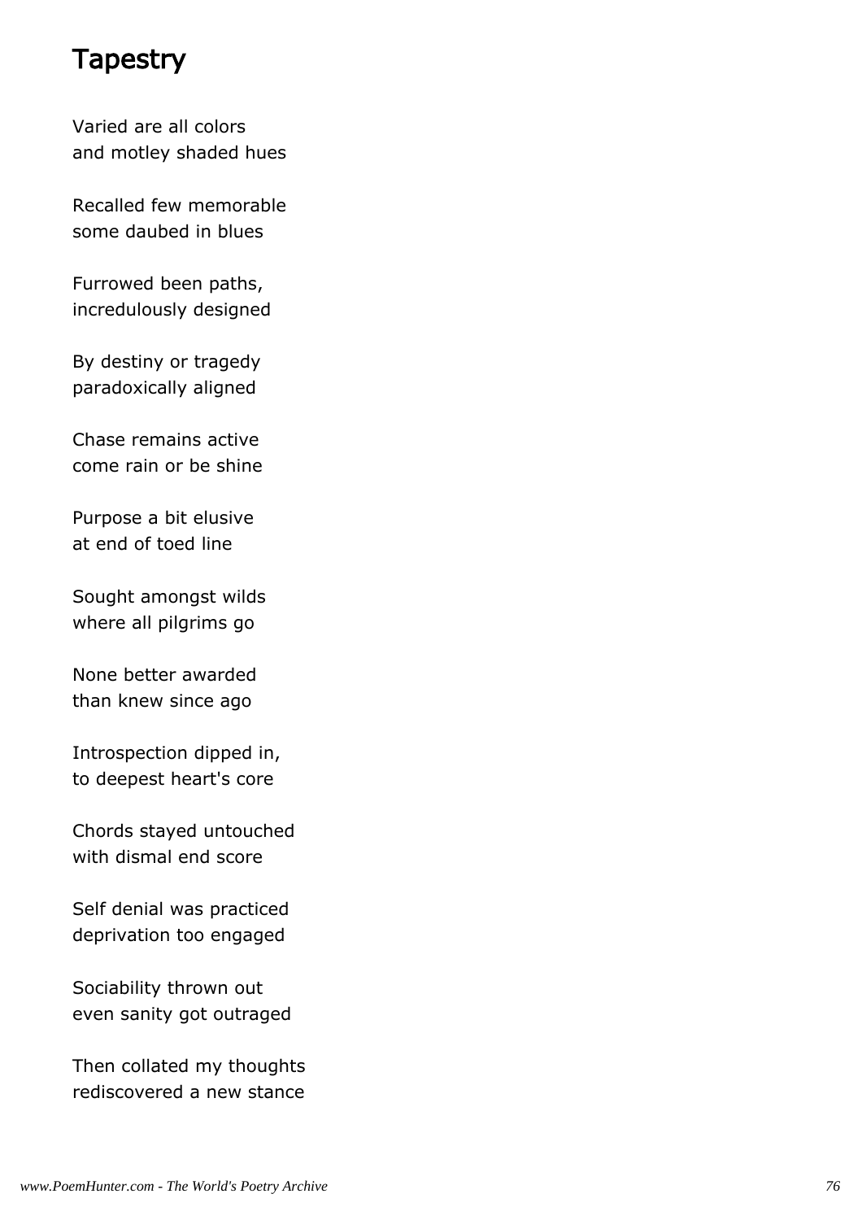## Tapestry

Varied are all colors
and motley shaded hues

Recalled few memorable
some daubed in blues

Furrowed been paths,
incredulously designed

By destiny or tragedy
paradoxically aligned

Chase remains active
come rain or be shine

Purpose a bit elusive
at end of toed line

Sought amongst wilds
where all pilgrims go

None better awarded
than knew since ago

Introspection dipped in,
to deepest heart's core

Chords stayed untouched
with dismal end score

Self denial was practiced
deprivation too engaged

Sociability thrown out
even sanity got outraged

Then collated my thoughts
rediscovered a new stance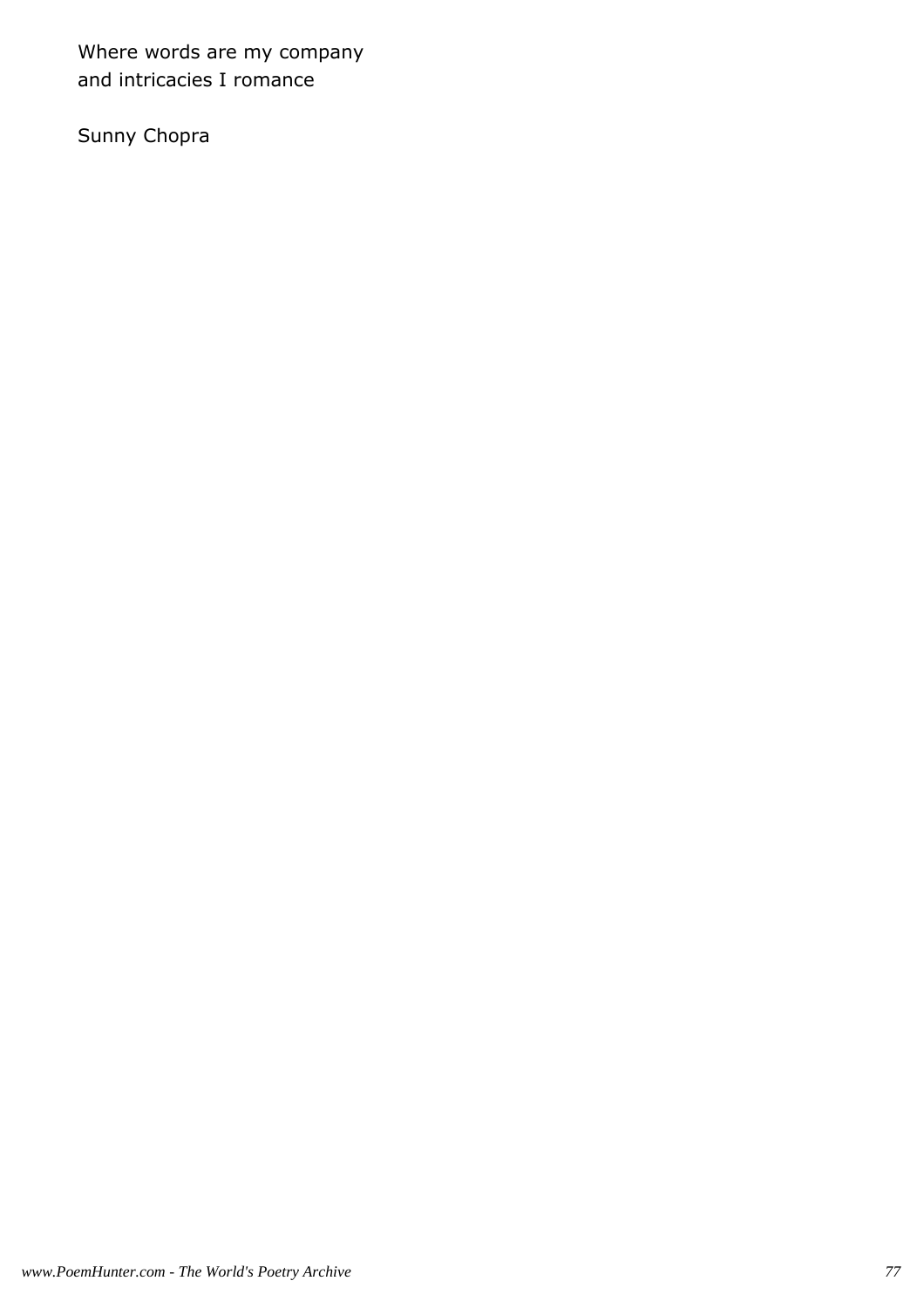Where words are my company
and intricacies I romance

Sunny Chopra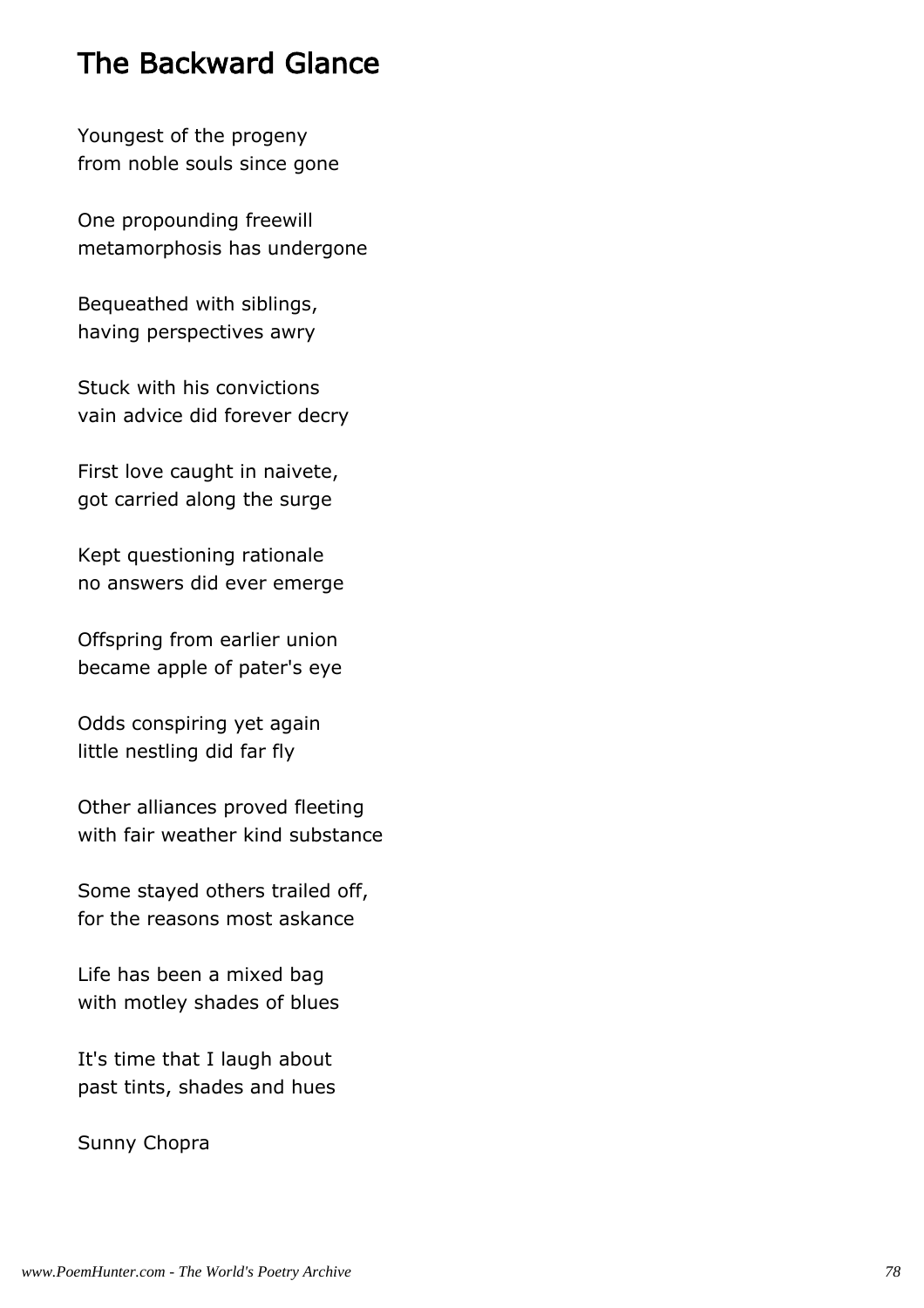# The Backward Glance

Youngest of the progeny  
from noble souls since gone

One propounding freewill  
metamorphosis has undergone

Bequeathed with siblings,  
having perspectives awry

Stuck with his convictions  
vain advice did forever decry

First love caught in naivete,  
got carried along the surge

Kept questioning rationale  
no answers did ever emerge

Offspring from earlier union  
became apple of pater's eye

Odds conspiring yet again  
little nestling did far fly

Other alliances proved fleeting  
with fair weather kind substance

Some stayed others trailed off,  
for the reasons most askance

Life has been a mixed bag  
with motley shades of blues

It's time that I laugh about  
past tints, shades and hues

Sunny Chopra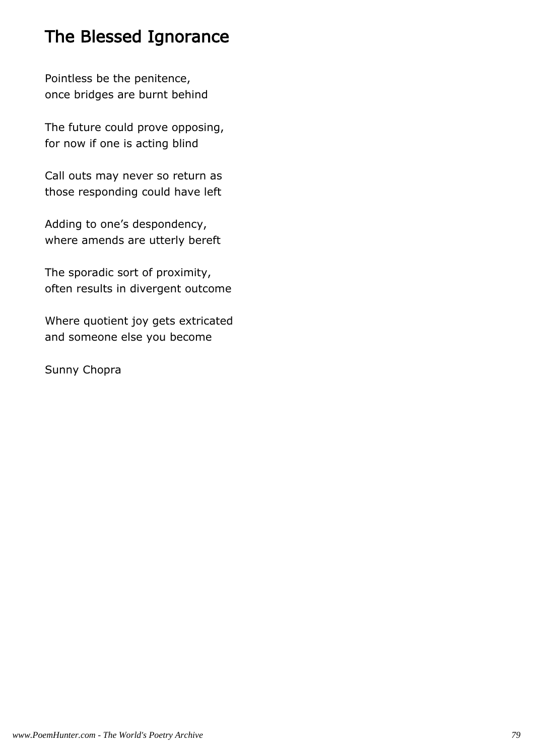# The Blessed Ignorance

Pointless be the penitence,  
once bridges are burnt behind

The future could prove opposing,  
for now if one is acting blind

Call outs may never so return as  
those responding could have left

Adding to one's despondency,  
where amends are utterly bereft

The sporadic sort of proximity,  
often results in divergent outcome

Where quotient joy gets extricated  
and someone else you become

Sunny Chopra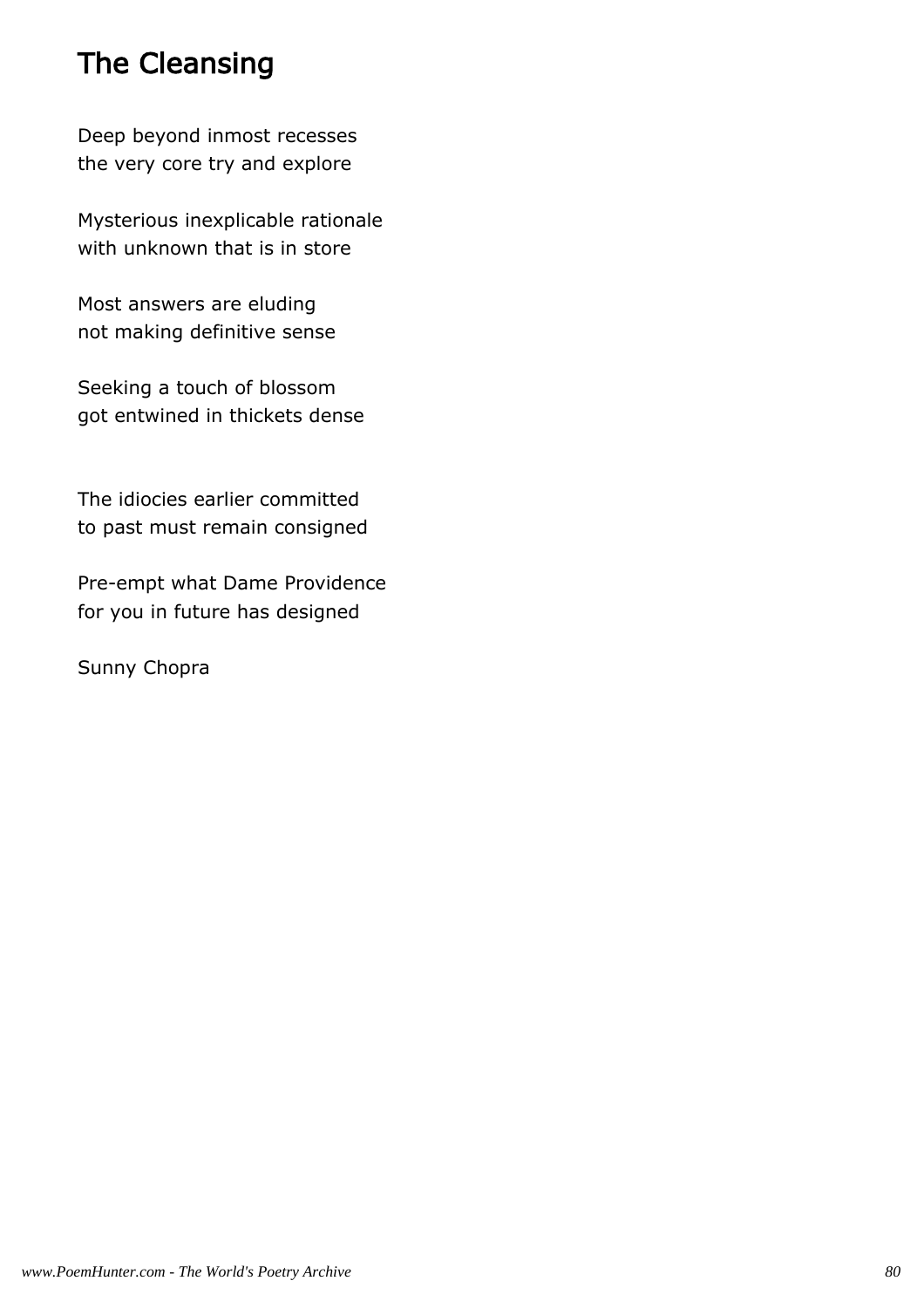## The Cleansing

Deep beyond inmost recesses
the very core try and explore

Mysterious inexplicable rationale
with unknown that is in store

Most answers are eluding
not making definitive sense

Seeking a touch of blossom
got entwined in thickets dense

The idiocies earlier committed
to past must remain consigned

Pre-empt what Dame Providence
for you in future has designed

Sunny Chopra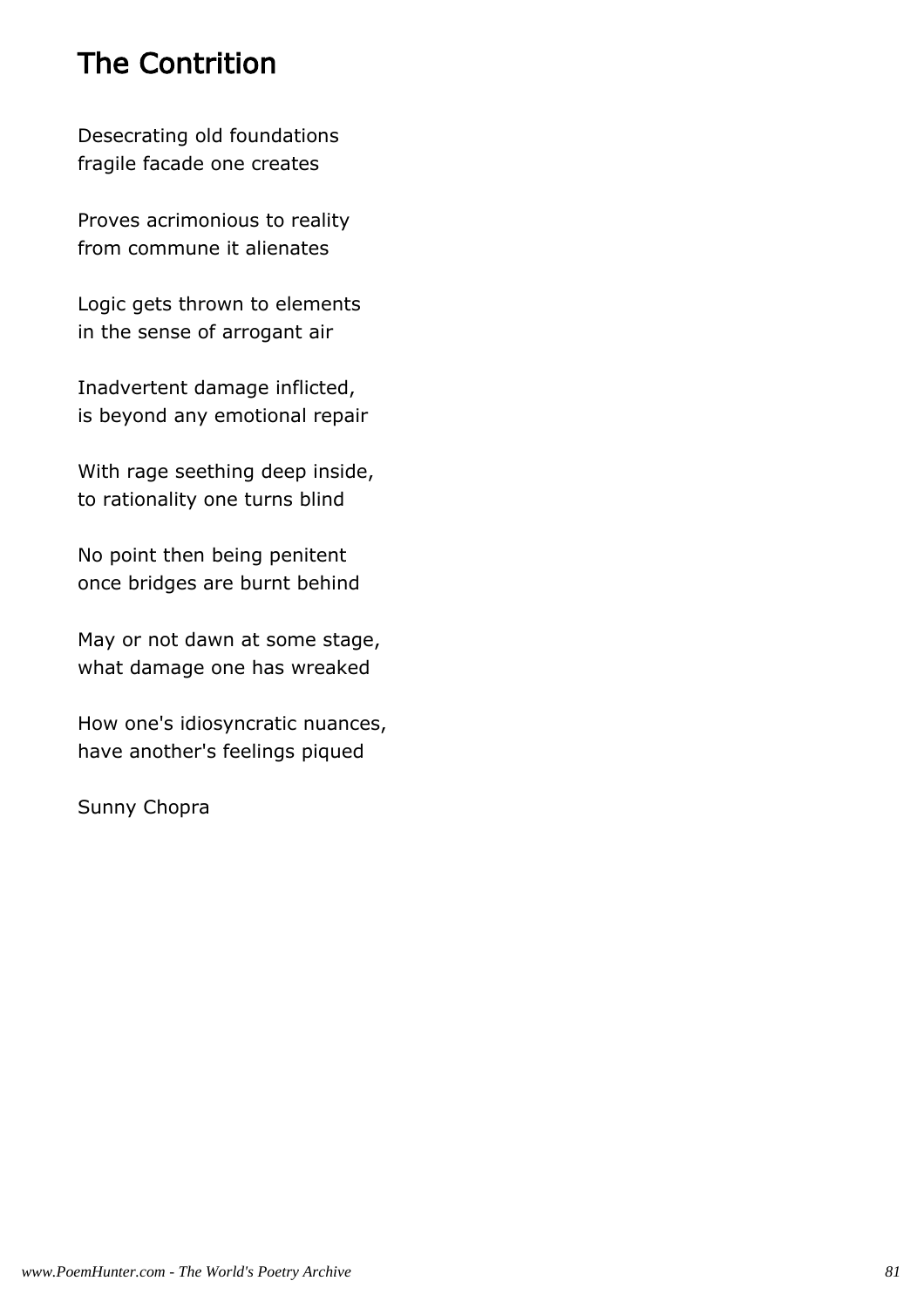# The Contrition

Desecrating old foundations
fragile facade one creates

Proves acrimonious to reality
from commune it alienates

Logic gets thrown to elements
in the sense of arrogant air

Inadvertent damage inflicted,
is beyond any emotional repair

With rage seething deep inside,
to rationality one turns blind

No point then being penitent
once bridges are burnt behind

May or not dawn at some stage,
what damage one has wreaked

How one's idiosyncratic nuances,
have another's feelings piqued

Sunny Chopra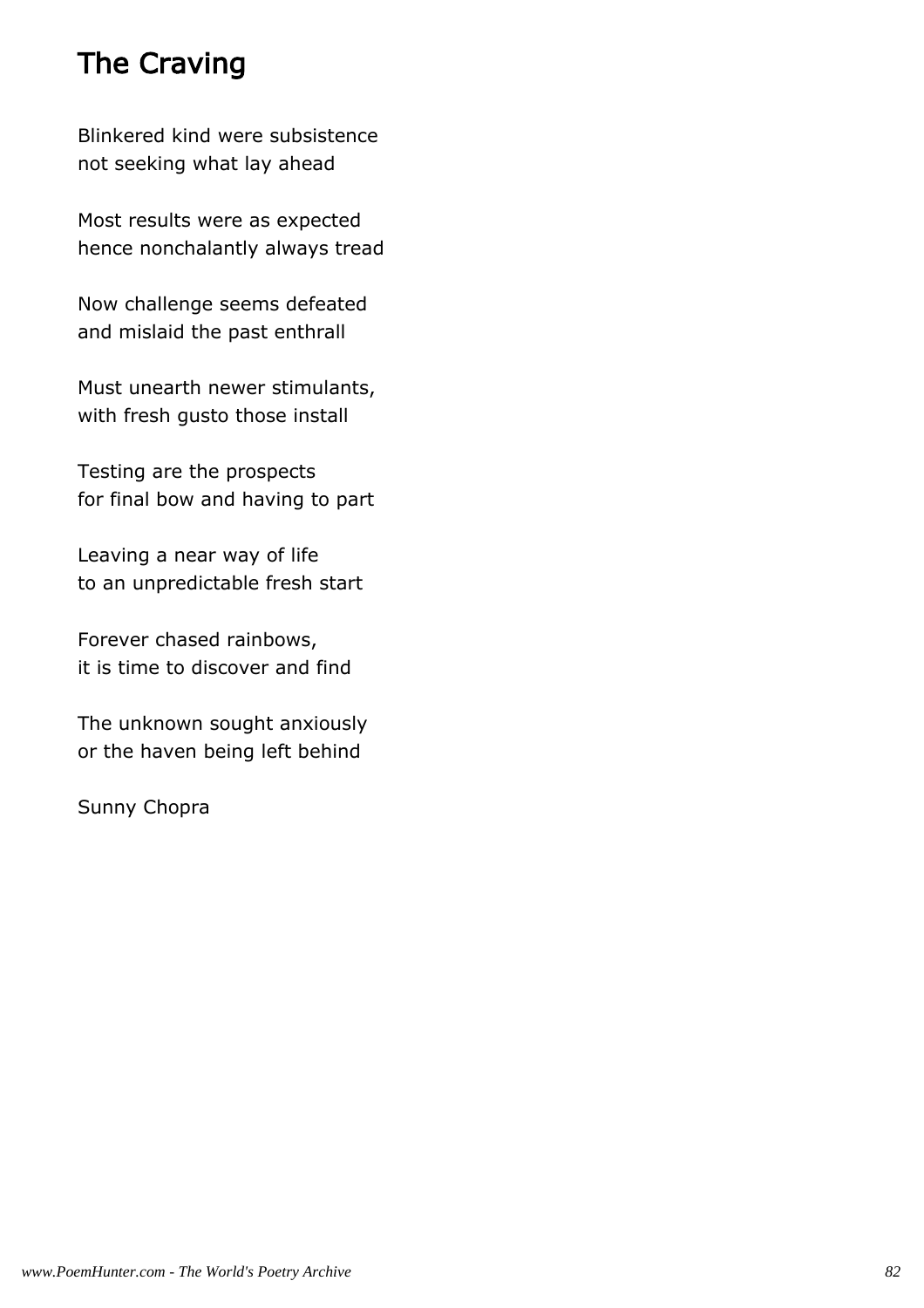# The Craving

Blinkered kind were subsistence
not seeking what lay ahead

Most results were as expected
hence nonchalantly always tread

Now challenge seems defeated
and mislaid the past enthrall

Must unearth newer stimulants,
with fresh gusto those install

Testing are the prospects
for final bow and having to part

Leaving a near way of life
to an unpredictable fresh start

Forever chased rainbows,
it is time to discover and find

The unknown sought anxiously
or the haven being left behind

Sunny Chopra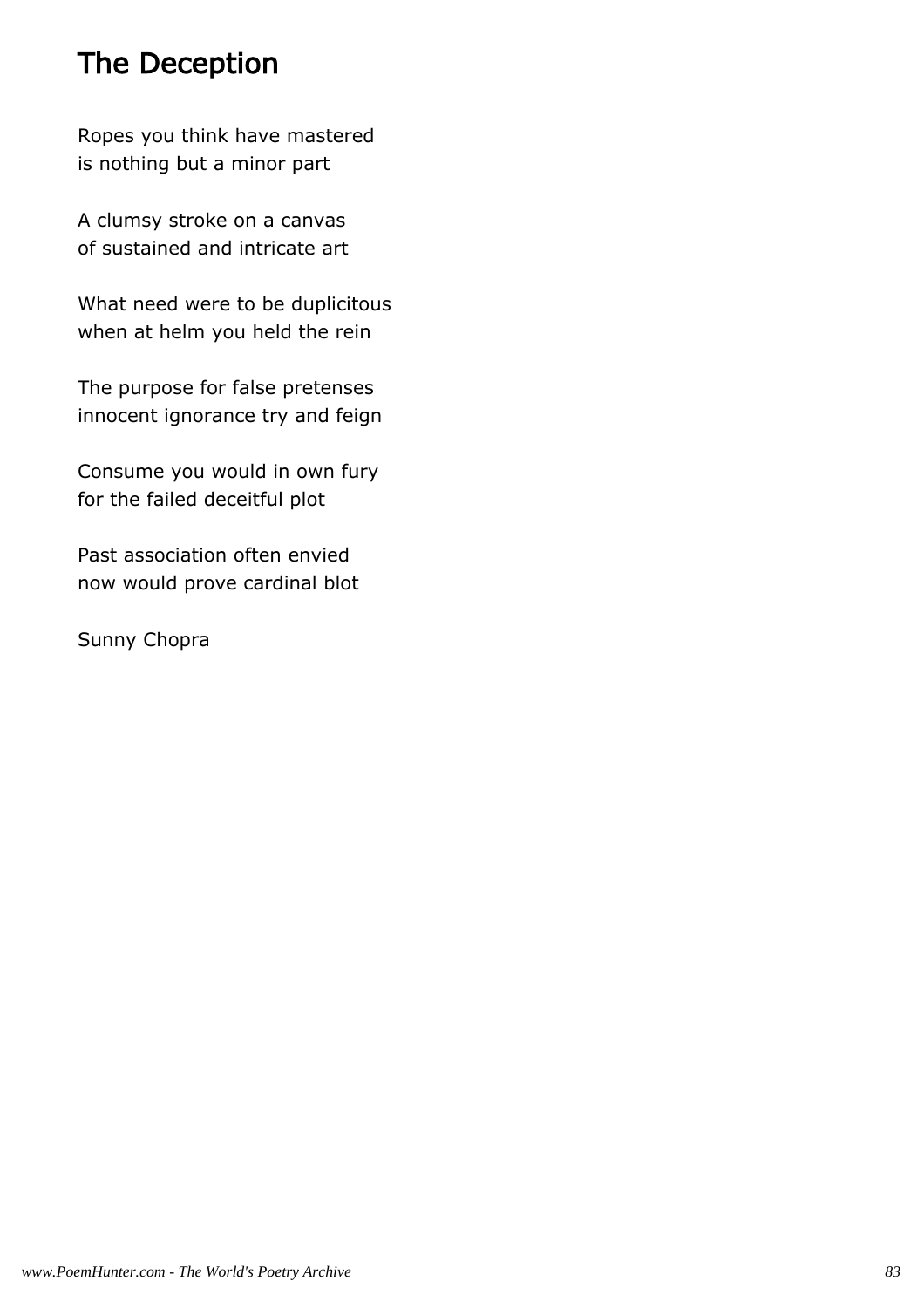# The Deception

Ropes you think have mastered  
is nothing but a minor part

A clumsy stroke on a canvas  
of sustained and intricate art

What need were to be duplicitous  
when at helm you held the rein

The purpose for false pretenses  
innocent ignorance try and feign

Consume you would in own fury  
for the failed deceitful plot

Past association often envied  
now would prove cardinal blot

Sunny Chopra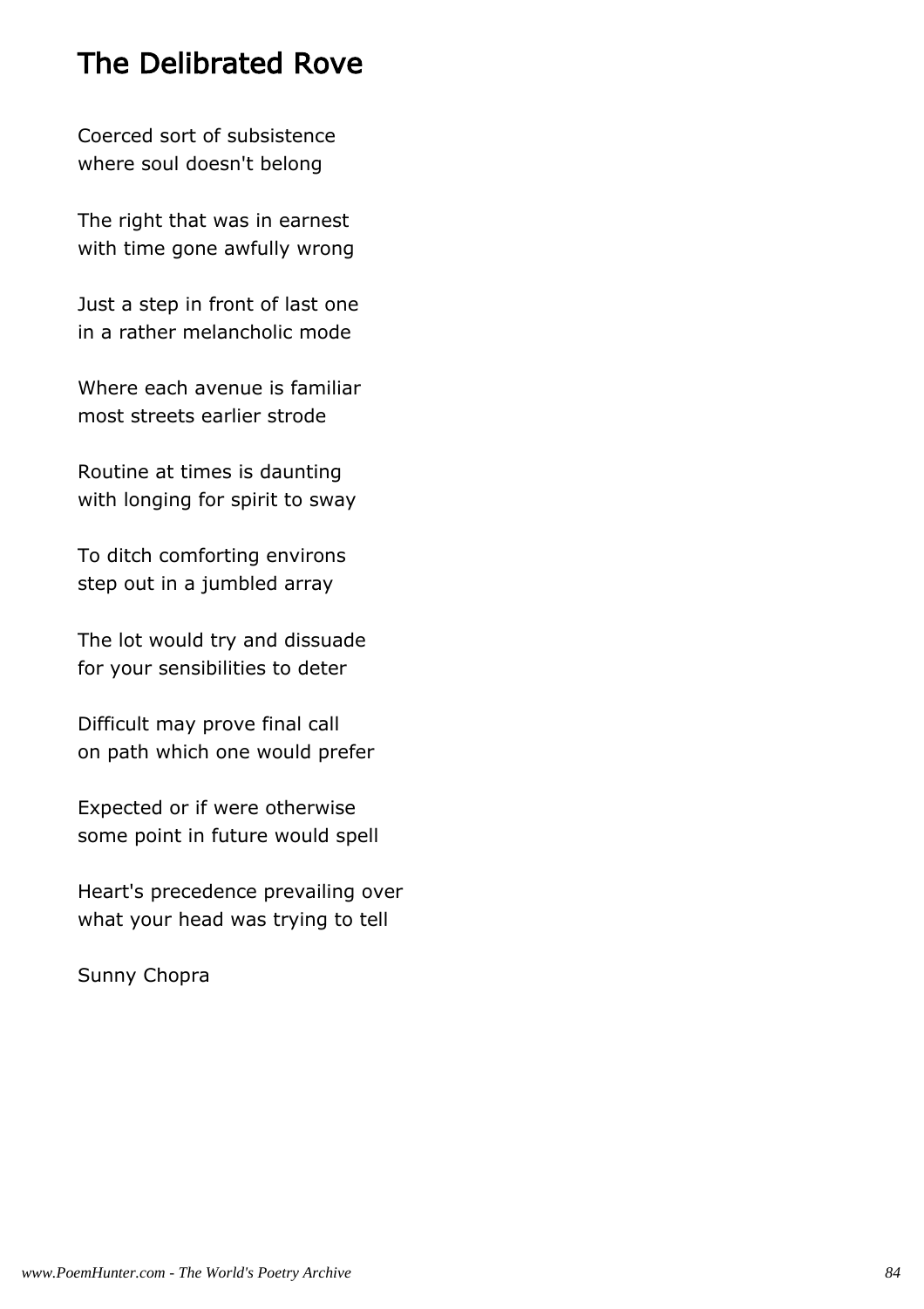# The Delibrated Rove

Coerced sort of subsistence
where soul doesn't belong

The right that was in earnest
with time gone awfully wrong

Just a step in front of last one
in a rather melancholic mode

Where each avenue is familiar
most streets earlier strode

Routine at times is daunting
with longing for spirit to sway

To ditch comforting environs
step out in a jumbled array

The lot would try and dissuade
for your sensibilities to deter

Difficult may prove final call
on path which one would prefer

Expected or if were otherwise
some point in future would spell

Heart's precedence prevailing over
what your head was trying to tell

Sunny Chopra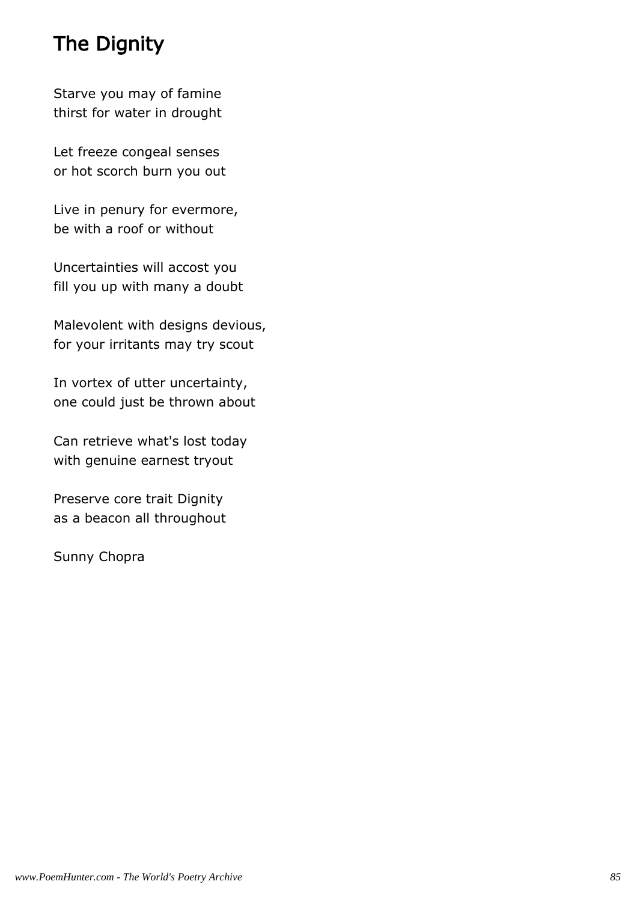## The Dignity

Starve you may of famine
thirst for water in drought

Let freeze congeal senses
or hot scorch burn you out

Live in penury for evermore,
be with a roof or without

Uncertainties will accost you
fill you up with many a doubt

Malevolent with designs devious,
for your irritants may try scout

In vortex of utter uncertainty,
one could just be thrown about

Can retrieve what's lost today
with genuine earnest tryout

Preserve core trait Dignity
as a beacon all throughout

Sunny Chopra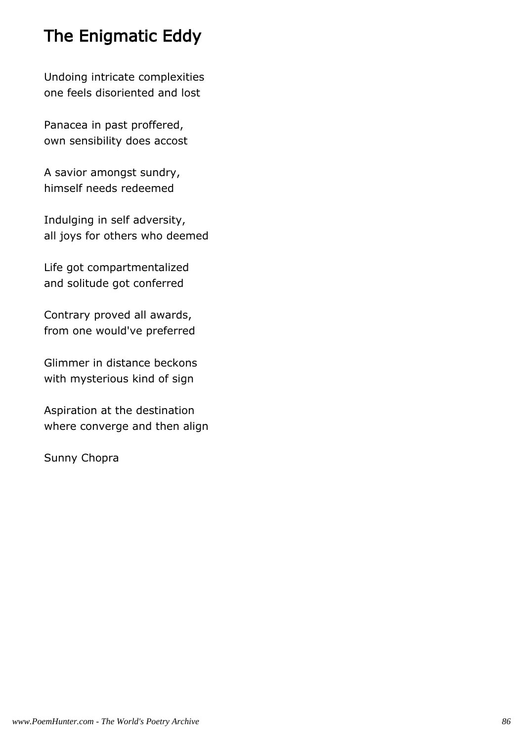# The Enigmatic Eddy

Undoing intricate complexities
one feels disoriented and lost

Panacea in past proffered,
own sensibility does accost

A savior amongst sundry,
himself needs redeemed

Indulging in self adversity,
all joys for others who deemed

Life got compartmentalized
and solitude got conferred

Contrary proved all awards,
from one would've preferred

Glimmer in distance beckons
with mysterious kind of sign

Aspiration at the destination
where converge and then align

Sunny Chopra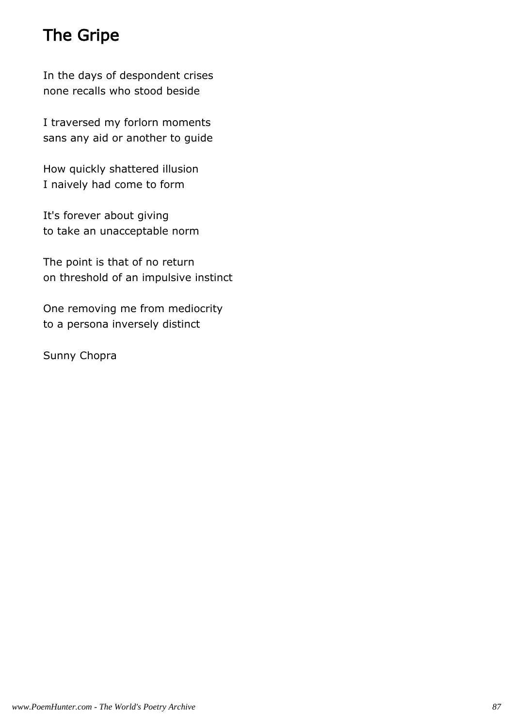# The Gripe

In the days of despondent crises
none recalls who stood beside

I traversed my forlorn moments
sans any aid or another to guide

How quickly shattered illusion
I naively had come to form

It's forever about giving
to take an unacceptable norm

The point is that of no return
on threshold of an impulsive instinct

One removing me from mediocrity
to a persona inversely distinct

Sunny Chopra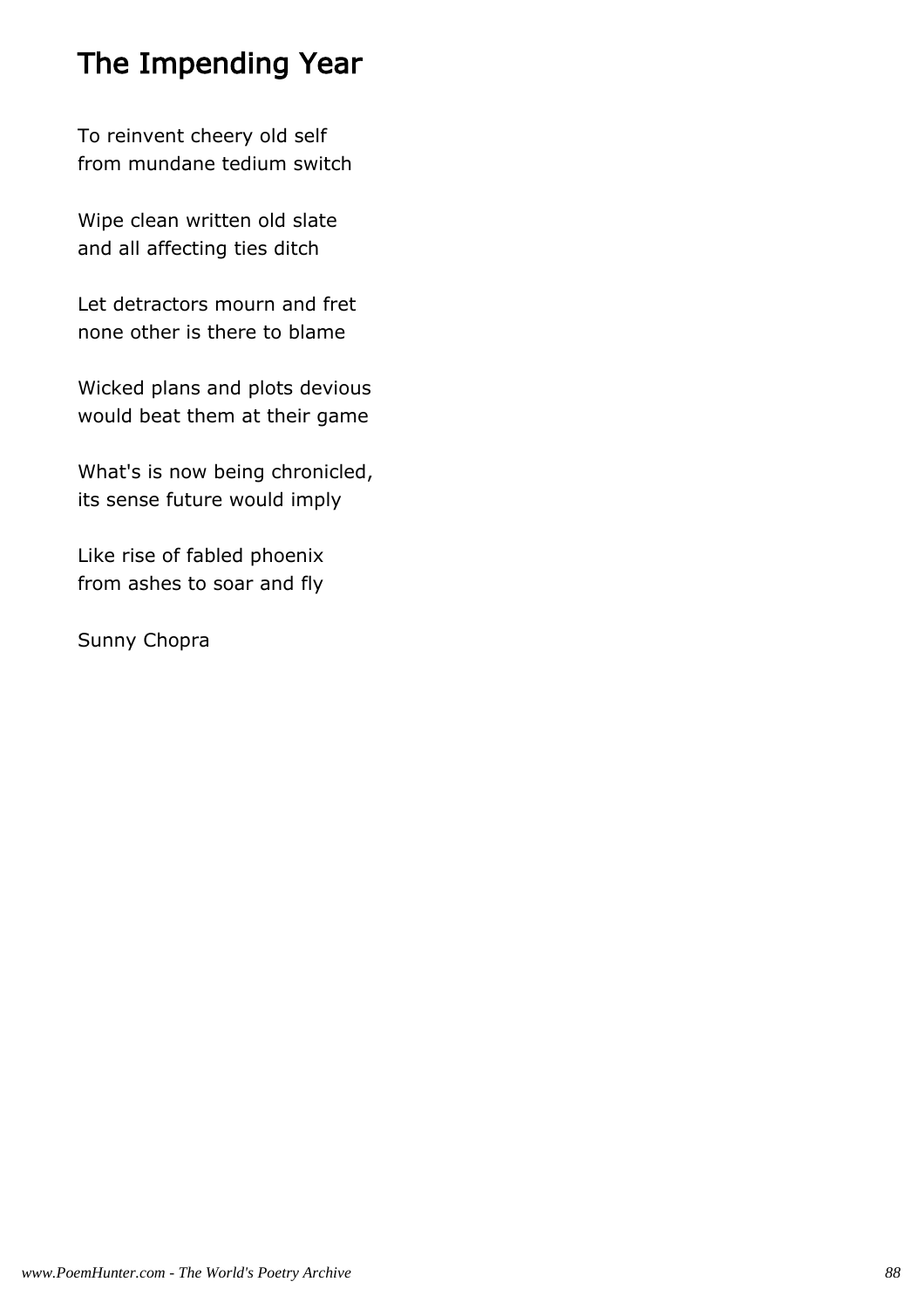## The Impending Year

To reinvent cheery old self
from mundane tedium switch

Wipe clean written old slate
and all affecting ties ditch

Let detractors mourn and fret
none other is there to blame

Wicked plans and plots devious
would beat them at their game

What's is now being chronicled,
its sense future would imply

Like rise of fabled phoenix
from ashes to soar and fly

Sunny Chopra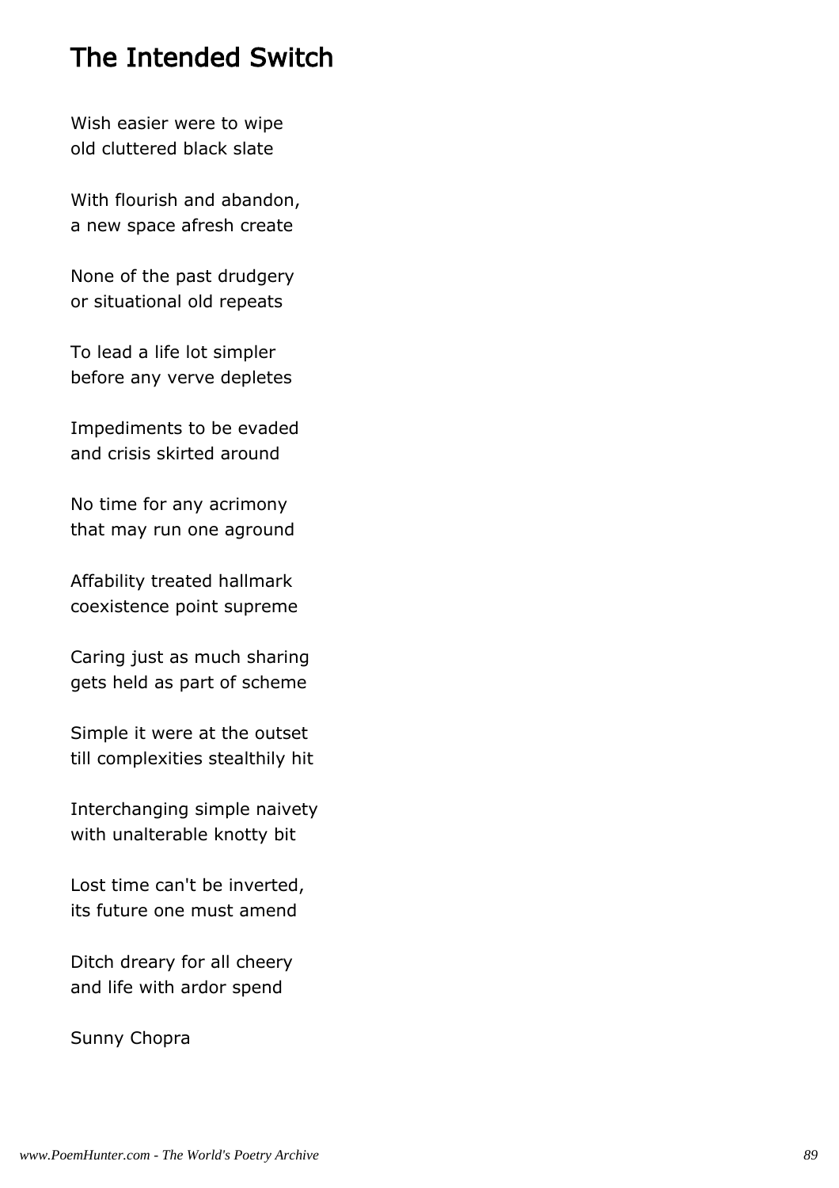# The Intended Switch

Wish easier were to wipe  
old cluttered black slate

With flourish and abandon,  
a new space afresh create

None of the past drudgery  
or situational old repeats

To lead a life lot simpler  
before any verve depletes

Impediments to be evaded  
and crisis skirted around

No time for any acrimony  
that may run one aground

Affability treated hallmark  
coexistence point supreme

Caring just as much sharing  
gets held as part of scheme

Simple it were at the outset  
till complexities stealthily hit

Interchanging simple naivety  
with unalterable knotty bit

Lost time can't be inverted,  
its future one must amend

Ditch dreary for all cheery  
and life with ardor spend

Sunny Chopra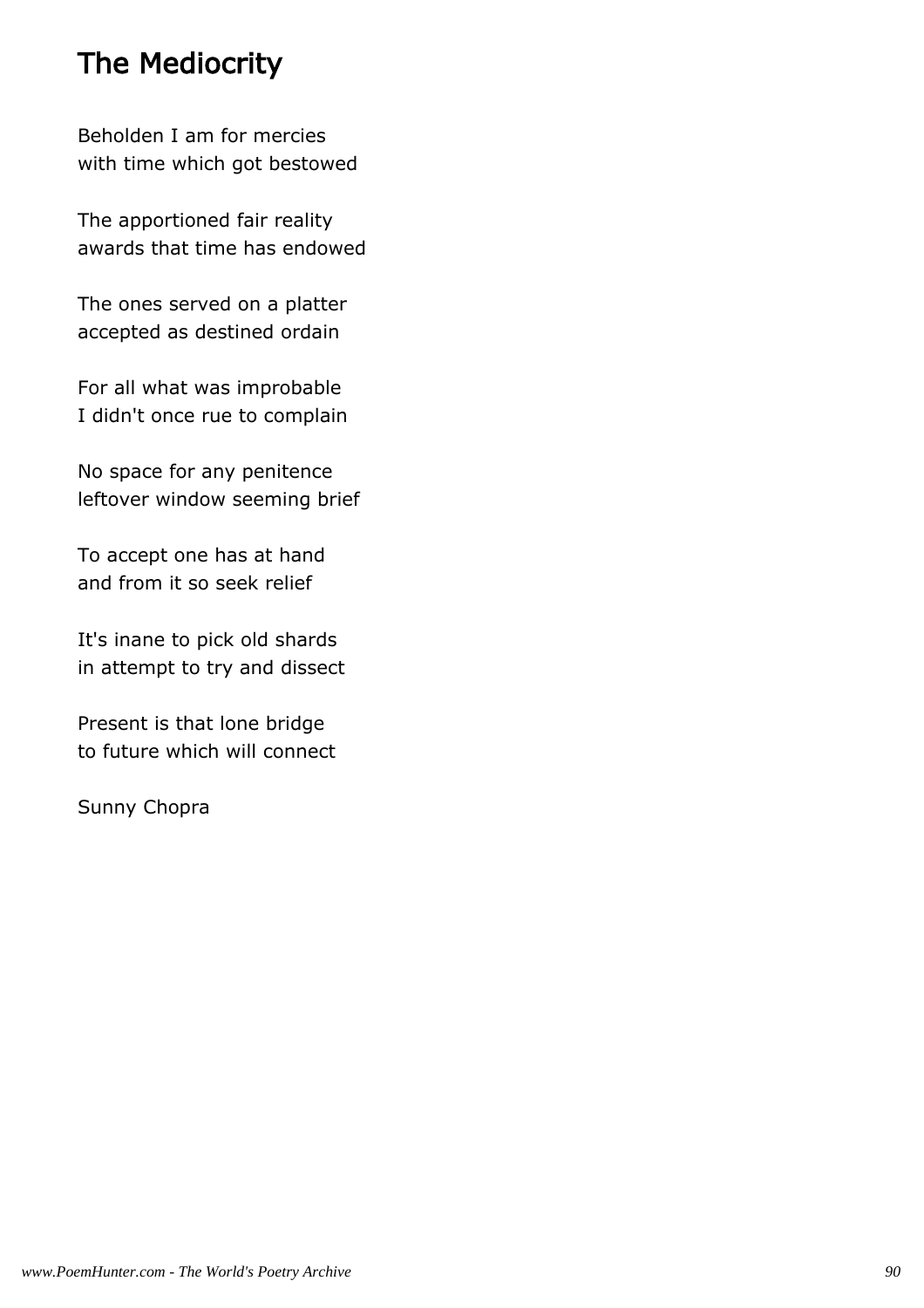# The Mediocrity

Beholden I am for mercies
with time which got bestowed

The apportioned fair reality
awards that time has endowed

The ones served on a platter
accepted as destined ordain

For all what was improbable
I didn't once rue to complain

No space for any penitence
leftover window seeming brief

To accept one has at hand
and from it so seek relief

It's inane to pick old shards
in attempt to try and dissect

Present is that lone bridge
to future which will connect

Sunny Chopra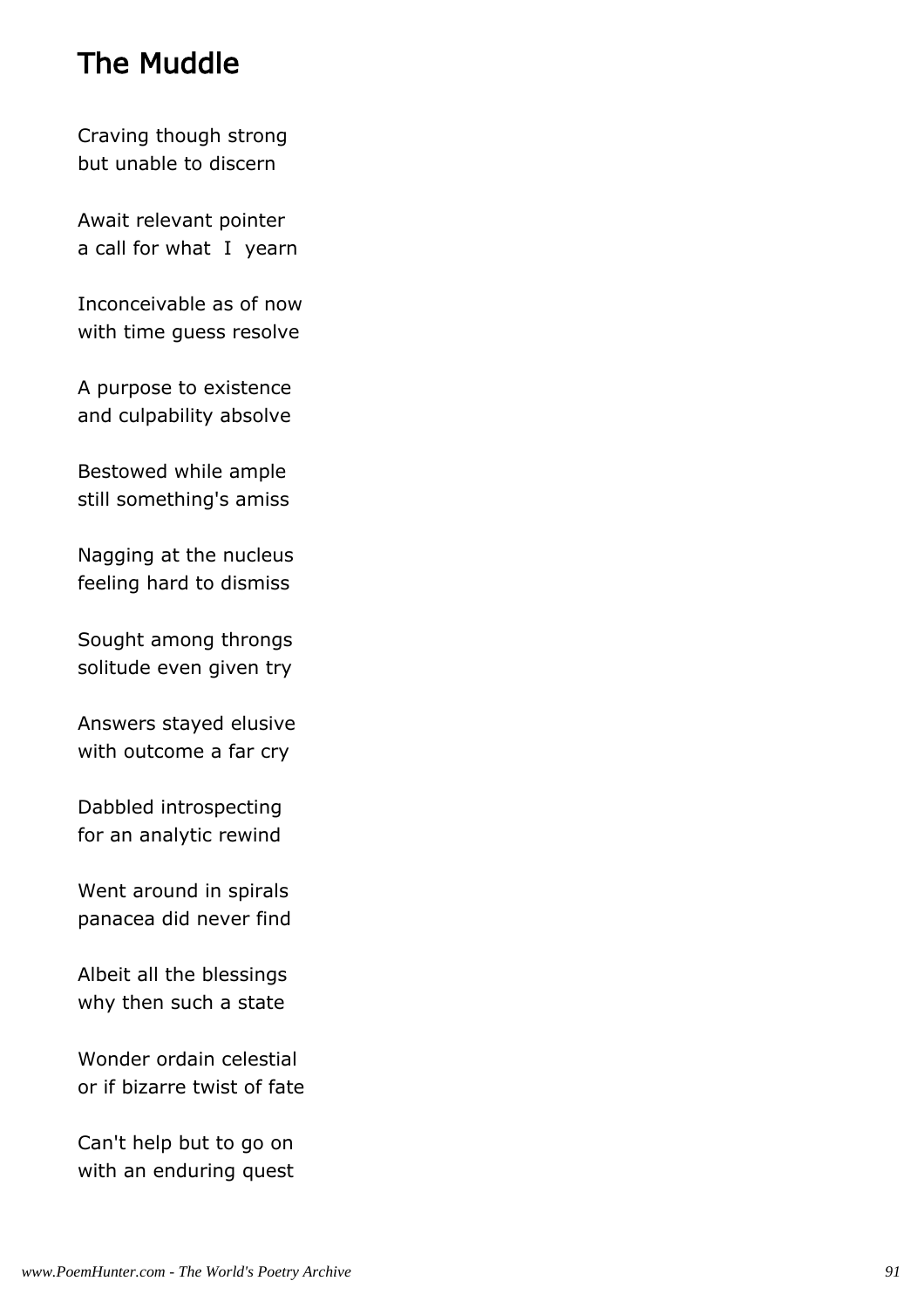# The Muddle

Craving though strong
but unable to discern

Await relevant pointer
a call for what I yearn

Inconceivable as of now
with time guess resolve

A purpose to existence
and culpability absolve

Bestowed while ample
still something's amiss

Nagging at the nucleus
feeling hard to dismiss

Sought among throngs
solitude even given try

Answers stayed elusive
with outcome a far cry

Dabbled introspecting
for an analytic rewind

Went around in spirals
panacea did never find

Albeit all the blessings
why then such a state

Wonder ordain celestial
or if bizarre twist of fate

Can't help but to go on
with an enduring quest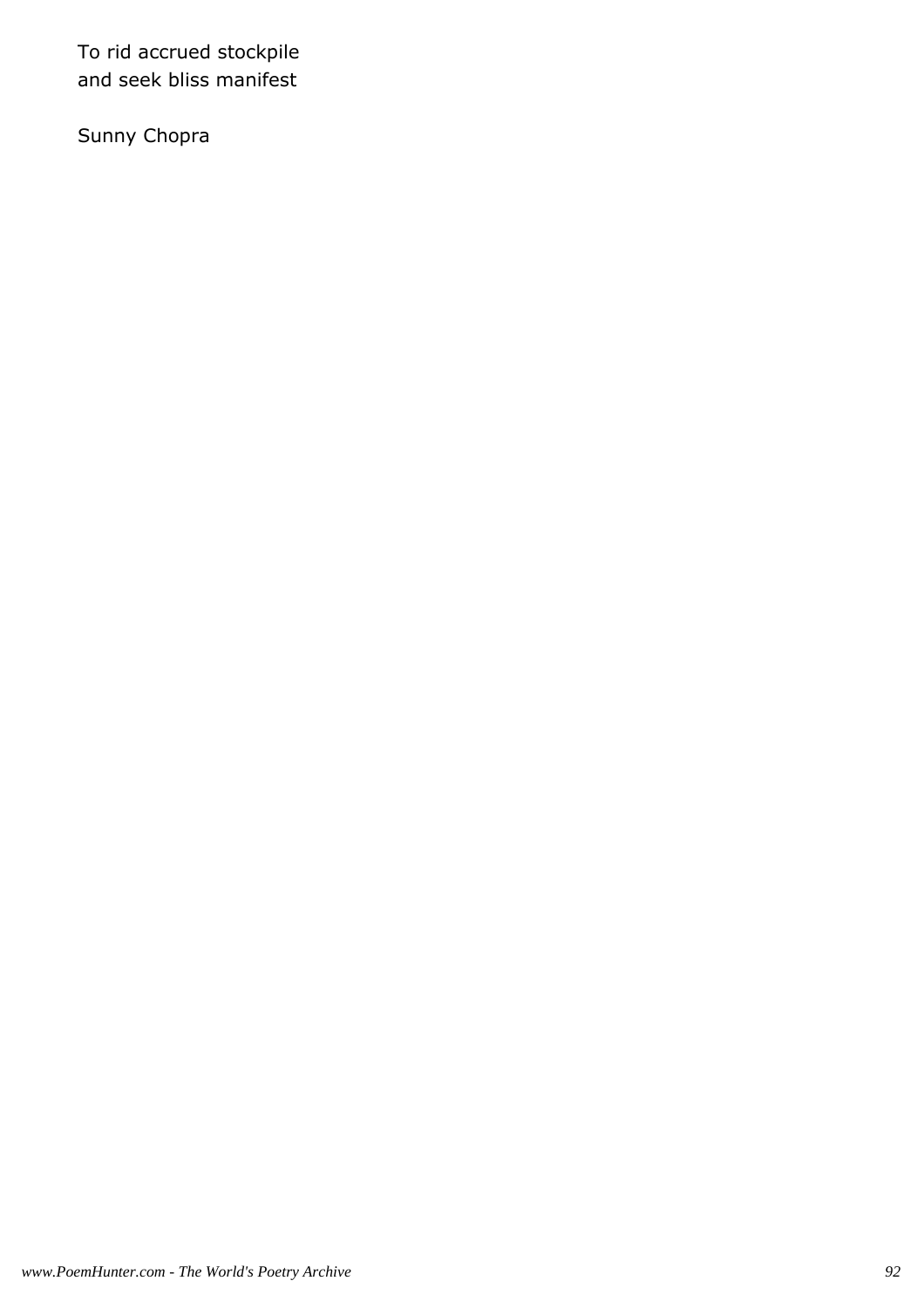To rid accrued stockpile
and seek bliss manifest

Sunny Chopra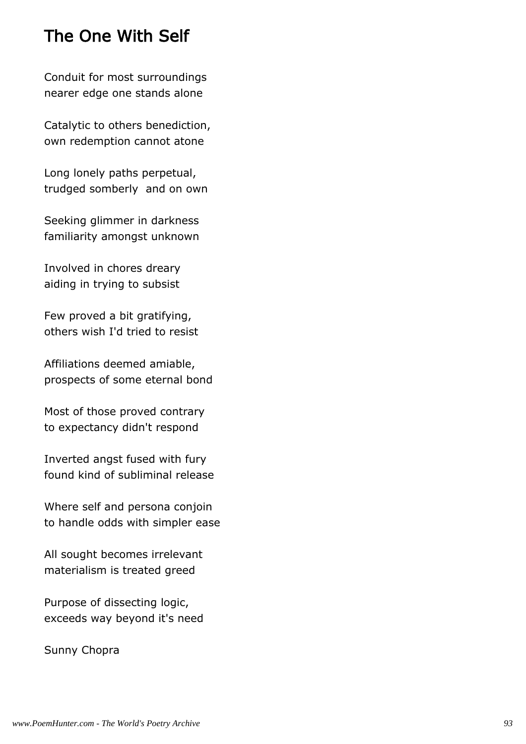# The One With Self

Conduit for most surroundings
nearer edge one stands alone

Catalytic to others benediction,
own redemption cannot atone

Long lonely paths perpetual,
trudged somberly  and on own

Seeking glimmer in darkness
familiarity amongst unknown

Involved in chores dreary
aiding in trying to subsist

Few proved a bit gratifying,
others wish I'd tried to resist

Affiliations deemed amiable,
prospects of some eternal bond

Most of those proved contrary
to expectancy didn't respond

Inverted angst fused with fury
found kind of subliminal release

Where self and persona conjoin
to handle odds with simpler ease

All sought becomes irrelevant
materialism is treated greed

Purpose of dissecting logic,
exceeds way beyond it's need

Sunny Chopra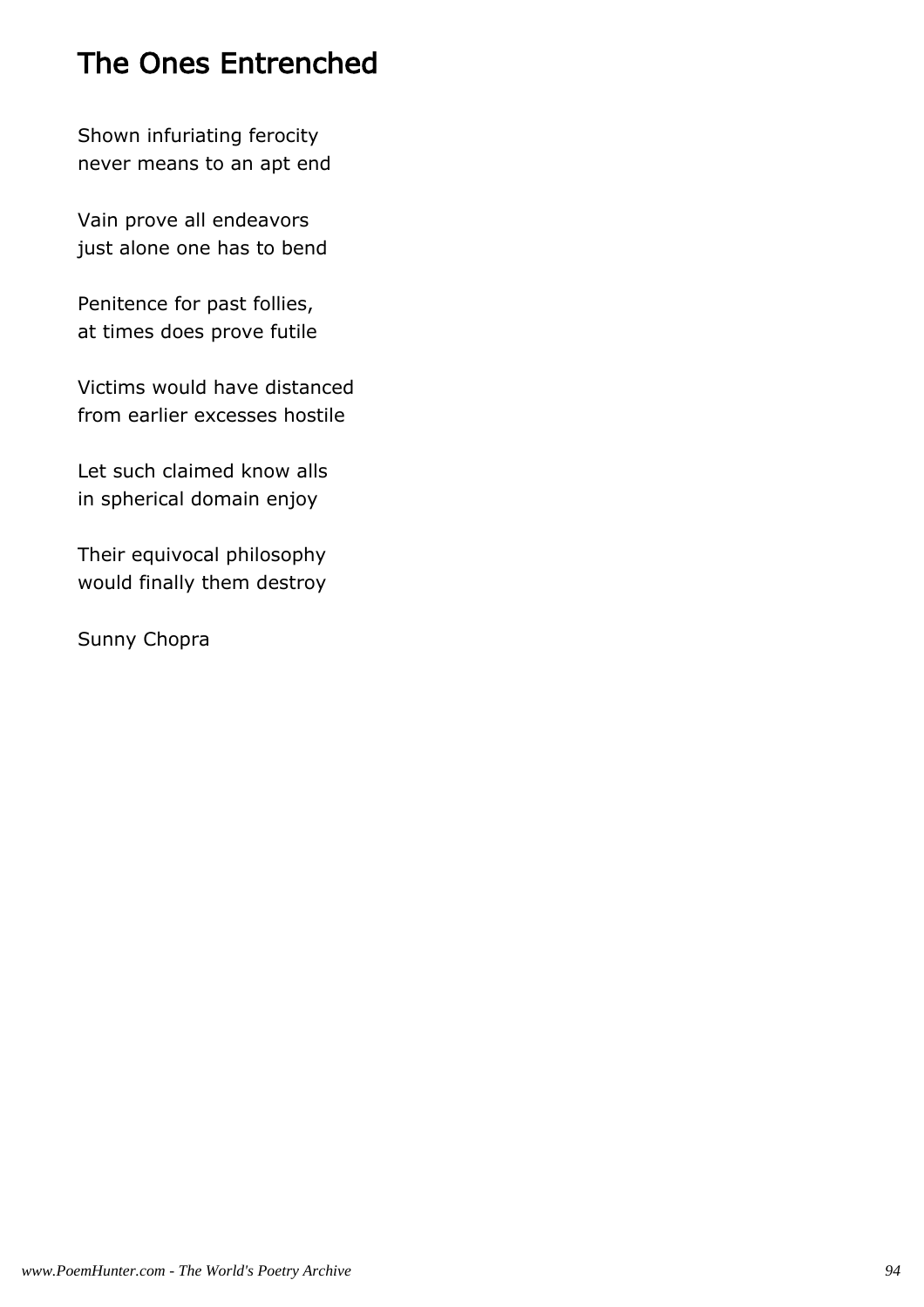# The Ones Entrenched

Shown infuriating ferocity
never means to an apt end

Vain prove all endeavors
just alone one has to bend

Penitence for past follies,
at times does prove futile

Victims would have distanced
from earlier excesses hostile

Let such claimed know alls
in spherical domain enjoy

Their equivocal philosophy
would finally them destroy

Sunny Chopra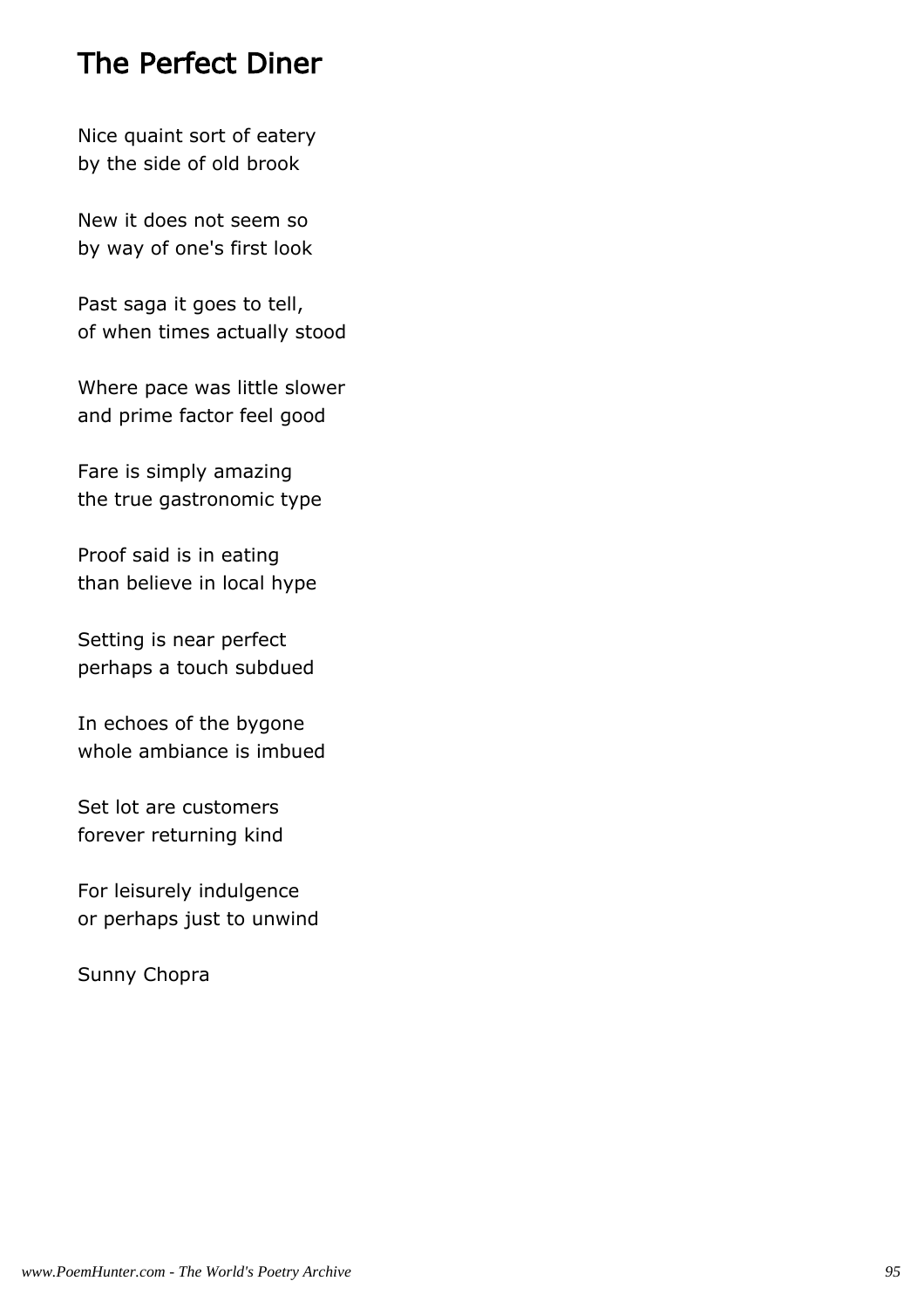## The Perfect Diner

Nice quaint sort of eatery  
by the side of old brook

New it does not seem so  
by way of one's first look

Past saga it goes to tell,  
of when times actually stood

Where pace was little slower  
and prime factor feel good

Fare is simply amazing  
the true gastronomic type

Proof said is in eating  
than believe in local hype

Setting is near perfect  
perhaps a touch subdued

In echoes of the bygone  
whole ambiance is imbued

Set lot are customers  
forever returning kind

For leisurely indulgence  
or perhaps just to unwind

Sunny Chopra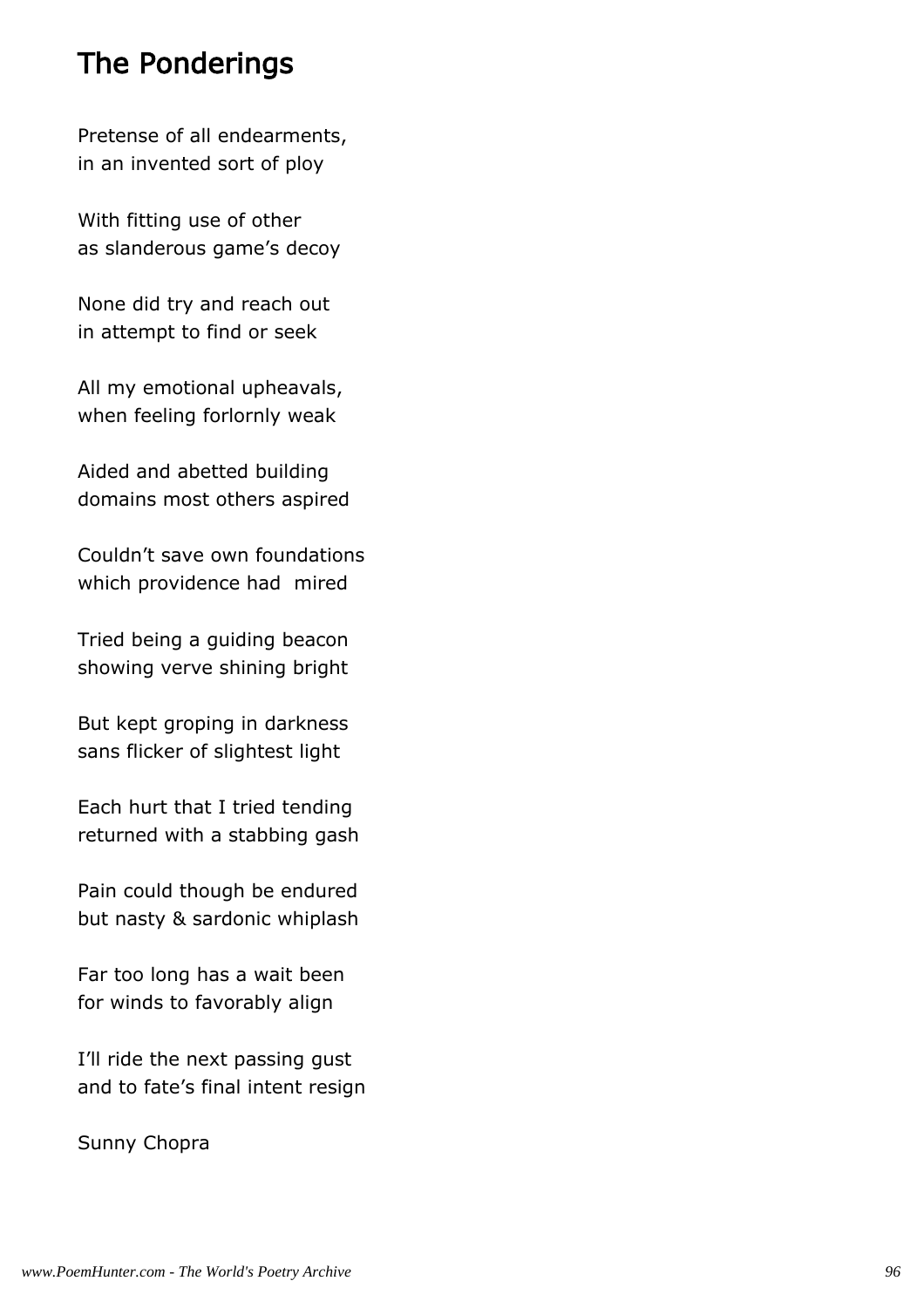# The Ponderings

Pretense of all endearments,
in an invented sort of ploy

With fitting use of other
as slanderous game's decoy

None did try and reach out
in attempt to find or seek

All my emotional upheavals,
when feeling forlornly weak

Aided and abetted building
domains most others aspired

Couldn't save own foundations
which providence had mired

Tried being a guiding beacon
showing verve shining bright

But kept groping in darkness
sans flicker of slightest light

Each hurt that I tried tending
returned with a stabbing gash

Pain could though be endured
but nasty & sardonic whiplash

Far too long has a wait been
for winds to favorably align

I'll ride the next passing gust
and to fate's final intent resign

Sunny Chopra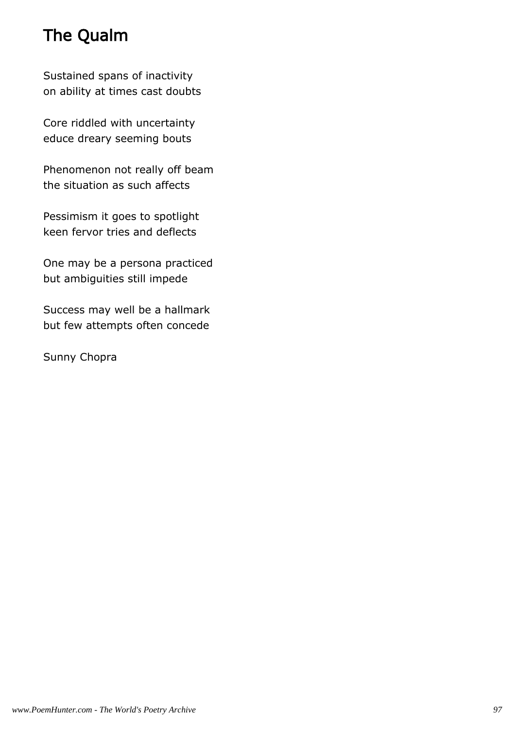# The Qualm

Sustained spans of inactivity
on ability at times cast doubts

Core riddled with uncertainty
educe dreary seeming bouts

Phenomenon not really off beam
the situation as such affects

Pessimism it goes to spotlight
keen fervor tries and deflects

One may be a persona practiced
but ambiguities still impede

Success may well be a hallmark
but few attempts often concede

Sunny Chopra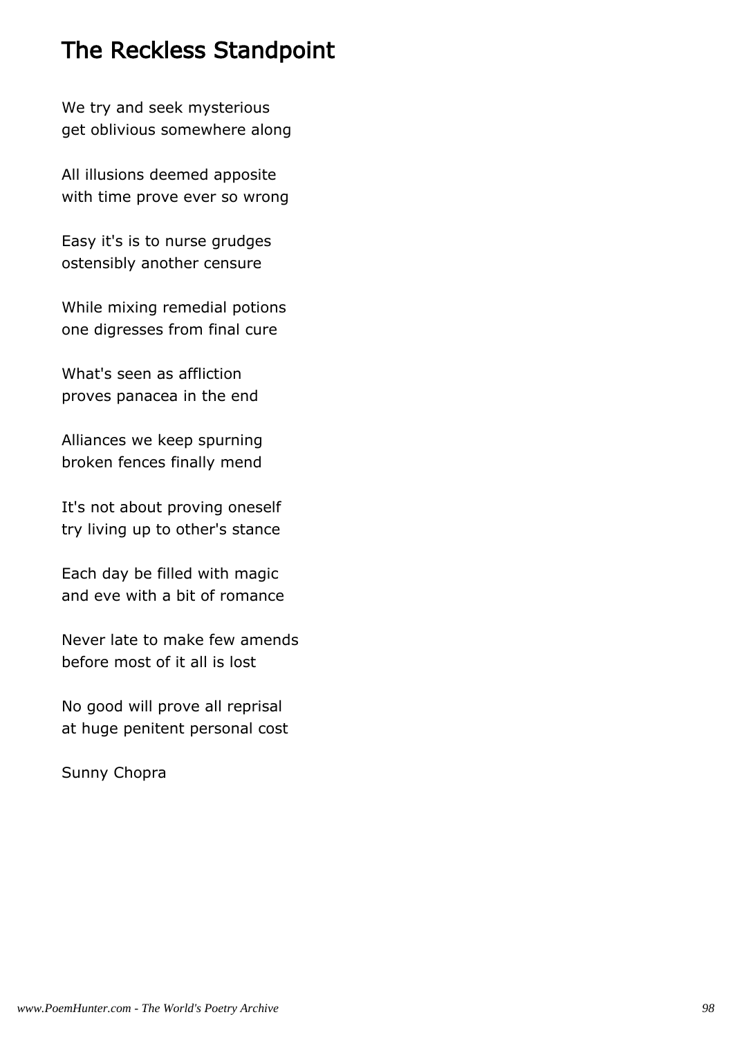# The Reckless Standpoint

We try and seek mysterious
get oblivious somewhere along

All illusions deemed apposite
with time prove ever so wrong

Easy it's is to nurse grudges
ostensibly another censure

While mixing remedial potions
one digresses from final cure

What's seen as affliction
proves panacea in the end

Alliances we keep spurning
broken fences finally mend

It's not about proving oneself
try living up to other's stance

Each day be filled with magic
and eve with a bit of romance

Never late to make few amends
before most of it all is lost

No good will prove all reprisal
at huge penitent personal cost

Sunny Chopra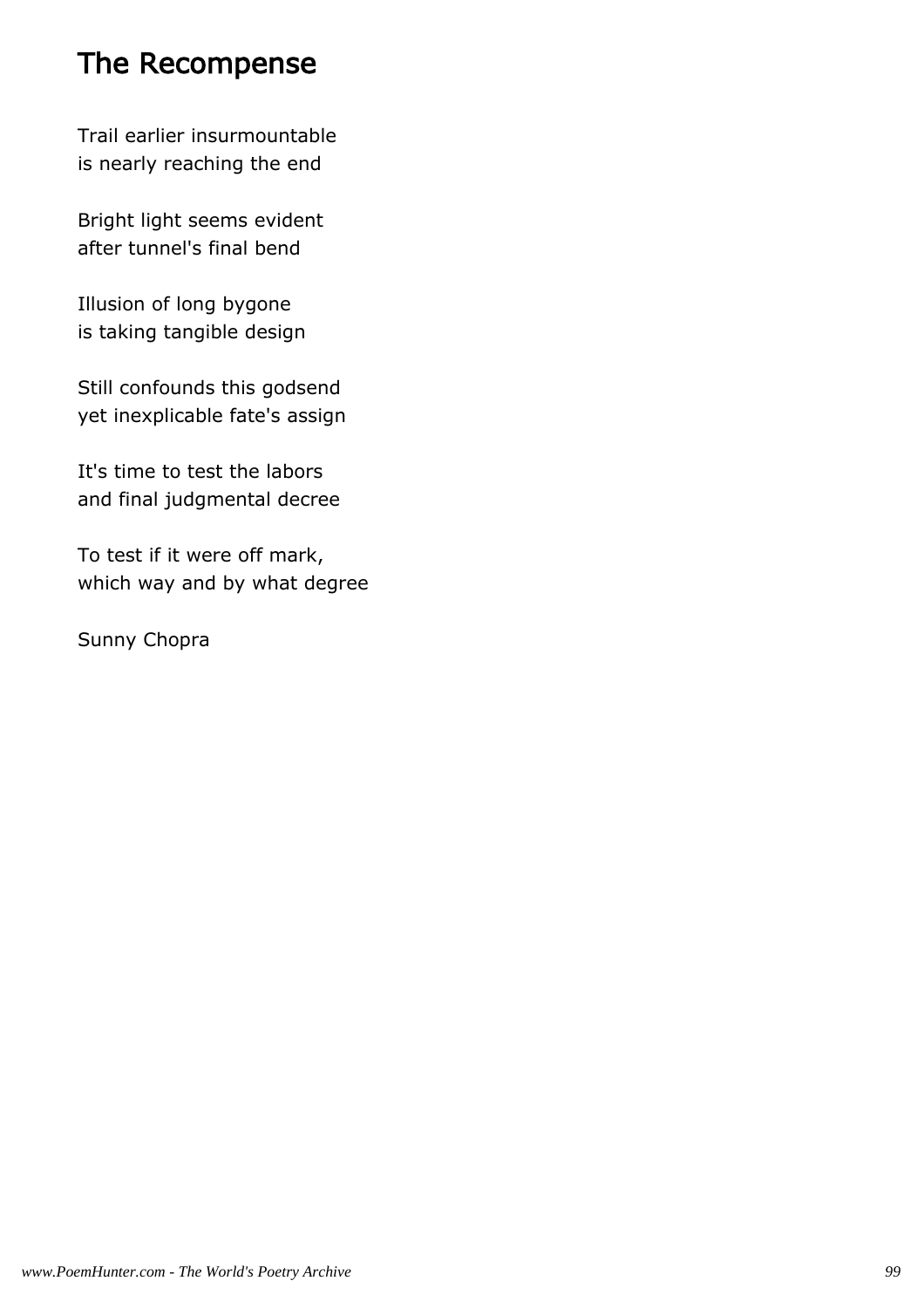## The Recompense

Trail earlier insurmountable
is nearly reaching the end

Bright light seems evident
after tunnel's final bend

Illusion of long bygone
is taking tangible design

Still confounds this godsend
yet inexplicable fate's assign

It's time to test the labors
and final judgmental decree

To test if it were off mark,
which way and by what degree

Sunny Chopra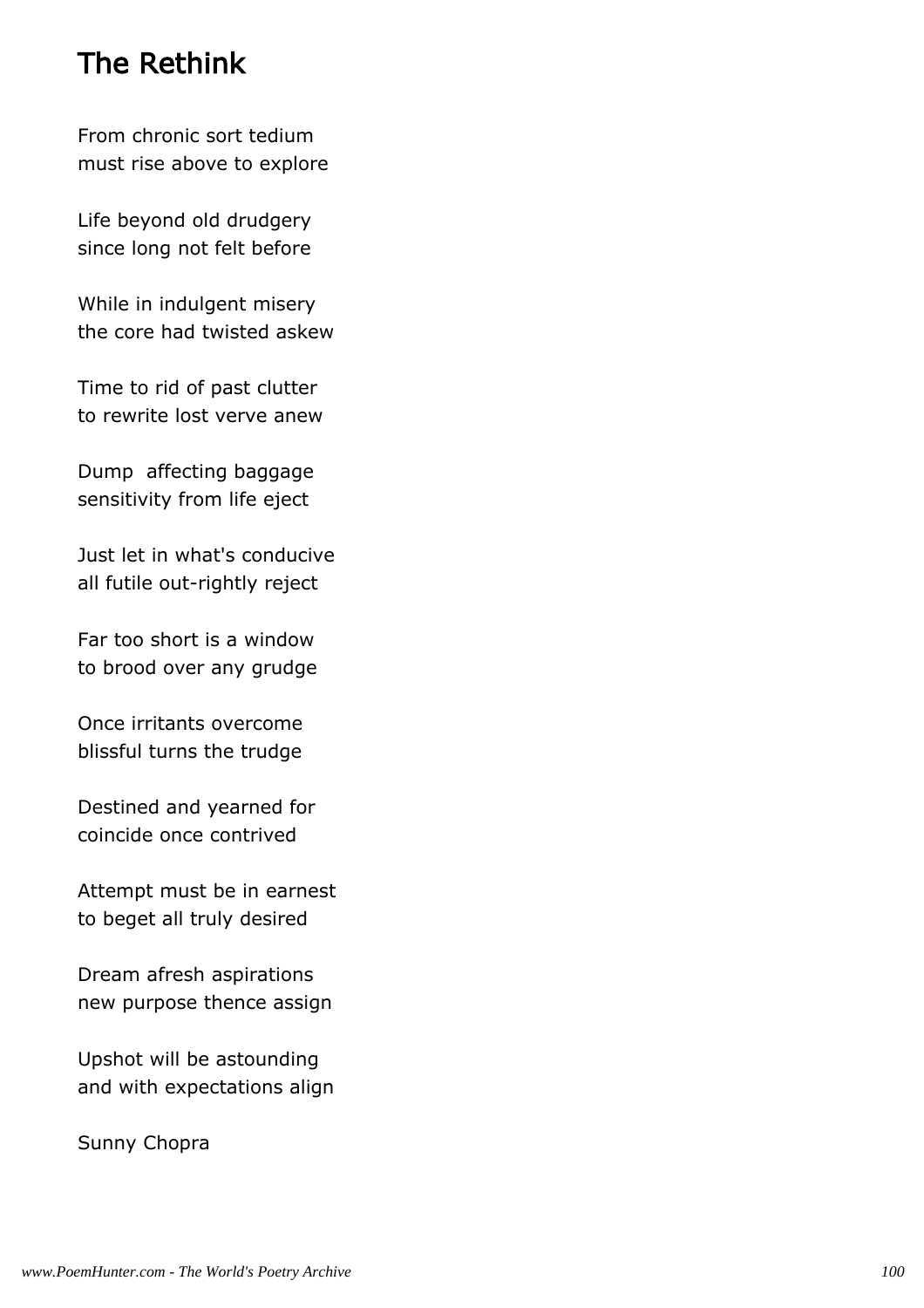# The Rethink

From chronic sort tedium
must rise above to explore

Life beyond old drudgery
since long not felt before

While in indulgent misery
the core had twisted askew

Time to rid of past clutter
to rewrite lost verve anew

Dump  affecting baggage
sensitivity from life eject

Just let in what's conducive
all futile out-rightly reject

Far too short is a window
to brood over any grudge

Once irritants overcome
blissful turns the trudge

Destined and yearned for
coincide once contrived

Attempt must be in earnest
to beget all truly desired

Dream afresh aspirations
new purpose thence assign

Upshot will be astounding
and with expectations align

Sunny Chopra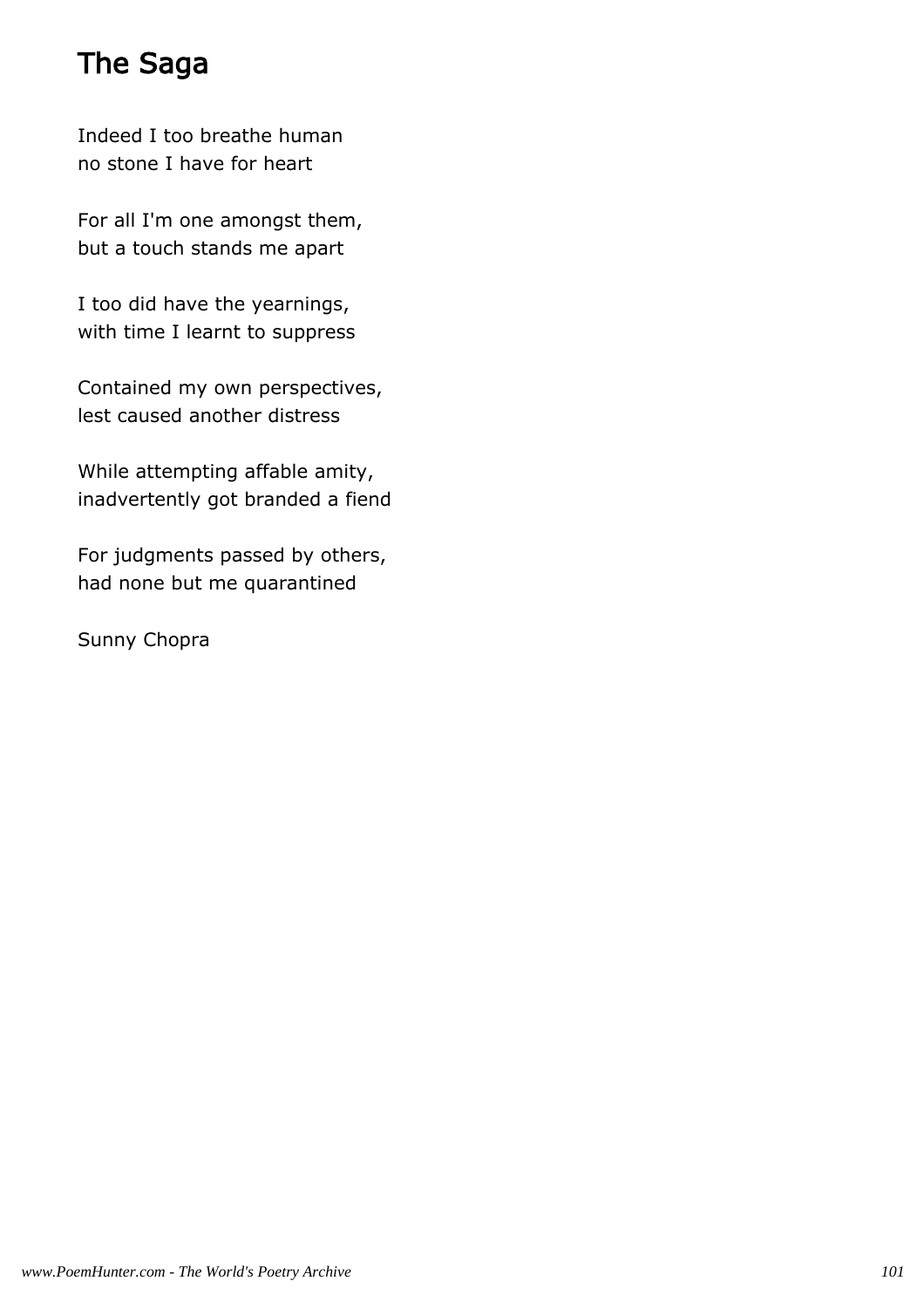# The Saga

Indeed I too breathe human
no stone I have for heart

For all I'm one amongst them,
but a touch stands me apart

I too did have the yearnings,
with time I learnt to suppress

Contained my own perspectives,
lest caused another distress

While attempting affable amity,
inadvertently got branded a fiend

For judgments passed by others,
had none but me quarantined

Sunny Chopra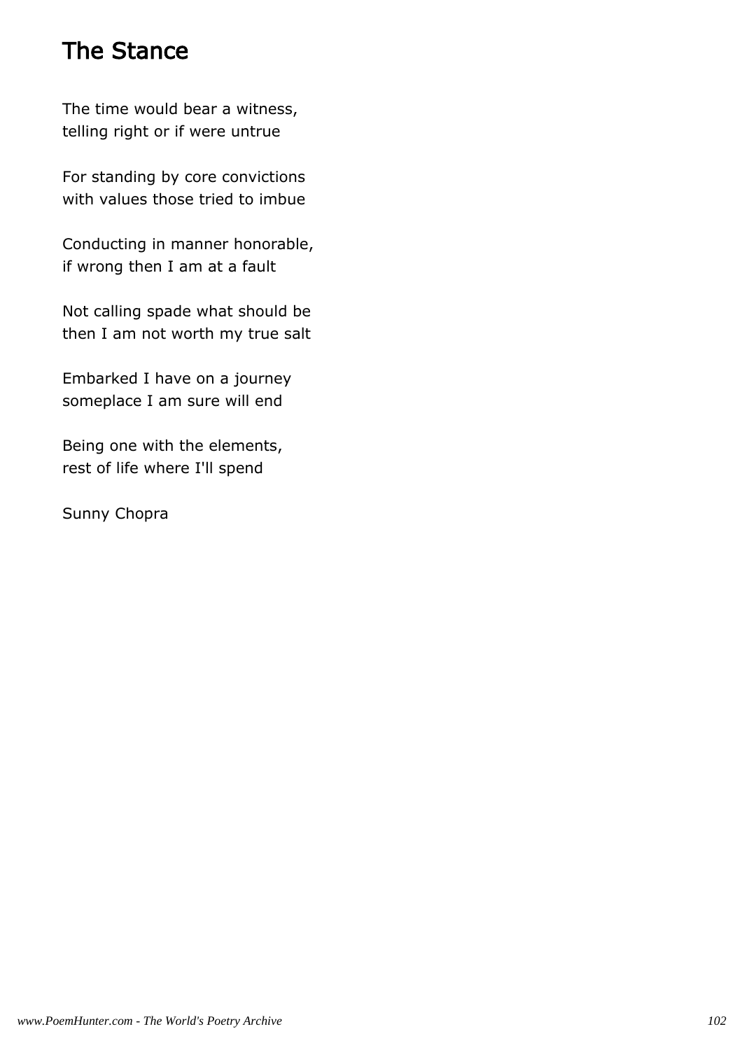# The Stance

The time would bear a witness,
telling right or if were untrue

For standing by core convictions
with values those tried to imbue

Conducting in manner honorable,
if wrong then I am at a fault

Not calling spade what should be
then I am not worth my true salt

Embarked I have on a journey
someplace I am sure will end

Being one with the elements,
rest of life where I'll spend

Sunny Chopra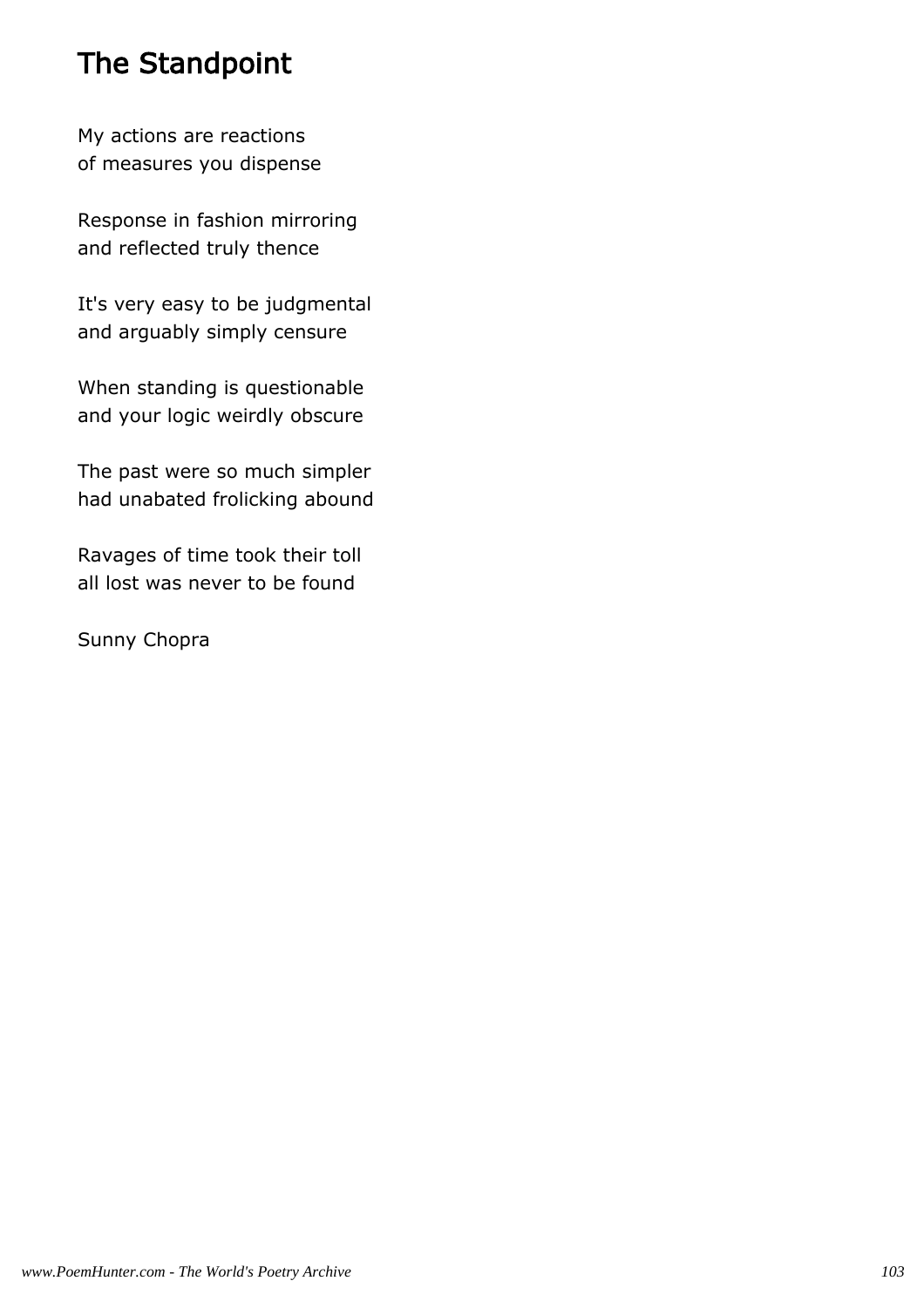# The Standpoint

My actions are reactions
of measures you dispense

Response in fashion mirroring
and reflected truly thence

It's very easy to be judgmental
and arguably simply censure

When standing is questionable
and your logic weirdly obscure

The past were so much simpler
had unabated frolicking abound

Ravages of time took their toll
all lost was never to be found

Sunny Chopra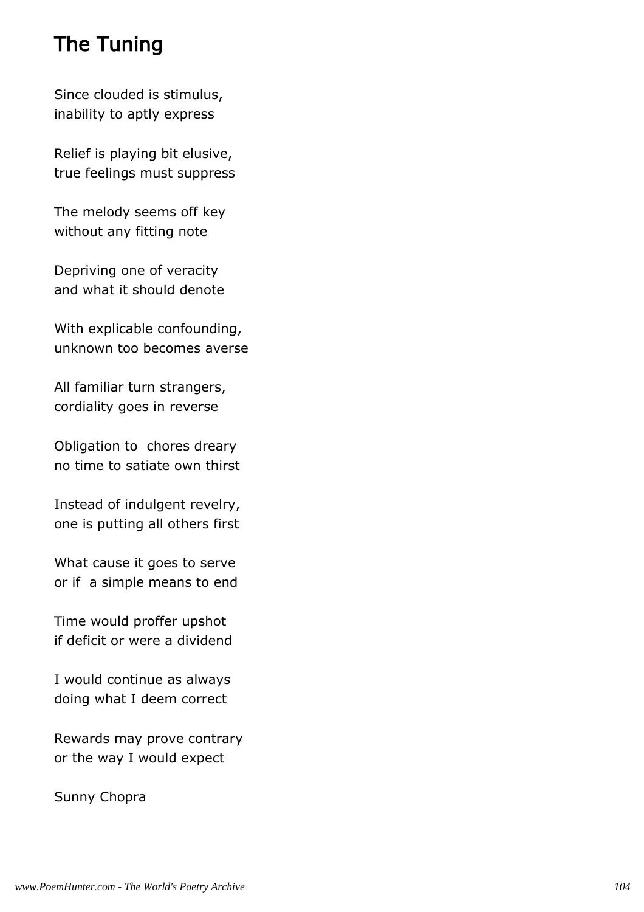# The Tuning

Since clouded is stimulus,
inability to aptly express

Relief is playing bit elusive,
true feelings must suppress

The melody seems off key
without any fitting note

Depriving one of veracity
and what it should denote

With explicable confounding,
unknown too becomes averse

All familiar turn strangers,
cordiality goes in reverse

Obligation to  chores dreary
no time to satiate own thirst

Instead of indulgent revelry,
one is putting all others first

What cause it goes to serve
or if  a simple means to end

Time would proffer upshot
if deficit or were a dividend

I would continue as always
doing what I deem correct

Rewards may prove contrary
or the way I would expect

Sunny Chopra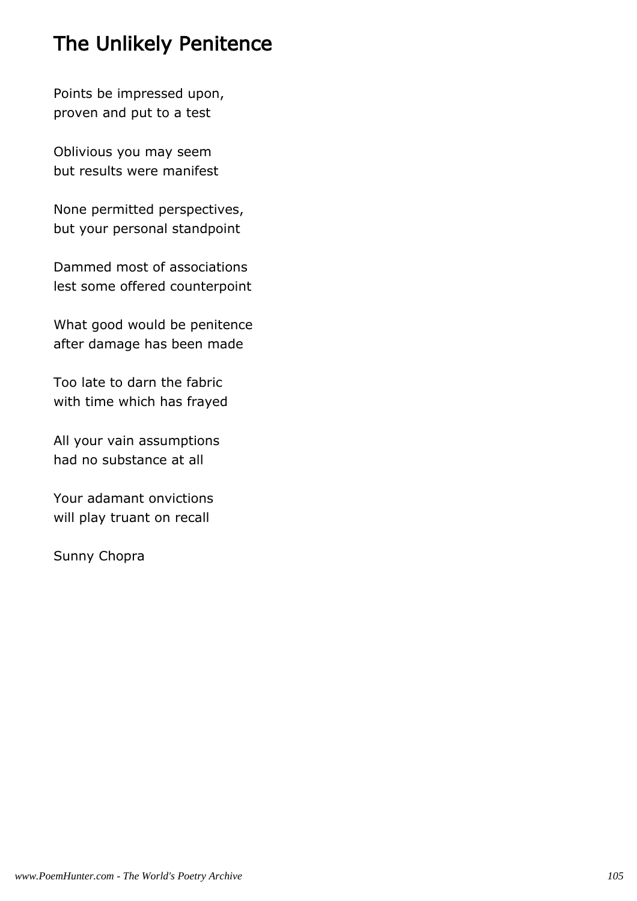# The Unlikely Penitence

Points be impressed upon,
proven and put to a test

Oblivious you may seem
but results were manifest

None permitted perspectives,
but your personal standpoint

Dammed most of associations
lest some offered counterpoint

What good would be penitence
after damage has been made

Too late to darn the fabric
with time which has frayed

All your vain assumptions
had no substance at all

Your adamant onvictions
will play truant on recall

Sunny Chopra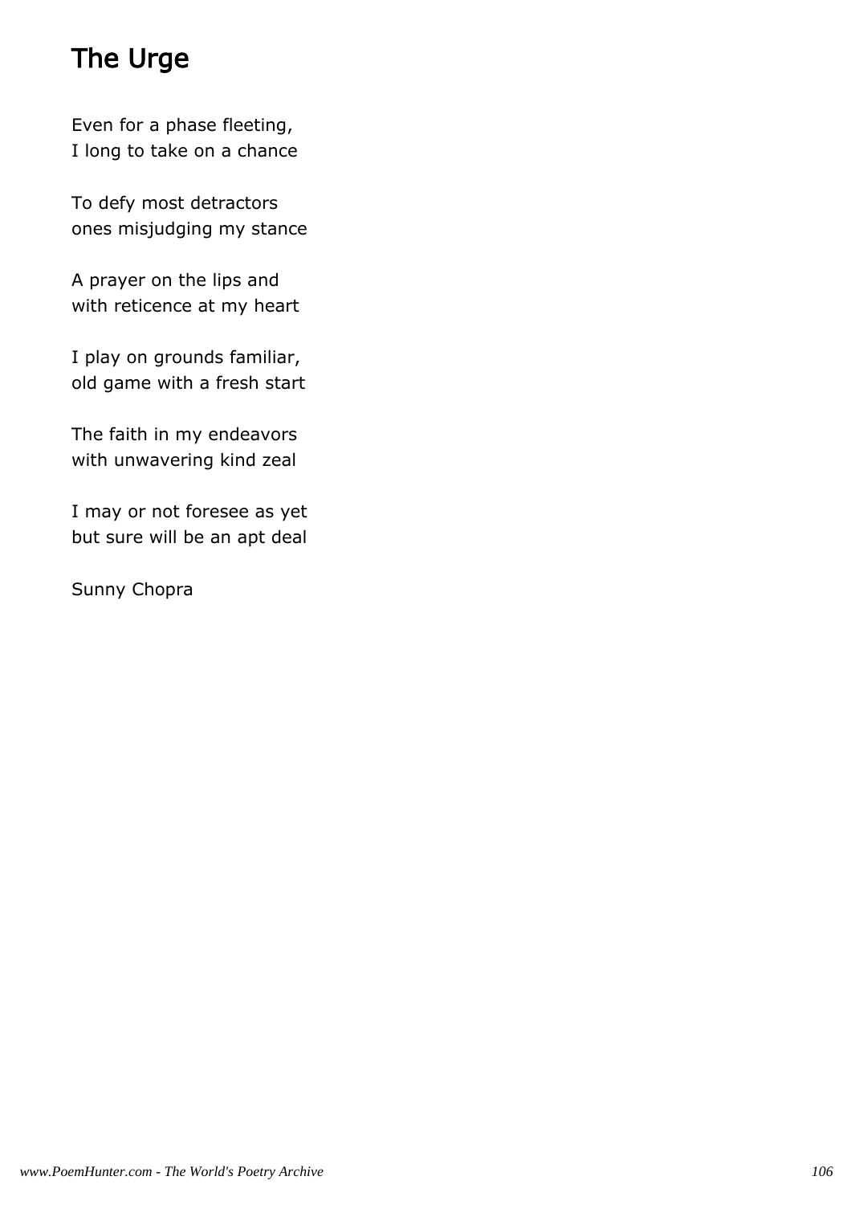# The Urge

Even for a phase fleeting,
I long to take on a chance

To defy most detractors
ones misjudging my stance

A prayer on the lips and
with reticence at my heart

I play on grounds familiar,
old game with a fresh start

The faith in my endeavors
with unwavering kind zeal

I may or not foresee as yet
but sure will be an apt deal

Sunny Chopra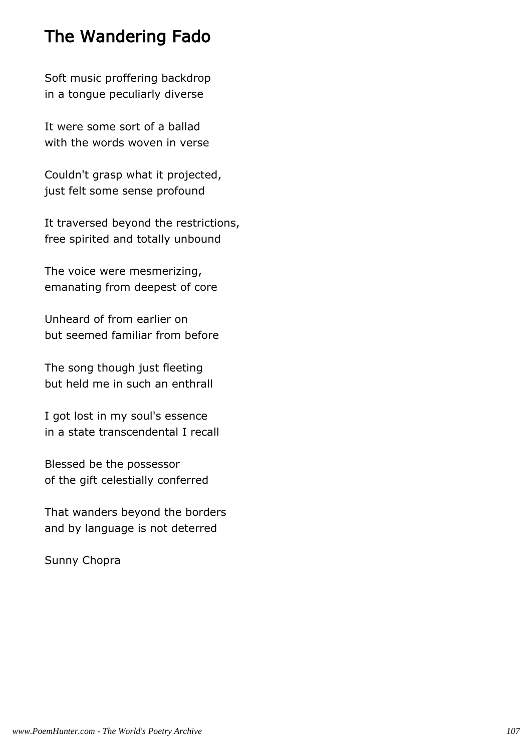# The Wandering Fado

Soft music proffering backdrop
in a tongue peculiarly diverse

It were some sort of a ballad
with the words woven in verse

Couldn't grasp what it projected,
just felt some sense profound

It traversed beyond the restrictions,
free spirited and totally unbound

The voice were mesmerizing,
emanating from deepest of core

Unheard of from earlier on
but seemed familiar from before

The song though just fleeting
but held me in such an enthrall

I got lost in my soul's essence
in a state transcendental I recall

Blessed be the possessor
of the gift celestially conferred

That wanders beyond the borders
and by language is not deterred

Sunny Chopra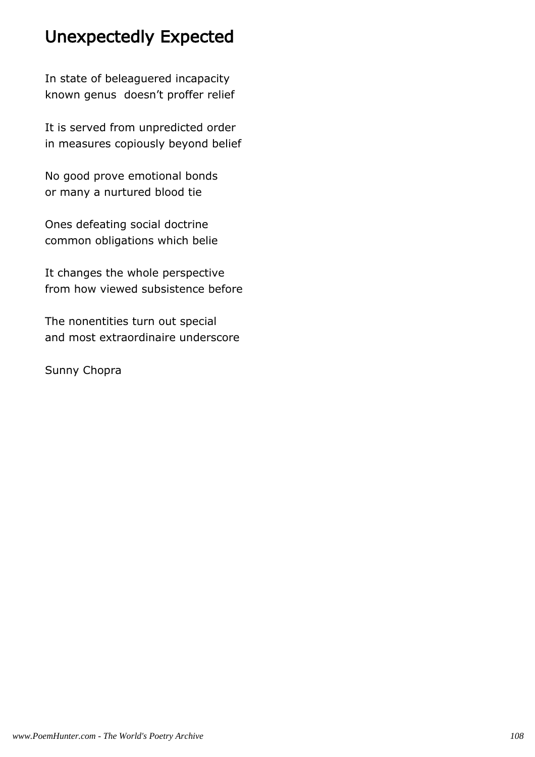# Unexpectedly Expected

In state of beleaguered incapacity
known genus  doesn’t proffer relief

It is served from unpredicted order
in measures copiously beyond belief

No good prove emotional bonds
or many a nurtured blood tie

Ones defeating social doctrine
common obligations which belie

It changes the whole perspective
from how viewed subsistence before

The nonentities turn out special
and most extraordinaire underscore

Sunny Chopra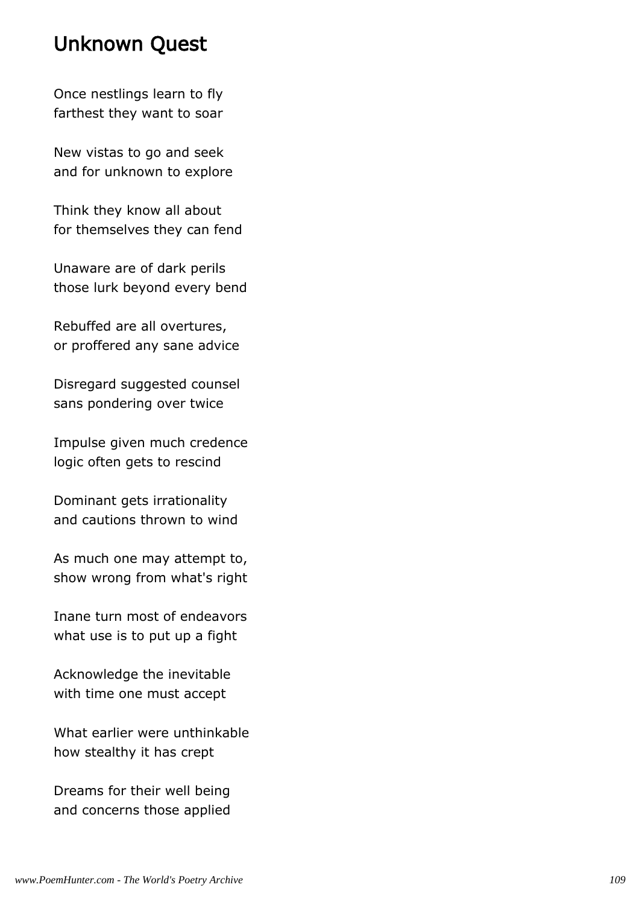# Unknown Quest

Once nestlings learn to fly
farthest they want to soar

New vistas to go and seek
and for unknown to explore

Think they know all about
for themselves they can fend

Unaware are of dark perils
those lurk beyond every bend

Rebuffed are all overtures,
or proffered any sane advice

Disregard suggested counsel
sans pondering over twice

Impulse given much credence
logic often gets to rescind

Dominant gets irrationality
and cautions thrown to wind

As much one may attempt to,
show wrong from what's right

Inane turn most of endeavors
what use is to put up a fight

Acknowledge the inevitable
with time one must accept

What earlier were unthinkable
how stealthy it has crept

Dreams for their well being
and concerns those applied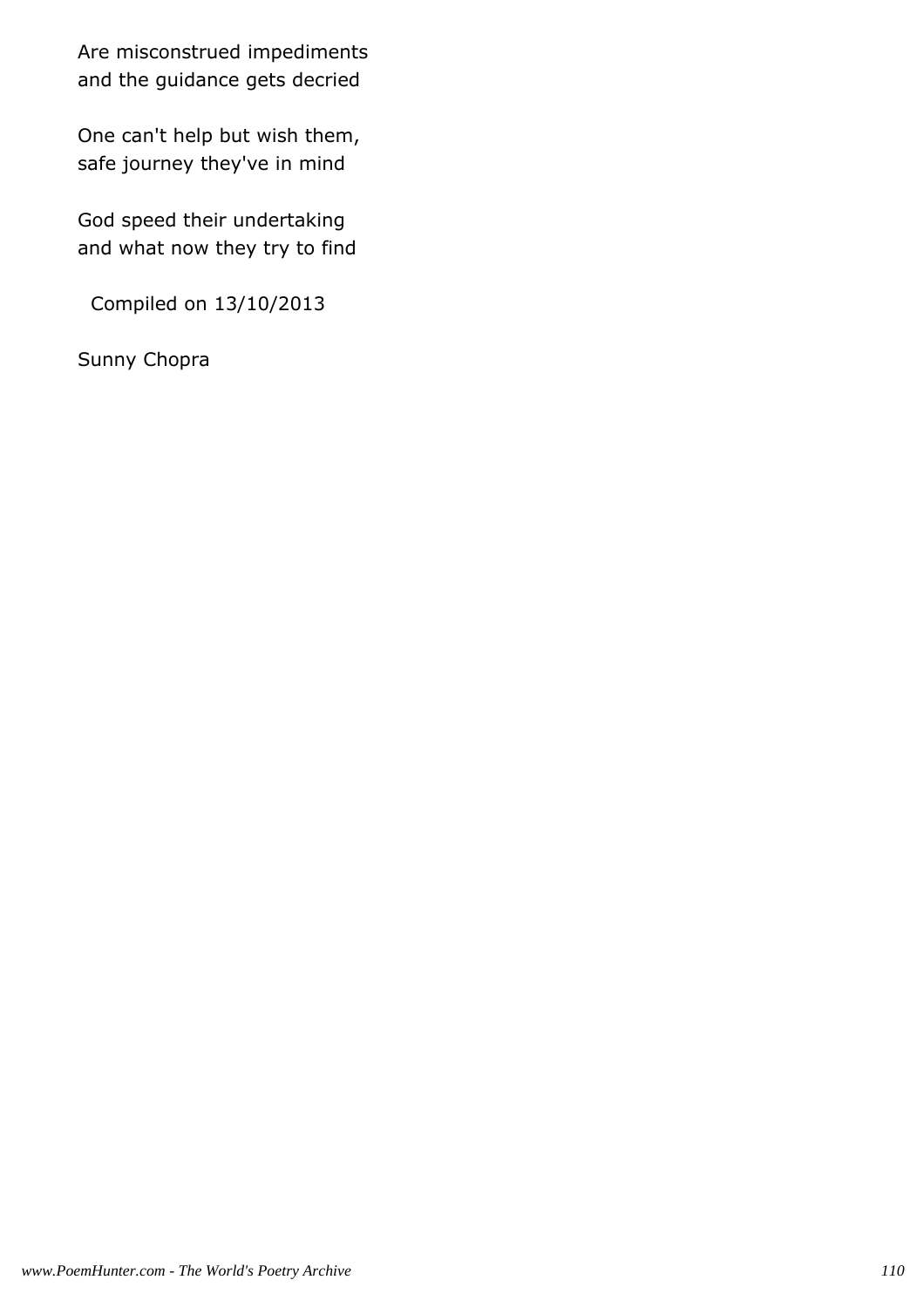Are misconstrued impediments
and the guidance gets decried

One can't help but wish them,
safe journey they've in mind

God speed their undertaking
and what now they try to find

Compiled on 13/10/2013

Sunny Chopra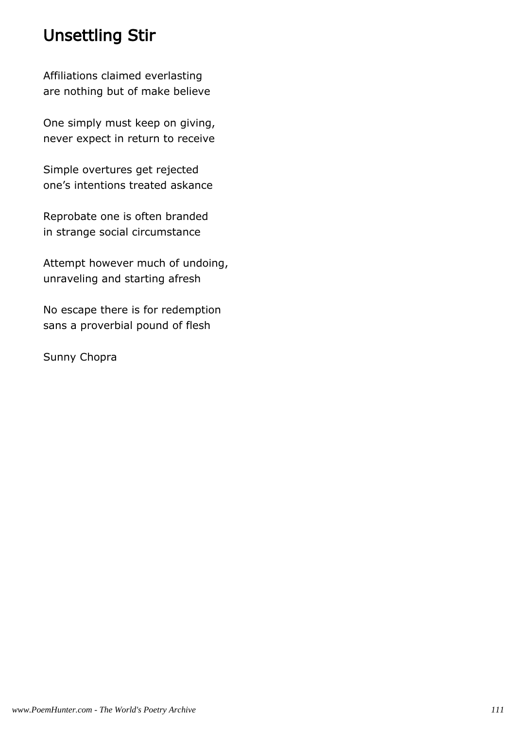# Unsettling Stir

Affiliations claimed everlasting
are nothing but of make believe

One simply must keep on giving,
never expect in return to receive

Simple overtures get rejected
one's intentions treated askance

Reprobate one is often branded
in strange social circumstance

Attempt however much of undoing,
unraveling and starting afresh

No escape there is for redemption
sans a proverbial pound of flesh

Sunny Chopra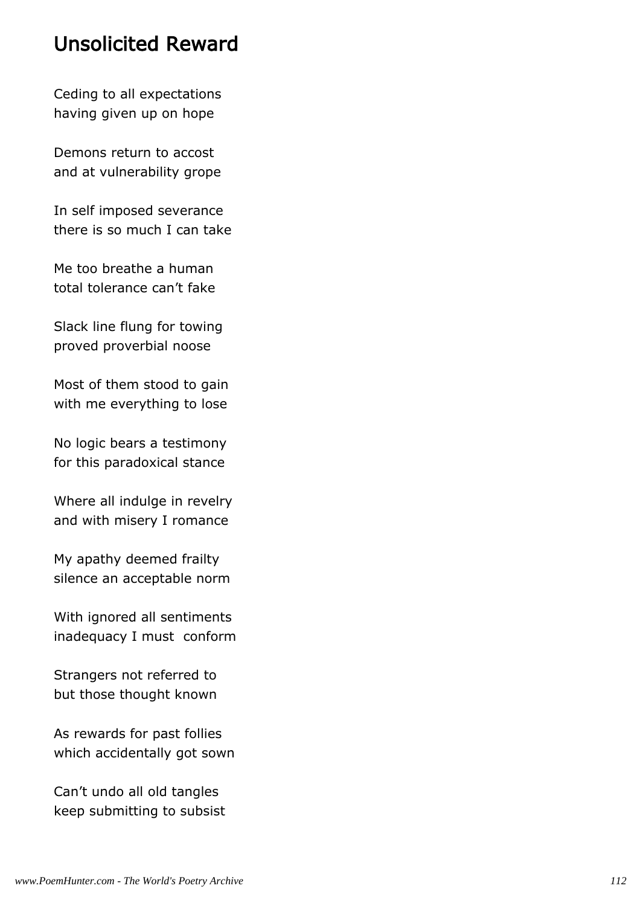## Unsolicited Reward

Ceding to all expectations
having given up on hope

Demons return to accost
and at vulnerability grope

In self imposed severance
there is so much I can take

Me too breathe a human
total tolerance can't fake

Slack line flung for towing
proved proverbial noose

Most of them stood to gain
with me everything to lose

No logic bears a testimony
for this paradoxical stance

Where all indulge in revelry
and with misery I romance

My apathy deemed frailty
silence an acceptable norm

With ignored all sentiments
inadequacy I must  conform

Strangers not referred to
but those thought known

As rewards for past follies
which accidentally got sown

Can't undo all old tangles
keep submitting to subsist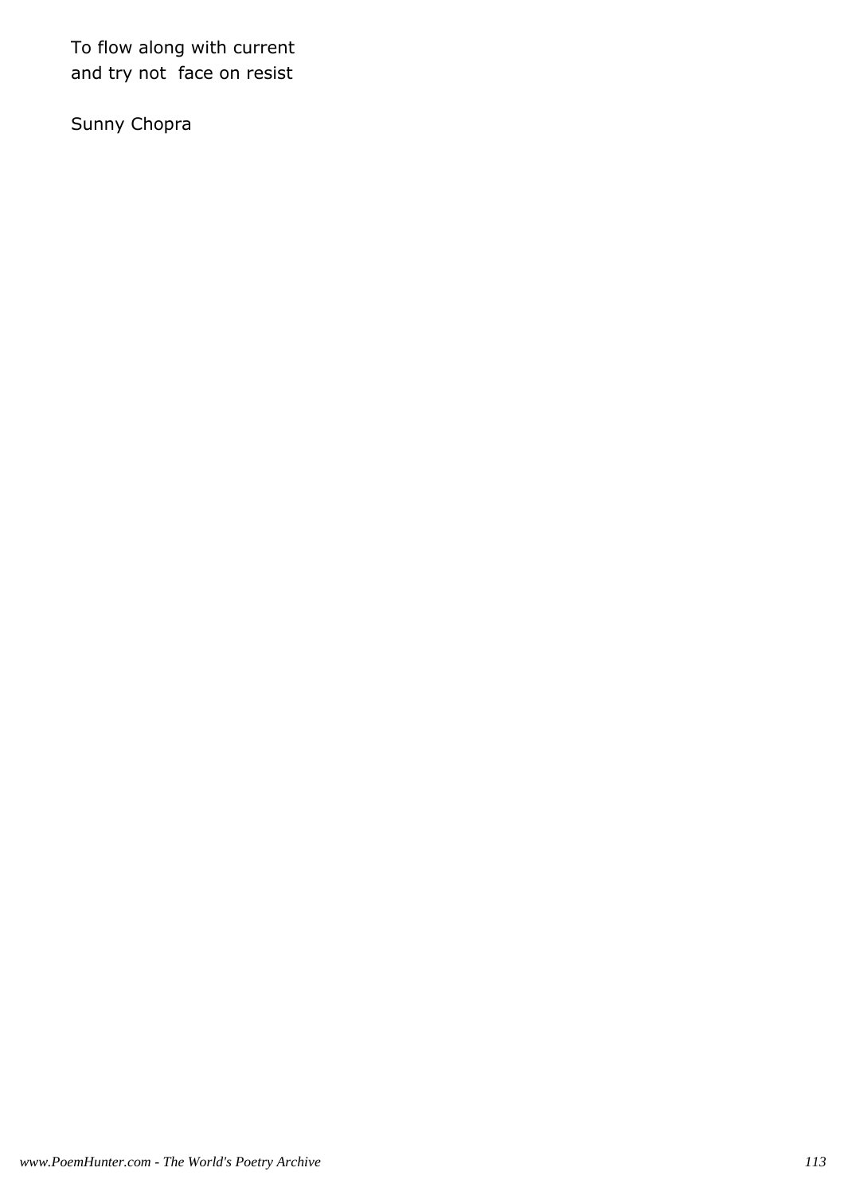To flow along with current  
and try not  face on resist

Sunny Chopra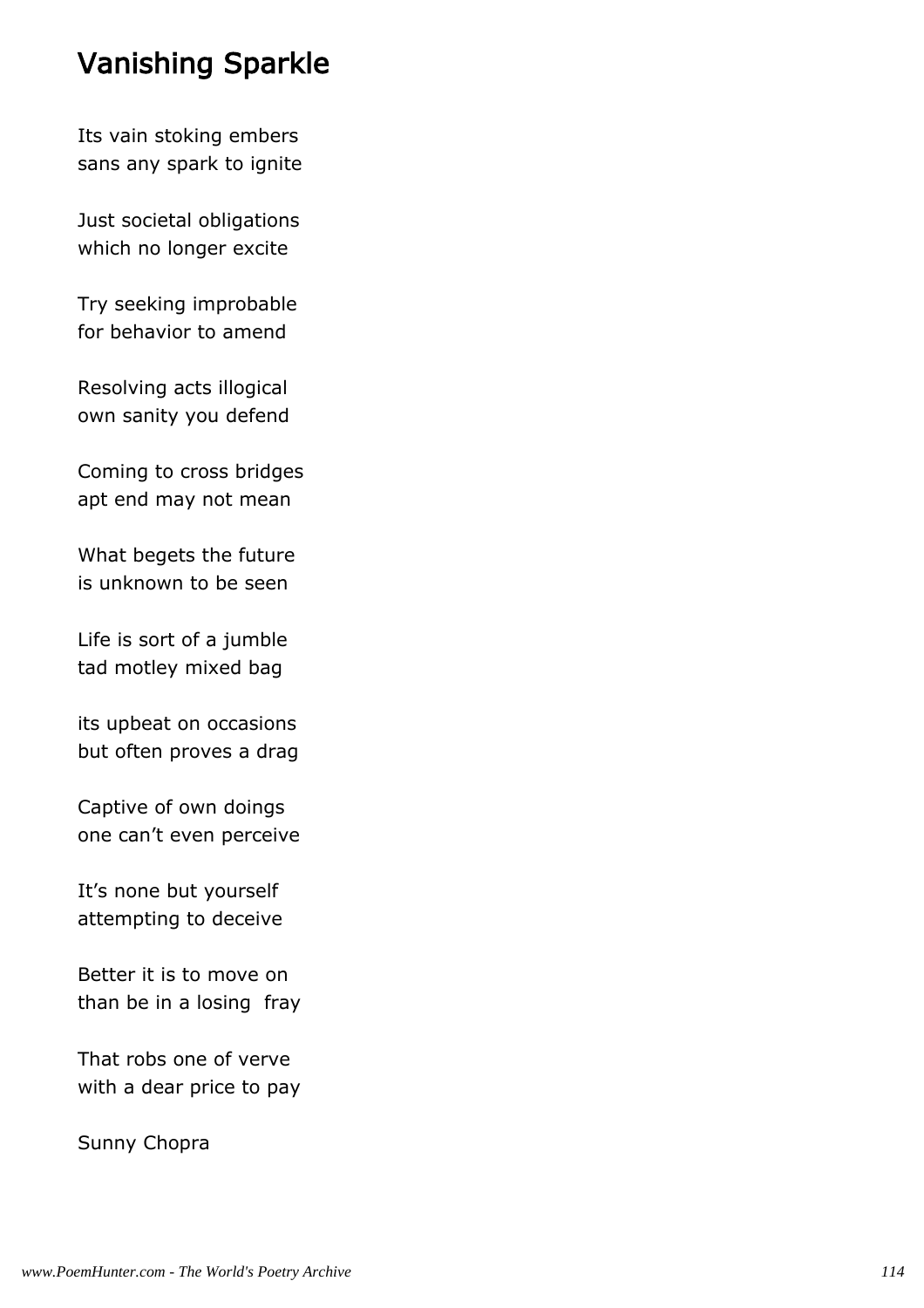# Vanishing Sparkle

Its vain stoking embers
sans any spark to ignite

Just societal obligations
which no longer excite

Try seeking improbable
for behavior to amend

Resolving acts illogical
own sanity you defend

Coming to cross bridges
apt end may not mean

What begets the future
is unknown to be seen

Life is sort of a jumble
tad motley mixed bag

its upbeat on occasions
but often proves a drag

Captive of own doings
one can’t even perceive

It’s none but yourself
attempting to deceive

Better it is to move on
than be in a losing  fray

That robs one of verve
with a dear price to pay

Sunny Chopra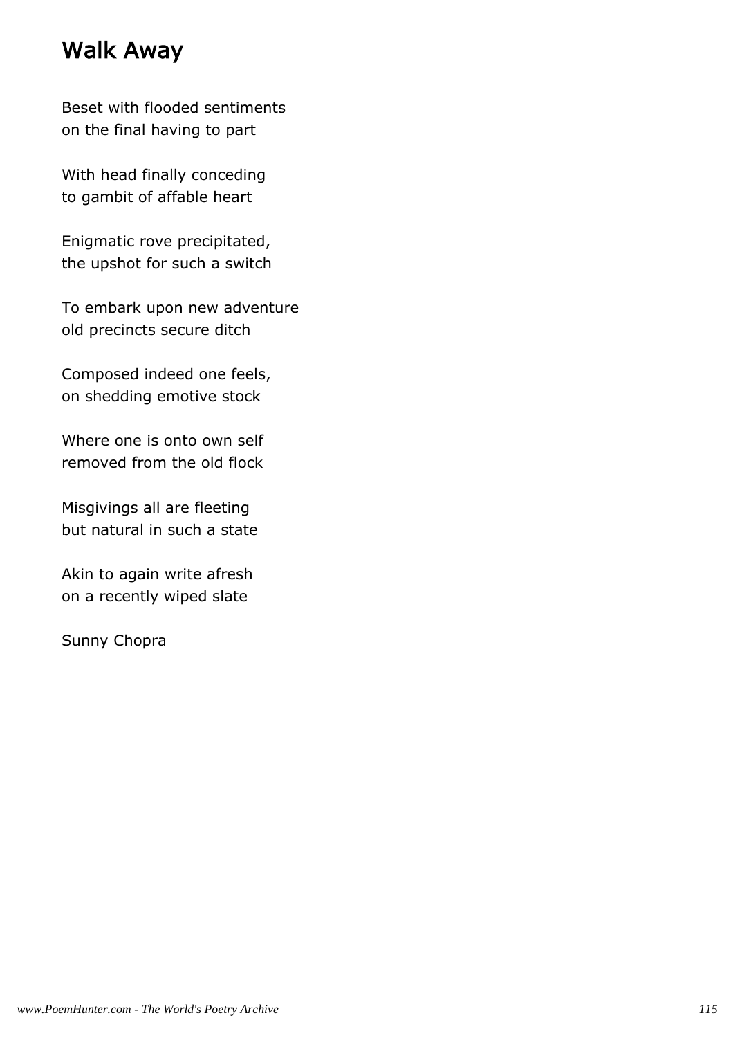## Walk Away

Beset with flooded sentiments
on the final having to part

With head finally conceding
to gambit of affable heart

Enigmatic rove precipitated,
the upshot for such a switch

To embark upon new adventure
old precincts secure ditch

Composed indeed one feels,
on shedding emotive stock

Where one is onto own self
removed from the old flock

Misgivings all are fleeting
but natural in such a state

Akin to again write afresh
on a recently wiped slate

Sunny Chopra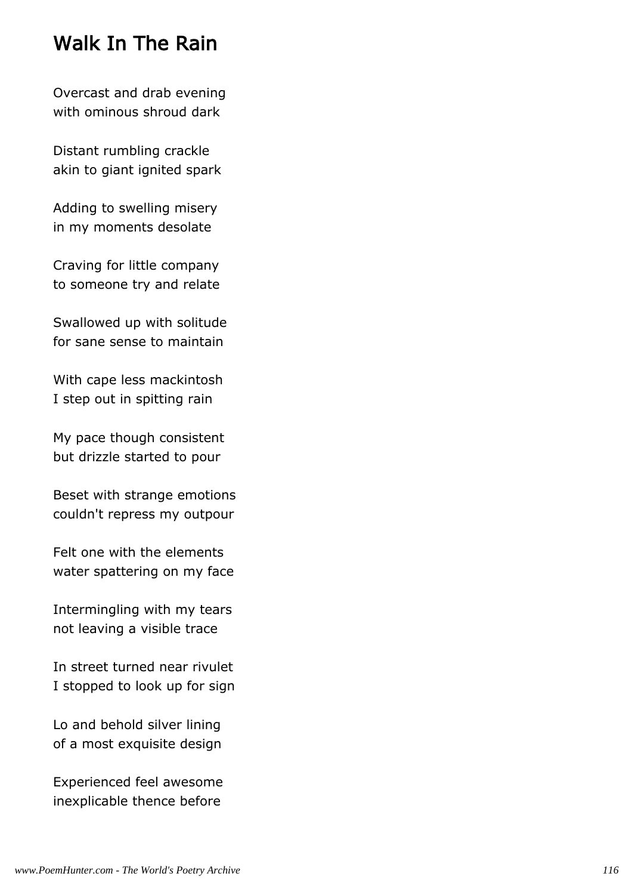## Walk In The Rain

Overcast and drab evening
with ominous shroud dark

Distant rumbling crackle
akin to giant ignited spark

Adding to swelling misery
in my moments desolate

Craving for little company
to someone try and relate

Swallowed up with solitude
for sane sense to maintain

With cape less mackintosh
I step out in spitting rain

My pace though consistent
but drizzle started to pour

Beset with strange emotions
couldn't repress my outpour

Felt one with the elements
water spattering on my face

Intermingling with my tears
not leaving a visible trace

In street turned near rivulet
I stopped to look up for sign

Lo and behold silver lining
of a most exquisite design

Experienced feel awesome
inexplicable thence before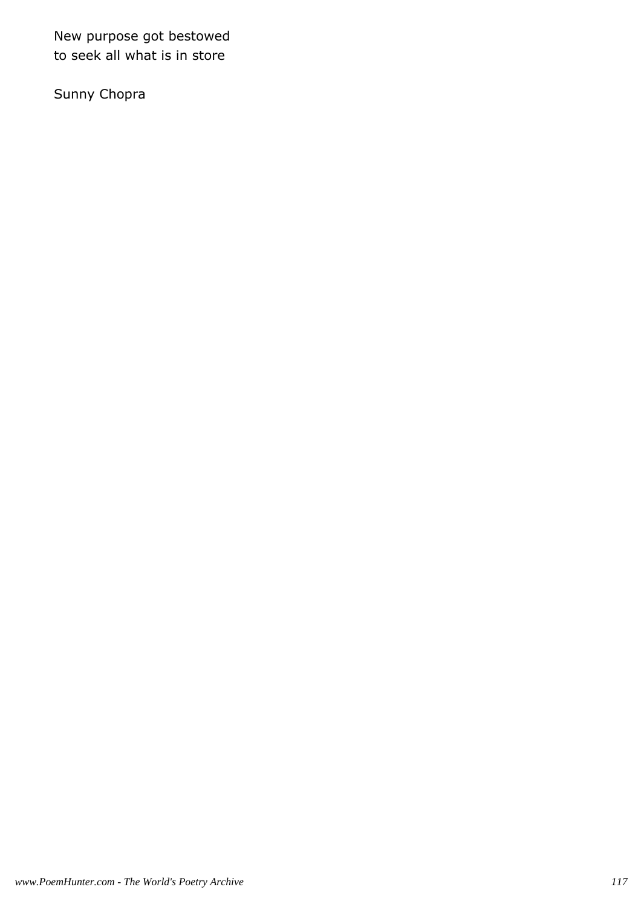New purpose got bestowed
to seek all what is in store

Sunny Chopra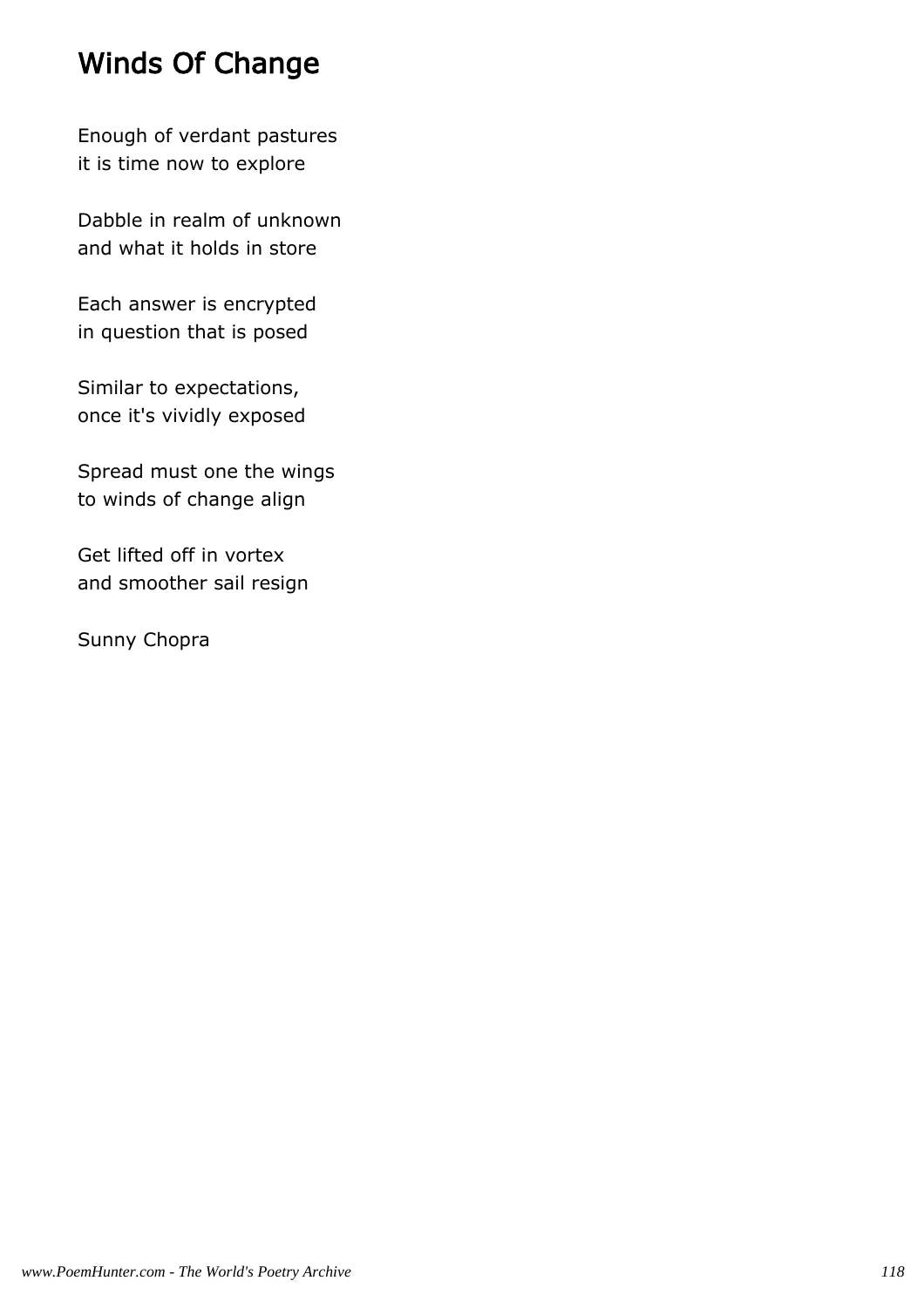# Winds Of Change

Enough of verdant pastures
it is time now to explore

Dabble in realm of unknown
and what it holds in store

Each answer is encrypted
in question that is posed

Similar to expectations,
once it's vividly exposed

Spread must one the wings
to winds of change align

Get lifted off in vortex
and smoother sail resign

Sunny Chopra